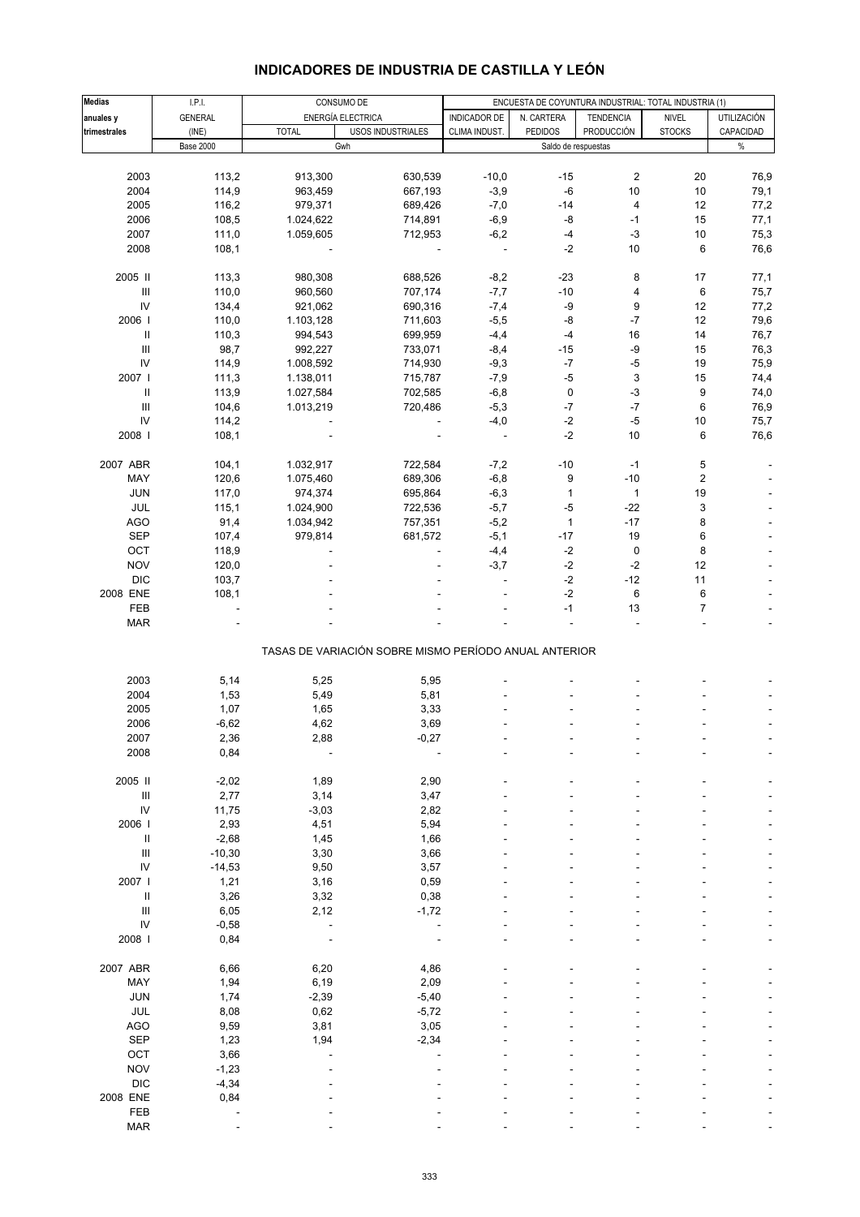# INDICADORES DE INDUSTRIA DE CASTILLA Y LEÓN

| Medias anuales y trimestrales | I.P.I. GENERAL (INE) | CONSUMO DE ENERGÍA ELECTRICA | | ENCUESTA DE COYUNTURA INDUSTRIAL: TOTAL INDUSTRIA (1) | | | | |
|---|---|---|---|---|---|---|---|---|
| | | TOTAL | USOS INDUSTRIALES | INDICADOR DE CLIMA INDUST. | N. CARTERA PEDIDOS | TENDENCIA PRODUCCIÓN | NIVEL STOCKS | UTILIZACIÓN CAPACIDAD |
| | Base 2000 | Gwh | | Saldo de respuestas | | | | % |
| 2003 | 113,2 | 913,300 | 630,539 | -10,0 | -15 | 2 | 20 | 76,9 |
| 2004 | 114,9 | 963,459 | 667,193 | -3,9 | -6 | 10 | 10 | 79,1 |
| 2005 | 116,2 | 979,371 | 689,426 | -7,0 | -14 | 4 | 12 | 77,2 |
| 2006 | 108,5 | 1.024,622 | 714,891 | -6,9 | -8 | -1 | 15 | 77,1 |
| 2007 | 111,0 | 1.059,605 | 712,953 | -6,2 | -4 | -3 | 10 | 75,3 |
| 2008 | 108,1 | - | - | - | -2 | 10 | 6 | 76,6 |
| 2005 II | 113,3 | 980,308 | 688,526 | -8,2 | -23 | 8 | 17 | 77,1 |
| III | 110,0 | 960,560 | 707,174 | -7,7 | -10 | 4 | 6 | 75,7 |
| IV | 134,4 | 921,062 | 690,316 | -7,4 | -9 | 9 | 12 | 77,2 |
| 2006 I | 110,0 | 1.103,128 | 711,603 | -5,5 | -8 | -7 | 12 | 79,6 |
| II | 110,3 | 994,543 | 699,959 | -4,4 | -4 | 16 | 14 | 76,7 |
| III | 98,7 | 992,227 | 733,071 | -8,4 | -15 | -9 | 15 | 76,3 |
| IV | 114,9 | 1.008,592 | 714,930 | -9,3 | -7 | -5 | 19 | 75,9 |
| 2007 I | 111,3 | 1.138,011 | 715,787 | -7,9 | -5 | 3 | 15 | 74,4 |
| II | 113,9 | 1.027,584 | 702,585 | -6,8 | 0 | -3 | 9 | 74,0 |
| III | 104,6 | 1.013,219 | 720,486 | -5,3 | -7 | -7 | 6 | 76,9 |
| IV | 114,2 | - | - | -4,0 | -2 | -5 | 10 | 75,7 |
| 2008 I | 108,1 | - | - | - | -2 | 10 | 6 | 76,6 |
| 2007 ABR | 104,1 | 1.032,917 | 722,584 | -7,2 | -10 | -1 | 5 | - |
| MAY | 120,6 | 1.075,460 | 689,306 | -6,8 | 9 | -10 | 2 | - |
| JUN | 117,0 | 974,374 | 695,864 | -6,3 | 1 | 1 | 19 | - |
| JUL | 115,1 | 1.024,900 | 722,536 | -5,7 | -5 | -22 | 3 | - |
| AGO | 91,4 | 1.034,942 | 757,351 | -5,2 | 1 | -17 | 8 | - |
| SEP | 107,4 | 979,814 | 681,572 | -5,1 | -17 | 19 | 6 | - |
| OCT | 118,9 | - | - | -4,4 | -2 | 0 | 8 | - |
| NOV | 120,0 | - | - | -3,7 | -2 | -2 | 12 | - |
| DIC | 103,7 | - | - | - | -2 | -12 | 11 | - |
| 2008 ENE | 108,1 | - | - | - | -2 | 6 | 6 | - |
| FEB | - | - | - | - | -1 | 13 | 7 | - |
| MAR | - | - | - | - | - | - | - | - |

TASAS DE VARIACIÓN SOBRE MISMO PERÍODO ANUAL ANTERIOR

| | I.P.I. GENERAL | TOTAL | USOS INDUSTRIALES | INDICADOR DE CLIMA INDUST. | N. CARTERA PEDIDOS | TENDENCIA PRODUCCIÓN | NIVEL STOCKS | UTILIZACIÓN CAPACIDAD |
|---|---|---|---|---|---|---|---|---|
| 2003 | 5,14 | 5,25 | 5,95 | - | - | - | - | - |
| 2004 | 1,53 | 5,49 | 5,81 | - | - | - | - | - |
| 2005 | 1,07 | 1,65 | 3,33 | - | - | - | - | - |
| 2006 | -6,62 | 4,62 | 3,69 | - | - | - | - | - |
| 2007 | 2,36 | 2,88 | -0,27 | - | - | - | - | - |
| 2008 | 0,84 | - | - | - | - | - | - | - |
| 2005 II | -2,02 | 1,89 | 2,90 | - | - | - | - | - |
| III | 2,77 | 3,14 | 3,47 | - | - | - | - | - |
| IV | 11,75 | -3,03 | 2,82 | - | - | - | - | - |
| 2006 I | 2,93 | 4,51 | 5,94 | - | - | - | - | - |
| II | -2,68 | 1,45 | 1,66 | - | - | - | - | - |
| III | -10,30 | 3,30 | 3,66 | - | - | - | - | - |
| IV | -14,53 | 9,50 | 3,57 | - | - | - | - | - |
| 2007 I | 1,21 | 3,16 | 0,59 | - | - | - | - | - |
| II | 3,26 | 3,32 | 0,38 | - | - | - | - | - |
| III | 6,05 | 2,12 | -1,72 | - | - | - | - | - |
| IV | -0,58 | - | - | - | - | - | - | - |
| 2008 I | 0,84 | - | - | - | - | - | - | - |
| 2007 ABR | 6,66 | 6,20 | 4,86 | - | - | - | - | - |
| MAY | 1,94 | 6,19 | 2,09 | - | - | - | - | - |
| JUN | 1,74 | -2,39 | -5,40 | - | - | - | - | - |
| JUL | 8,08 | 0,62 | -5,72 | - | - | - | - | - |
| AGO | 9,59 | 3,81 | 3,05 | - | - | - | - | - |
| SEP | 1,23 | 1,94 | -2,34 | - | - | - | - | - |
| OCT | 3,66 | - | - | - | - | - | - | - |
| NOV | -1,23 | - | - | - | - | - | - | - |
| DIC | -4,34 | - | - | - | - | - | - | - |
| 2008 ENE | 0,84 | - | - | - | - | - | - | - |
| FEB | - | - | - | - | - | - | - | - |
| MAR | - | - | - | - | - | - | - | - |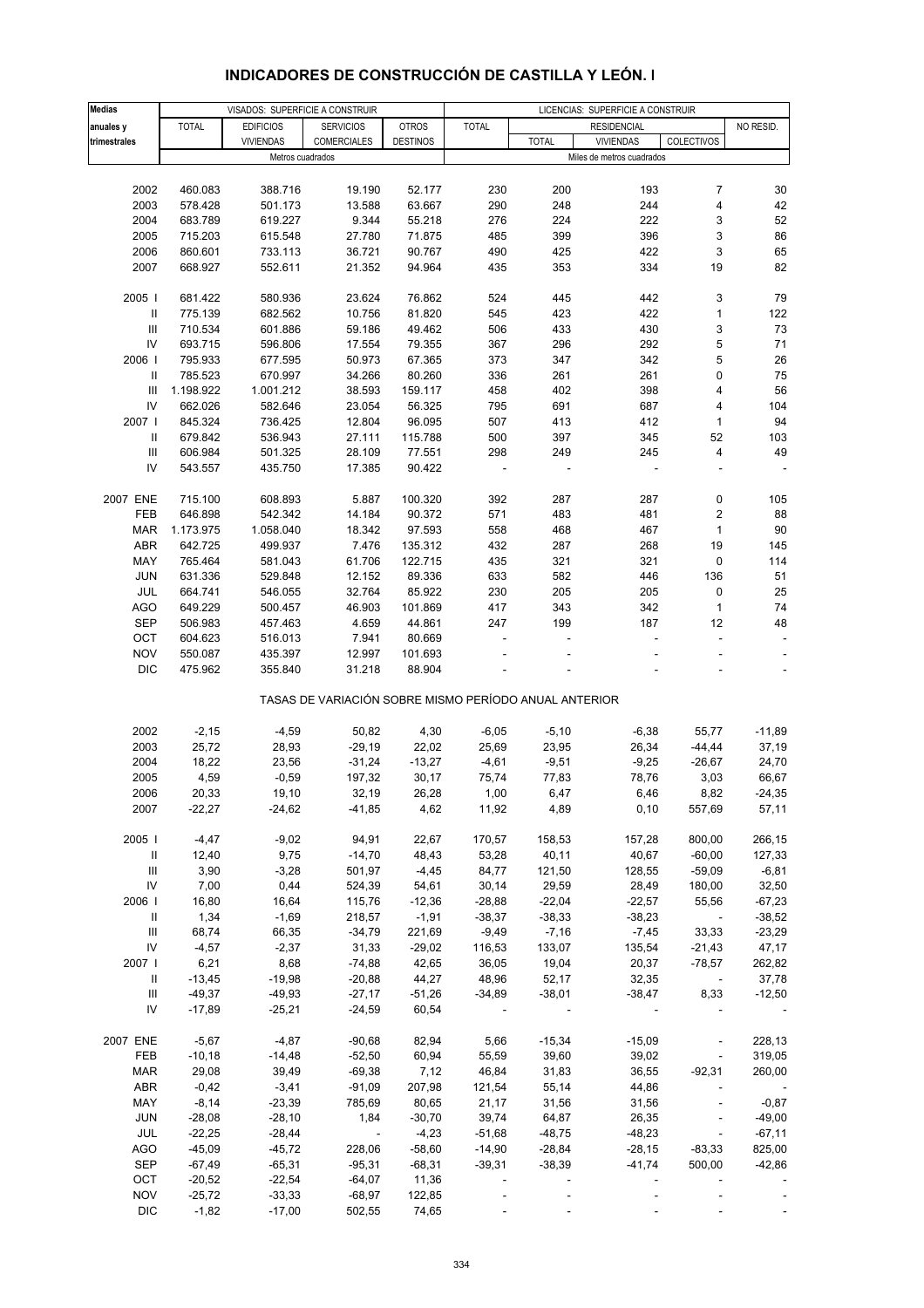# INDICADORES DE CONSTRUCCIÓN DE CASTILLA Y LEÓN. I

| Medias anuales y trimestrales | VISADOS: SUPERFICIE A CONSTRUIR | | | | LICENCIAS: SUPERFICIE A CONSTRUIR | | | | |
|---|---|---|---|---|---|---|---|---|---|
| | TOTAL | EDIFICIOS VIVIENDAS | SERVICIOS COMERCIALES | OTROS DESTINOS | TOTAL | RESIDENCIAL | | | NO RESID. |
| | | | | | | TOTAL | VIVIENDAS | COLECTIVOS | |
| | Metros cuadrados | | | | Miles de metros cuadrados | | | | |
| 2002 | 460.083 | 388.716 | 19.190 | 52.177 | 230 | 200 | 193 | 7 | 30 |
| 2003 | 578.428 | 501.173 | 13.588 | 63.667 | 290 | 248 | 244 | 4 | 42 |
| 2004 | 683.789 | 619.227 | 9.344 | 55.218 | 276 | 224 | 222 | 3 | 52 |
| 2005 | 715.203 | 615.548 | 27.780 | 71.875 | 485 | 399 | 396 | 3 | 86 |
| 2006 | 860.601 | 733.113 | 36.721 | 90.767 | 490 | 425 | 422 | 3 | 65 |
| 2007 | 668.927 | 552.611 | 21.352 | 94.964 | 435 | 353 | 334 | 19 | 82 |
| 2005 I | 681.422 | 580.936 | 23.624 | 76.862 | 524 | 445 | 442 | 3 | 79 |
| II | 775.139 | 682.562 | 10.756 | 81.820 | 545 | 423 | 422 | 1 | 122 |
| III | 710.534 | 601.886 | 59.186 | 49.462 | 506 | 433 | 430 | 3 | 73 |
| IV | 693.715 | 596.806 | 17.554 | 79.355 | 367 | 296 | 292 | 5 | 71 |
| 2006 I | 795.933 | 677.595 | 50.973 | 67.365 | 373 | 347 | 342 | 5 | 26 |
| II | 785.523 | 670.997 | 34.266 | 80.260 | 336 | 261 | 261 | 0 | 75 |
| III | 1.198.922 | 1.001.212 | 38.593 | 159.117 | 458 | 402 | 398 | 4 | 56 |
| IV | 662.026 | 582.646 | 23.054 | 56.325 | 795 | 691 | 687 | 4 | 104 |
| 2007 I | 845.324 | 736.425 | 12.804 | 96.095 | 507 | 413 | 412 | 1 | 94 |
| II | 679.842 | 536.943 | 27.111 | 115.788 | 500 | 397 | 345 | 52 | 103 |
| III | 606.984 | 501.325 | 28.109 | 77.551 | 298 | 249 | 245 | 4 | 49 |
| IV | 543.557 | 435.750 | 17.385 | 90.422 | - | - | - | - | - |
| 2007 ENE | 715.100 | 608.893 | 5.887 | 100.320 | 392 | 287 | 287 | 0 | 105 |
| FEB | 646.898 | 542.342 | 14.184 | 90.372 | 571 | 483 | 481 | 2 | 88 |
| MAR | 1.173.975 | 1.058.040 | 18.342 | 97.593 | 558 | 468 | 467 | 1 | 90 |
| ABR | 642.725 | 499.937 | 7.476 | 135.312 | 432 | 287 | 268 | 19 | 145 |
| MAY | 765.464 | 581.043 | 61.706 | 122.715 | 435 | 321 | 321 | 0 | 114 |
| JUN | 631.336 | 529.848 | 12.152 | 89.336 | 633 | 582 | 446 | 136 | 51 |
| JUL | 664.741 | 546.055 | 32.764 | 85.922 | 230 | 205 | 205 | 0 | 25 |
| AGO | 649.229 | 500.457 | 46.903 | 101.869 | 417 | 343 | 342 | 1 | 74 |
| SEP | 506.983 | 457.463 | 4.659 | 44.861 | 247 | 199 | 187 | 12 | 48 |
| OCT | 604.623 | 516.013 | 7.941 | 80.669 | - | - | - | - | - |
| NOV | 550.087 | 435.397 | 12.997 | 101.693 | - | - | - | - | - |
| DIC | 475.962 | 355.840 | 31.218 | 88.904 | - | - | - | - | - |
| | TASAS DE VARIACIÓN SOBRE MISMO PERÍODO ANUAL ANTERIOR | | | | | | | | |
| 2002 | -2,15 | -4,59 | 50,82 | 4,30 | -6,05 | -5,10 | -6,38 | 55,77 | -11,89 |
| 2003 | 25,72 | 28,93 | -29,19 | 22,02 | 25,69 | 23,95 | 26,34 | -44,44 | 37,19 |
| 2004 | 18,22 | 23,56 | -31,24 | -13,27 | -4,61 | -9,51 | -9,25 | -26,67 | 24,70 |
| 2005 | 4,59 | -0,59 | 197,32 | 30,17 | 75,74 | 77,83 | 78,76 | 3,03 | 66,67 |
| 2006 | 20,33 | 19,10 | 32,19 | 26,28 | 1,00 | 6,47 | 6,46 | 8,82 | -24,35 |
| 2007 | -22,27 | -24,62 | -41,85 | 4,62 | 11,92 | 4,89 | 0,10 | 557,69 | 57,11 |
| 2005 I | -4,47 | -9,02 | 94,91 | 22,67 | 170,57 | 158,53 | 157,28 | 800,00 | 266,15 |
| II | 12,40 | 9,75 | -14,70 | 48,43 | 53,28 | 40,11 | 40,67 | -60,00 | 127,33 |
| III | 3,90 | -3,28 | 501,97 | -4,45 | 84,77 | 121,50 | 128,55 | -59,09 | -6,81 |
| IV | 7,00 | 0,44 | 524,39 | 54,61 | 30,14 | 29,59 | 28,49 | 180,00 | 32,50 |
| 2006 I | 16,80 | 16,64 | 115,76 | -12,36 | -28,88 | -22,04 | -22,57 | 55,56 | -67,23 |
| II | 1,34 | -1,69 | 218,57 | -1,91 | -38,37 | -38,33 | -38,23 | - | -38,52 |
| III | 68,74 | 66,35 | -34,79 | 221,69 | -9,49 | -7,16 | -7,45 | 33,33 | -23,29 |
| IV | -4,57 | -2,37 | 31,33 | -29,02 | 116,53 | 133,07 | 135,54 | -21,43 | 47,17 |
| 2007 I | 6,21 | 8,68 | -74,88 | 42,65 | 36,05 | 19,04 | 20,37 | -78,57 | 262,82 |
| II | -13,45 | -19,98 | -20,88 | 44,27 | 48,96 | 52,17 | 32,35 | - | 37,78 |
| III | -49,37 | -49,93 | -27,17 | -51,26 | -34,89 | -38,01 | -38,47 | 8,33 | -12,50 |
| IV | -17,89 | -25,21 | -24,59 | 60,54 | - | - | - | - | - |
| 2007 ENE | -5,67 | -4,87 | -90,68 | 82,94 | 5,66 | -15,34 | -15,09 | - | 228,13 |
| FEB | -10,18 | -14,48 | -52,50 | 60,94 | 55,59 | 39,60 | 39,02 | - | 319,05 |
| MAR | 29,08 | 39,49 | -69,38 | 7,12 | 46,84 | 31,83 | 36,55 | -92,31 | 260,00 |
| ABR | -0,42 | -3,41 | -91,09 | 207,98 | 121,54 | 55,14 | 44,86 | - | - |
| MAY | -8,14 | -23,39 | 785,69 | 80,65 | 21,17 | 31,56 | 31,56 | - | -0,87 |
| JUN | -28,08 | -28,10 | 1,84 | -30,70 | 39,74 | 64,87 | 26,35 | - | -49,00 |
| JUL | -22,25 | -28,44 | - | -4,23 | -51,68 | -48,75 | -48,23 | - | -67,11 |
| AGO | -45,09 | -45,72 | 228,06 | -58,60 | -14,90 | -28,84 | -28,15 | -83,33 | 825,00 |
| SEP | -67,49 | -65,31 | -95,31 | -68,31 | -39,31 | -38,39 | -41,74 | 500,00 | -42,86 |
| OCT | -20,52 | -22,54 | -64,07 | 11,36 | - | - | - | - | - |
| NOV | -25,72 | -33,33 | -68,97 | 122,85 | - | - | - | - | - |
| DIC | -1,82 | -17,00 | 502,55 | 74,65 | - | - | - | - | - |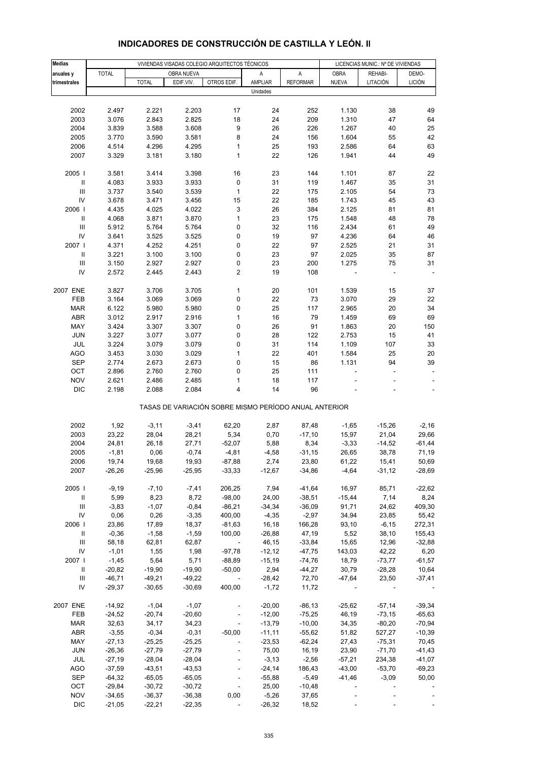# INDICADORES DE CONSTRUCCIÓN DE CASTILLA Y LEÓN. II

| Medias anuales y trimestrales | VIVIENDAS VISADAS COLEGIO ARQUITECTOS TÉCNICOS | | | | | | LICENCIAS MUNIC.: Nº DE VIVIENDAS | | |
|---|---|---|---|---|---|---|---|---|---|
| | TOTAL | OBRA NUEVA | | | A AMPLIAR | A REFORMAR | OBRA NUEVA | REHABI-LITACIÓN | DEMO-LICIÓN |
| | | TOTAL | EDIF.VIV. | OTROS EDIF. | | | | | |
| | Unidades | | | | | | | | |
| 2002 | 2.497 | 2.221 | 2.203 | 17 | 24 | 252 | 1.130 | 38 | 49 |
| 2003 | 3.076 | 2.843 | 2.825 | 18 | 24 | 209 | 1.310 | 47 | 64 |
| 2004 | 3.839 | 3.588 | 3.608 | 9 | 26 | 226 | 1.267 | 40 | 25 |
| 2005 | 3.770 | 3.590 | 3.581 | 8 | 24 | 156 | 1.604 | 55 | 42 |
| 2006 | 4.514 | 4.296 | 4.295 | 1 | 25 | 193 | 2.586 | 64 | 63 |
| 2007 | 3.329 | 3.181 | 3.180 | 1 | 22 | 126 | 1.941 | 44 | 49 |
| 2005 I | 3.581 | 3.414 | 3.398 | 16 | 23 | 144 | 1.101 | 87 | 22 |
| II | 4.083 | 3.933 | 3.933 | 0 | 31 | 119 | 1.467 | 35 | 31 |
| III | 3.737 | 3.540 | 3.539 | 1 | 22 | 175 | 2.105 | 54 | 73 |
| IV | 3.678 | 3.471 | 3.456 | 15 | 22 | 185 | 1.743 | 45 | 43 |
| 2006 I | 4.435 | 4.025 | 4.022 | 3 | 26 | 384 | 2.125 | 81 | 81 |
| II | 4.068 | 3.871 | 3.870 | 1 | 23 | 175 | 1.548 | 48 | 78 |
| III | 5.912 | 5.764 | 5.764 | 0 | 32 | 116 | 2.434 | 61 | 49 |
| IV | 3.641 | 3.525 | 3.525 | 0 | 19 | 97 | 4.236 | 64 | 46 |
| 2007 I | 4.371 | 4.252 | 4.251 | 0 | 22 | 97 | 2.525 | 21 | 31 |
| II | 3.221 | 3.100 | 3.100 | 0 | 23 | 97 | 2.025 | 35 | 87 |
| III | 3.150 | 2.927 | 2.927 | 0 | 23 | 200 | 1.275 | 75 | 31 |
| IV | 2.572 | 2.445 | 2.443 | 2 | 19 | 108 | - | - | - |
| 2007 ENE | 3.827 | 3.706 | 3.705 | 1 | 20 | 101 | 1.539 | 15 | 37 |
| FEB | 3.164 | 3.069 | 3.069 | 0 | 22 | 73 | 3.070 | 29 | 22 |
| MAR | 6.122 | 5.980 | 5.980 | 0 | 25 | 117 | 2.965 | 20 | 34 |
| ABR | 3.012 | 2.917 | 2.916 | 1 | 16 | 79 | 1.459 | 69 | 69 |
| MAY | 3.424 | 3.307 | 3.307 | 0 | 26 | 91 | 1.863 | 20 | 150 |
| JUN | 3.227 | 3.077 | 3.077 | 0 | 28 | 122 | 2.753 | 15 | 41 |
| JUL | 3.224 | 3.079 | 3.079 | 0 | 31 | 114 | 1.109 | 107 | 33 |
| AGO | 3.453 | 3.030 | 3.029 | 1 | 22 | 401 | 1.584 | 25 | 20 |
| SEP | 2.774 | 2.673 | 2.673 | 0 | 15 | 86 | 1.131 | 94 | 39 |
| OCT | 2.896 | 2.760 | 2.760 | 0 | 25 | 111 | - | - | - |
| NOV | 2.621 | 2.486 | 2.485 | 1 | 18 | 117 | - | - | - |
| DIC | 2.198 | 2.088 | 2.084 | 4 | 14 | 96 | - | - | - |
| | TASAS DE VARIACIÓN SOBRE MISMO PERÍODO ANUAL ANTERIOR | | | | | | | | |
| 2002 | 1,92 | -3,11 | -3,41 | 62,20 | 2,87 | 87,48 | -1,65 | -15,26 | -2,16 |
| 2003 | 23,22 | 28,04 | 28,21 | 5,34 | 0,70 | -17,10 | 15,97 | 21,04 | 29,66 |
| 2004 | 24,81 | 26,18 | 27,71 | -52,07 | 5,88 | 8,34 | -3,33 | -14,52 | -61,44 |
| 2005 | -1,81 | 0,06 | -0,74 | -4,81 | -4,58 | -31,15 | 26,65 | 38,78 | 71,19 |
| 2006 | 19,74 | 19,68 | 19,93 | -87,88 | 2,74 | 23,80 | 61,22 | 15,41 | 50,69 |
| 2007 | -26,26 | -25,96 | -25,95 | -33,33 | -12,67 | -34,86 | -4,64 | -31,12 | -28,69 |
| 2005 I | -9,19 | -7,10 | -7,41 | 206,25 | 7,94 | -41,64 | 16,97 | 85,71 | -22,62 |
| II | 5,99 | 8,23 | 8,72 | -98,00 | 24,00 | -38,51 | -15,44 | 7,14 | 8,24 |
| III | -3,83 | -1,07 | -0,84 | -86,21 | -34,34 | -36,09 | 91,71 | 24,62 | 409,30 |
| IV | 0,06 | 0,26 | -3,35 | 400,00 | -4,35 | -2,97 | 34,94 | 23,85 | 55,42 |
| 2006 I | 23,86 | 17,89 | 18,37 | -81,63 | 16,18 | 166,28 | 93,10 | -6,15 | 272,31 |
| II | -0,36 | -1,58 | -1,59 | 100,00 | -26,88 | 47,19 | 5,52 | 38,10 | 155,43 |
| III | 58,18 | 62,81 | 62,87 | - | 46,15 | -33,84 | 15,65 | 12,96 | -32,88 |
| IV | -1,01 | 1,55 | 1,98 | -97,78 | -12,12 | -47,75 | 143,03 | 42,22 | 6,20 |
| 2007 I | -1,45 | 5,64 | 5,71 | -88,89 | -15,19 | -74,76 | 18,79 | -73,77 | -61,57 |
| II | -20,82 | -19,90 | -19,90 | -50,00 | 2,94 | -44,27 | 30,79 | -28,28 | 10,64 |
| III | -46,71 | -49,21 | -49,22 | - | -28,42 | 72,70 | -47,64 | 23,50 | -37,41 |
| IV | -29,37 | -30,65 | -30,69 | 400,00 | -1,72 | 11,72 | - | - | - |
| 2007 ENE | -14,92 | -1,04 | -1,07 | - | -20,00 | -86,13 | -25,62 | -57,14 | -39,34 |
| FEB | -24,52 | -20,74 | -20,60 | - | -12,00 | -75,25 | 46,19 | -73,15 | -65,63 |
| MAR | 32,63 | 34,17 | 34,23 | - | -13,79 | -10,00 | 34,35 | -80,20 | -70,94 |
| ABR | -3,55 | -0,34 | -0,31 | -50,00 | -11,11 | -55,62 | 51,82 | 527,27 | -10,39 |
| MAY | -27,13 | -25,25 | -25,25 | - | -23,53 | -62,24 | 27,43 | -75,31 | 70,45 |
| JUN | -26,36 | -27,79 | -27,79 | - | 75,00 | 16,19 | 23,90 | -71,70 | -41,43 |
| JUL | -27,19 | -28,04 | -28,04 | - | -3,13 | -2,56 | -57,21 | 234,38 | -41,07 |
| AGO | -37,59 | -43,51 | -43,53 | - | -24,14 | 186,43 | -43,00 | -53,70 | -69,23 |
| SEP | -64,32 | -65,05 | -65,05 | - | -55,88 | -5,49 | -41,46 | -3,09 | 50,00 |
| OCT | -29,84 | -30,72 | -30,72 | - | 25,00 | -10,48 | - | - | - |
| NOV | -34,65 | -36,37 | -36,38 | 0,00 | -5,26 | 37,65 | - | - | - |
| DIC | -21,05 | -22,21 | -22,35 | - | -26,32 | 18,52 | - | - | - |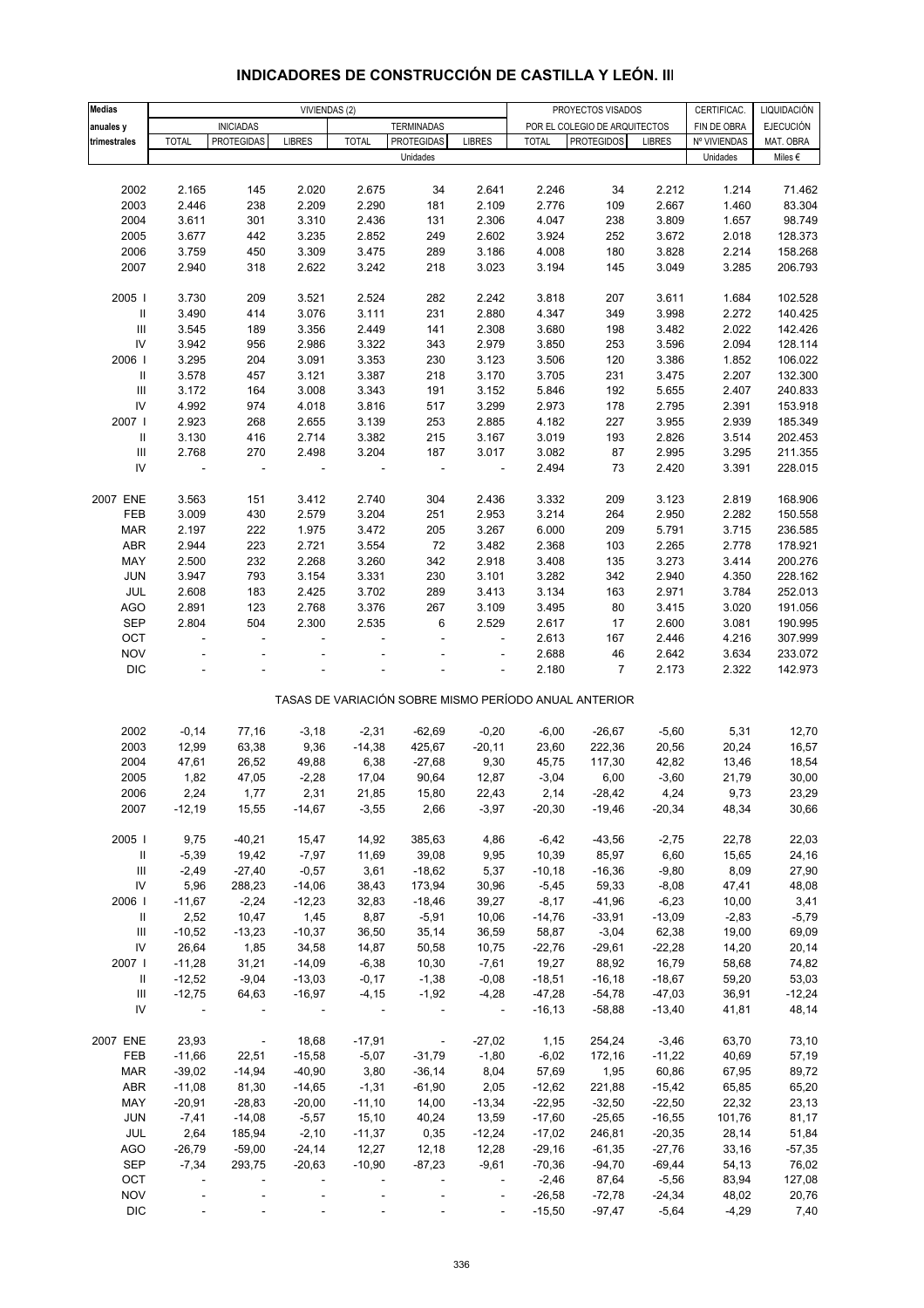# INDICADORES DE CONSTRUCCIÓN DE CASTILLA Y LEÓN. III

| Medias anuales y trimestrales | VIVIENDAS (2) | | | | | | PROYECTOS VISADOS POR EL COLEGIO DE ARQUITECTOS | | | CERTIFICAC. FIN DE OBRA | LIQUIDACIÓN EJECUCIÓN MAT. OBRA |
|---|---|---|---|---|---|---|---|---|---|---|---|
| | INICIADAS | | | TERMINADAS | | | | | | | |
| | TOTAL | PROTEGIDAS | LIBRES | TOTAL | PROTEGIDAS | LIBRES | TOTAL | PROTEGIDOS | LIBRES | Nº VIVIENDAS | |
| | Unidades | | | | | | | | | Unidades | Miles € |
| 2002 | 2.165 | 145 | 2.020 | 2.675 | 34 | 2.641 | 2.246 | 34 | 2.212 | 1.214 | 71.462 |
| 2003 | 2.446 | 238 | 2.209 | 2.290 | 181 | 2.109 | 2.776 | 109 | 2.667 | 1.460 | 83.304 |
| 2004 | 3.611 | 301 | 3.310 | 2.436 | 131 | 2.306 | 4.047 | 238 | 3.809 | 1.657 | 98.749 |
| 2005 | 3.677 | 442 | 3.235 | 2.852 | 249 | 2.602 | 3.924 | 252 | 3.672 | 2.018 | 128.373 |
| 2006 | 3.759 | 450 | 3.309 | 3.475 | 289 | 3.186 | 4.008 | 180 | 3.828 | 2.214 | 158.268 |
| 2007 | 2.940 | 318 | 2.622 | 3.242 | 218 | 3.023 | 3.194 | 145 | 3.049 | 3.285 | 206.793 |
| 2005 I | 3.730 | 209 | 3.521 | 2.524 | 282 | 2.242 | 3.818 | 207 | 3.611 | 1.684 | 102.528 |
| II | 3.490 | 414 | 3.076 | 3.111 | 231 | 2.880 | 4.347 | 349 | 3.998 | 2.272 | 140.425 |
| III | 3.545 | 189 | 3.356 | 2.449 | 141 | 2.308 | 3.680 | 198 | 3.482 | 2.022 | 142.426 |
| IV | 3.942 | 956 | 2.986 | 3.322 | 343 | 2.979 | 3.850 | 253 | 3.596 | 2.094 | 128.114 |
| 2006 I | 3.295 | 204 | 3.091 | 3.353 | 230 | 3.123 | 3.506 | 120 | 3.386 | 1.852 | 106.022 |
| II | 3.578 | 457 | 3.121 | 3.387 | 218 | 3.170 | 3.705 | 231 | 3.475 | 2.207 | 132.300 |
| III | 3.172 | 164 | 3.008 | 3.343 | 191 | 3.152 | 5.846 | 192 | 5.655 | 2.407 | 240.833 |
| IV | 4.992 | 974 | 4.018 | 3.816 | 517 | 3.299 | 2.973 | 178 | 2.795 | 2.391 | 153.918 |
| 2007 I | 2.923 | 268 | 2.655 | 3.139 | 253 | 2.885 | 4.182 | 227 | 3.955 | 2.939 | 185.349 |
| II | 3.130 | 416 | 2.714 | 3.382 | 215 | 3.167 | 3.019 | 193 | 2.826 | 3.514 | 202.453 |
| III | 2.768 | 270 | 2.498 | 3.204 | 187 | 3.017 | 3.082 | 87 | 2.995 | 3.295 | 211.355 |
| IV | - | - | - | - | - | - | 2.494 | 73 | 2.420 | 3.391 | 228.015 |
| 2007 ENE | 3.563 | 151 | 3.412 | 2.740 | 304 | 2.436 | 3.332 | 209 | 3.123 | 2.819 | 168.906 |
| FEB | 3.009 | 430 | 2.579 | 3.204 | 251 | 2.953 | 3.214 | 264 | 2.950 | 2.282 | 150.558 |
| MAR | 2.197 | 222 | 1.975 | 3.472 | 205 | 3.267 | 6.000 | 209 | 5.791 | 3.715 | 236.585 |
| ABR | 2.944 | 223 | 2.721 | 3.554 | 72 | 3.482 | 2.368 | 103 | 2.265 | 2.778 | 178.921 |
| MAY | 2.500 | 232 | 2.268 | 3.260 | 342 | 2.918 | 3.408 | 135 | 3.273 | 3.414 | 200.276 |
| JUN | 3.947 | 793 | 3.154 | 3.331 | 230 | 3.101 | 3.282 | 342 | 2.940 | 4.350 | 228.162 |
| JUL | 2.608 | 183 | 2.425 | 3.702 | 289 | 3.413 | 3.134 | 163 | 2.971 | 3.784 | 252.013 |
| AGO | 2.891 | 123 | 2.768 | 3.376 | 267 | 3.109 | 3.495 | 80 | 3.415 | 3.020 | 191.056 |
| SEP | 2.804 | 504 | 2.300 | 2.535 | 6 | 2.529 | 2.617 | 17 | 2.600 | 3.081 | 190.995 |
| OCT | - | - | - | - | - | - | 2.613 | 167 | 2.446 | 4.216 | 307.999 |
| NOV | - | - | - | - | - | - | 2.688 | 46 | 2.642 | 3.634 | 233.072 |
| DIC | - | - | - | - | - | - | 2.180 | 7 | 2.173 | 2.322 | 142.973 |
| TASAS DE VARIACIÓN SOBRE MISMO PERÍODO ANUAL ANTERIOR | | | | | | | | | | | |
| 2002 | -0,14 | 77,16 | -3,18 | -2,31 | -62,69 | -0,20 | -6,00 | -26,67 | -5,60 | 5,31 | 12,70 |
| 2003 | 12,99 | 63,38 | 9,36 | -14,38 | 425,67 | -20,11 | 23,60 | 222,36 | 20,56 | 20,24 | 16,57 |
| 2004 | 47,61 | 26,52 | 49,88 | 6,38 | -27,68 | 9,30 | 45,75 | 117,30 | 42,82 | 13,46 | 18,54 |
| 2005 | 1,82 | 47,05 | -2,28 | 17,04 | 90,64 | 12,87 | -3,04 | 6,00 | -3,60 | 21,79 | 30,00 |
| 2006 | 2,24 | 1,77 | 2,31 | 21,85 | 15,80 | 22,43 | 2,14 | -28,42 | 4,24 | 9,73 | 23,29 |
| 2007 | -12,19 | 15,55 | -14,67 | -3,55 | 2,66 | -3,97 | -20,30 | -19,46 | -20,34 | 48,34 | 30,66 |
| 2005 I | 9,75 | -40,21 | 15,47 | 14,92 | 385,63 | 4,86 | -6,42 | -43,56 | -2,75 | 22,78 | 22,03 |
| II | -5,39 | 19,42 | -7,97 | 11,69 | 39,08 | 9,95 | 10,39 | 85,97 | 6,60 | 15,65 | 24,16 |
| III | -2,49 | -27,40 | -0,57 | 3,61 | -18,62 | 5,37 | -10,18 | -16,36 | -9,80 | 8,09 | 27,90 |
| IV | 5,96 | 288,23 | -14,06 | 38,43 | 173,94 | 30,96 | -5,45 | 59,33 | -8,08 | 47,41 | 48,08 |
| 2006 I | -11,67 | -2,24 | -12,23 | 32,83 | -18,46 | 39,27 | -8,17 | -41,96 | -6,23 | 10,00 | 3,41 |
| II | 2,52 | 10,47 | 1,45 | 8,87 | -5,91 | 10,06 | -14,76 | -33,91 | -13,09 | -2,83 | -5,79 |
| III | -10,52 | -13,23 | -10,37 | 36,50 | 35,14 | 36,59 | 58,87 | -3,04 | 62,38 | 19,00 | 69,09 |
| IV | 26,64 | 1,85 | 34,58 | 14,87 | 50,58 | 10,75 | -22,76 | -29,61 | -22,28 | 14,20 | 20,14 |
| 2007 I | -11,28 | 31,21 | -14,09 | -6,38 | 10,30 | -7,61 | 19,27 | 88,92 | 16,79 | 58,68 | 74,82 |
| II | -12,52 | -9,04 | -13,03 | -0,17 | -1,38 | -0,08 | -18,51 | -16,18 | -18,67 | 59,20 | 53,03 |
| III | -12,75 | 64,63 | -16,97 | -4,15 | -1,92 | -4,28 | -47,28 | -54,78 | -47,03 | 36,91 | -12,24 |
| IV | - | - | - | - | - | - | -16,13 | -58,88 | -13,40 | 41,81 | 48,14 |
| 2007 ENE | 23,93 | - | 18,68 | -17,91 | - | -27,02 | 1,15 | 254,24 | -3,46 | 63,70 | 73,10 |
| FEB | -11,66 | 22,51 | -15,58 | -5,07 | -31,79 | -1,80 | -6,02 | 172,16 | -11,22 | 40,69 | 57,19 |
| MAR | -39,02 | -14,94 | -40,90 | 3,80 | -36,14 | 8,04 | 57,69 | 1,95 | 60,86 | 67,95 | 89,72 |
| ABR | -11,08 | 81,30 | -14,65 | -1,31 | -61,90 | 2,05 | -12,62 | 221,88 | -15,42 | 65,85 | 65,20 |
| MAY | -20,91 | -28,83 | -20,00 | -11,10 | 14,00 | -13,34 | -22,95 | -32,50 | -22,50 | 22,32 | 23,13 |
| JUN | -7,41 | -14,08 | -5,57 | 15,10 | 40,24 | 13,59 | -17,60 | -25,65 | -16,55 | 101,76 | 81,17 |
| JUL | 2,64 | 185,94 | -2,10 | -11,37 | 0,35 | -12,24 | -17,02 | 246,81 | -20,35 | 28,14 | 51,84 |
| AGO | -26,79 | -59,00 | -24,14 | 12,27 | 12,18 | 12,28 | -29,16 | -61,35 | -27,76 | 33,16 | -57,35 |
| SEP | -7,34 | 293,75 | -20,63 | -10,90 | -87,23 | -9,61 | -70,36 | -94,70 | -69,44 | 54,13 | 76,02 |
| OCT | - | - | - | - | - | - | -2,46 | 87,64 | -5,56 | 83,94 | 127,08 |
| NOV | - | - | - | - | - | - | -26,58 | -72,78 | -24,34 | 48,02 | 20,76 |
| DIC | - | - | - | - | - | - | -15,50 | -97,47 | -5,64 | -4,29 | 7,40 |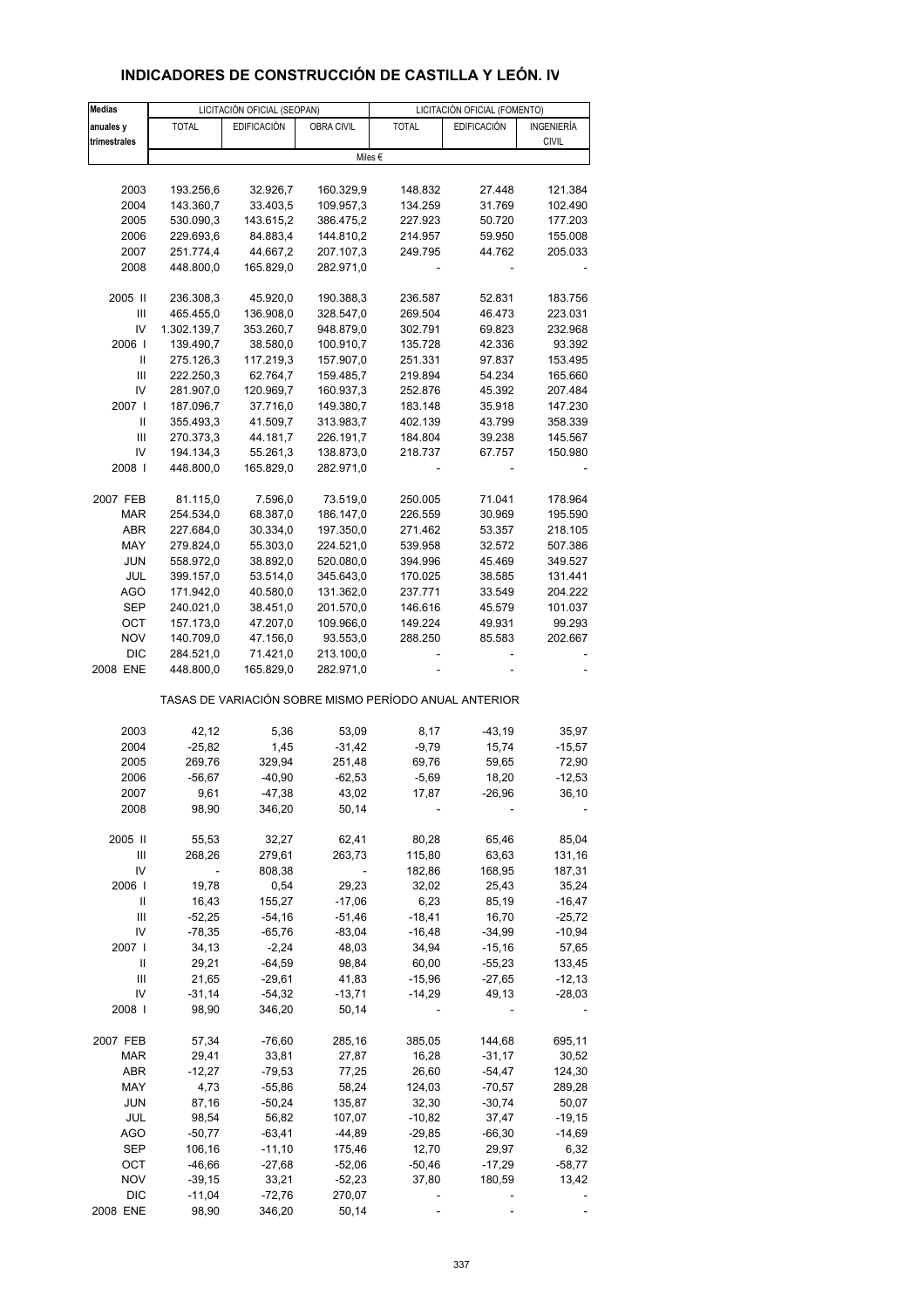## INDICADORES DE CONSTRUCCIÓN DE CASTILLA Y LEÓN. IV

| Medias anuales y trimestrales | LICITACIÓN OFICIAL (SEOPAN) | | | LICITACIÓN OFICIAL (FOMENTO) | | |
|---|---|---|---|---|---|---|
| | TOTAL | EDIFICACIÓN | OBRA CIVIL | TOTAL | EDIFICACIÓN | INGENIERÍA CIVIL |
| | Miles € | | | | | |
| 2003 | 193.256,6 | 32.926,7 | 160.329,9 | 148.832 | 27.448 | 121.384 |
| 2004 | 143.360,7 | 33.403,5 | 109.957,3 | 134.259 | 31.769 | 102.490 |
| 2005 | 530.090,3 | 143.615,2 | 386.475,2 | 227.923 | 50.720 | 177.203 |
| 2006 | 229.693,6 | 84.883,4 | 144.810,2 | 214.957 | 59.950 | 155.008 |
| 2007 | 251.774,4 | 44.667,2 | 207.107,3 | 249.795 | 44.762 | 205.033 |
| 2008 | 448.800,0 | 165.829,0 | 282.971,0 | - | - | - |
| 2005 II | 236.308,3 | 45.920,0 | 190.388,3 | 236.587 | 52.831 | 183.756 |
| III | 465.455,0 | 136.908,0 | 328.547,0 | 269.504 | 46.473 | 223.031 |
| IV | 1.302.139,7 | 353.260,7 | 948.879,0 | 302.791 | 69.823 | 232.968 |
| 2006 I | 139.490,7 | 38.580,0 | 100.910,7 | 135.728 | 42.336 | 93.392 |
| II | 275.126,3 | 117.219,3 | 157.907,0 | 251.331 | 97.837 | 153.495 |
| III | 222.250,3 | 62.764,7 | 159.485,7 | 219.894 | 54.234 | 165.660 |
| IV | 281.907,0 | 120.969,7 | 160.937,3 | 252.876 | 45.392 | 207.484 |
| 2007 I | 187.096,7 | 37.716,0 | 149.380,7 | 183.148 | 35.918 | 147.230 |
| II | 355.493,3 | 41.509,7 | 313.983,7 | 402.139 | 43.799 | 358.339 |
| III | 270.373,3 | 44.181,7 | 226.191,7 | 184.804 | 39.238 | 145.567 |
| IV | 194.134,3 | 55.261,3 | 138.873,0 | 218.737 | 67.757 | 150.980 |
| 2008 I | 448.800,0 | 165.829,0 | 282.971,0 | - | - | - |
| 2007 FEB | 81.115,0 | 7.596,0 | 73.519,0 | 250.005 | 71.041 | 178.964 |
| MAR | 254.534,0 | 68.387,0 | 186.147,0 | 226.559 | 30.969 | 195.590 |
| ABR | 227.684,0 | 30.334,0 | 197.350,0 | 271.462 | 53.357 | 218.105 |
| MAY | 279.824,0 | 55.303,0 | 224.521,0 | 539.958 | 32.572 | 507.386 |
| JUN | 558.972,0 | 38.892,0 | 520.080,0 | 394.996 | 45.469 | 349.527 |
| JUL | 399.157,0 | 53.514,0 | 345.643,0 | 170.025 | 38.585 | 131.441 |
| AGO | 171.942,0 | 40.580,0 | 131.362,0 | 237.771 | 33.549 | 204.222 |
| SEP | 240.021,0 | 38.451,0 | 201.570,0 | 146.616 | 45.579 | 101.037 |
| OCT | 157.173,0 | 47.207,0 | 109.966,0 | 149.224 | 49.931 | 99.293 |
| NOV | 140.709,0 | 47.156,0 | 93.553,0 | 288.250 | 85.583 | 202.667 |
| DIC | 284.521,0 | 71.421,0 | 213.100,0 | - | - | - |
| 2008 ENE | 448.800,0 | 165.829,0 | 282.971,0 | - | - | - |
| | TASAS DE VARIACIÓN SOBRE MISMO PERÍODO ANUAL ANTERIOR | | | | | |
| 2003 | 42,12 | 5,36 | 53,09 | 8,17 | -43,19 | 35,97 |
| 2004 | -25,82 | 1,45 | -31,42 | -9,79 | 15,74 | -15,57 |
| 2005 | 269,76 | 329,94 | 251,48 | 69,76 | 59,65 | 72,90 |
| 2006 | -56,67 | -40,90 | -62,53 | -5,69 | 18,20 | -12,53 |
| 2007 | 9,61 | -47,38 | 43,02 | 17,87 | -26,96 | 36,10 |
| 2008 | 98,90 | 346,20 | 50,14 | - | - | - |
| 2005 II | 55,53 | 32,27 | 62,41 | 80,28 | 65,46 | 85,04 |
| III | 268,26 | 279,61 | 263,73 | 115,80 | 63,63 | 131,16 |
| IV | - | 808,38 | - | 182,86 | 168,95 | 187,31 |
| 2006 I | 19,78 | 0,54 | 29,23 | 32,02 | 25,43 | 35,24 |
| II | 16,43 | 155,27 | -17,06 | 6,23 | 85,19 | -16,47 |
| III | -52,25 | -54,16 | -51,46 | -18,41 | 16,70 | -25,72 |
| IV | -78,35 | -65,76 | -83,04 | -16,48 | -34,99 | -10,94 |
| 2007 I | 34,13 | -2,24 | 48,03 | 34,94 | -15,16 | 57,65 |
| II | 29,21 | -64,59 | 98,84 | 60,00 | -55,23 | 133,45 |
| III | 21,65 | -29,61 | 41,83 | -15,96 | -27,65 | -12,13 |
| IV | -31,14 | -54,32 | -13,71 | -14,29 | 49,13 | -28,03 |
| 2008 I | 98,90 | 346,20 | 50,14 | - | - | - |
| 2007 FEB | 57,34 | -76,60 | 285,16 | 385,05 | 144,68 | 695,11 |
| MAR | 29,41 | 33,81 | 27,87 | 16,28 | -31,17 | 30,52 |
| ABR | -12,27 | -79,53 | 77,25 | 26,60 | -54,47 | 124,30 |
| MAY | 4,73 | -55,86 | 58,24 | 124,03 | -70,57 | 289,28 |
| JUN | 87,16 | -50,24 | 135,87 | 32,30 | -30,74 | 50,07 |
| JUL | 98,54 | 56,82 | 107,07 | -10,82 | 37,47 | -19,15 |
| AGO | -50,77 | -63,41 | -44,89 | -29,85 | -66,30 | -14,69 |
| SEP | 106,16 | -11,10 | 175,46 | 12,70 | 29,97 | 6,32 |
| OCT | -46,66 | -27,68 | -52,06 | -50,46 | -17,29 | -58,77 |
| NOV | -39,15 | 33,21 | -52,23 | 37,80 | 180,59 | 13,42 |
| DIC | -11,04 | -72,76 | 270,07 | - | - | - |
| 2008 ENE | 98,90 | 346,20 | 50,14 | - | - | - |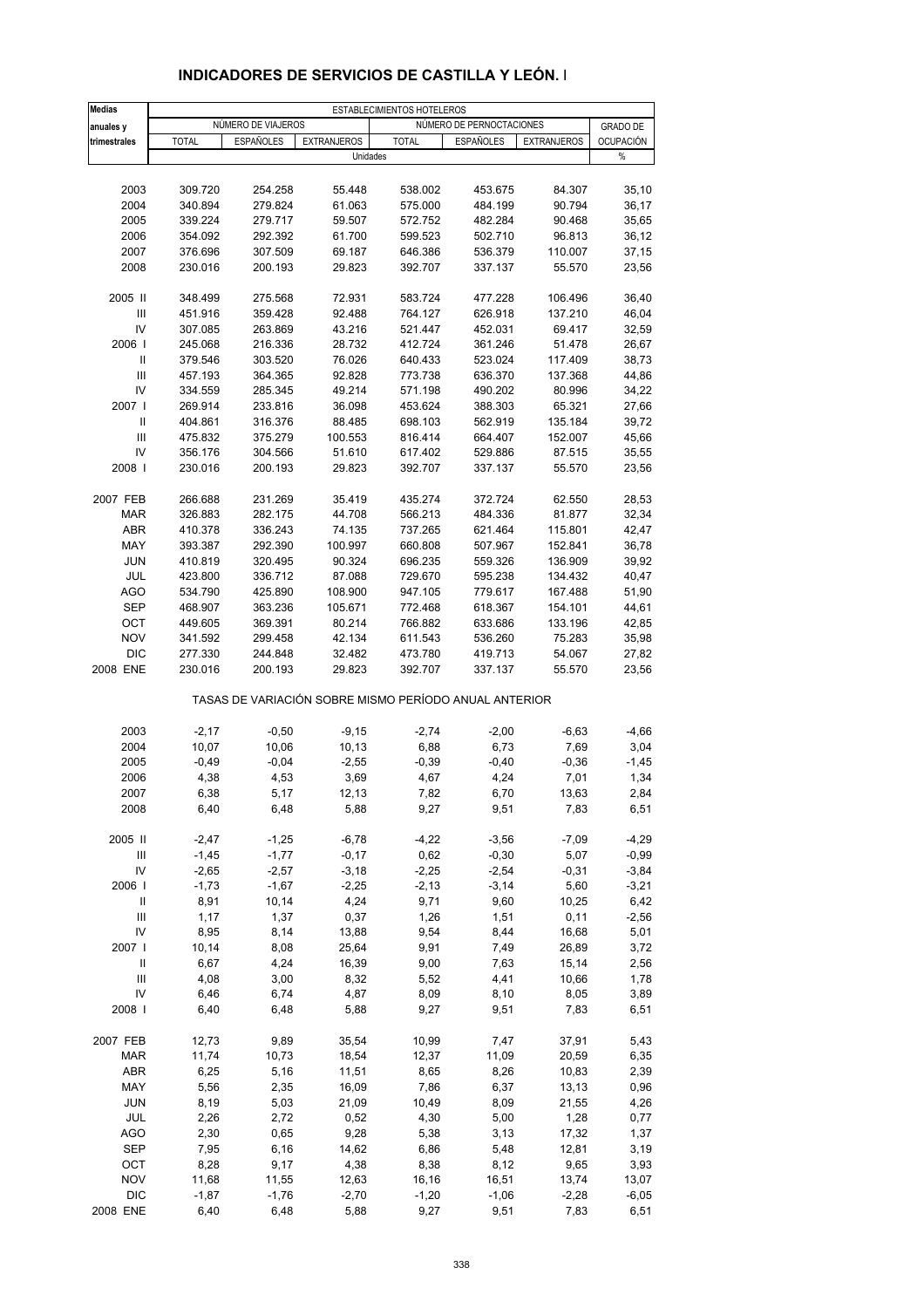## INDICADORES DE SERVICIOS DE CASTILLA Y LEÓN. I

| Medias anuales y trimestrales | ESTABLECIMIENTOS HOTELEROS | | | | | | |
|---|---|---|---|---|---|---|---|
| | NÚMERO DE VIAJEROS | | | NÚMERO DE PERNOCTACIONES | | | GRADO DE |
| | TOTAL | ESPAÑOLES | EXTRANJEROS | TOTAL | ESPAÑOLES | EXTRANJEROS | OCUPACIÓN |
| | Unidades | | | | | | % |
| 2003 | 309.720 | 254.258 | 55.448 | 538.002 | 453.675 | 84.307 | 35,10 |
| 2004 | 340.894 | 279.824 | 61.063 | 575.000 | 484.199 | 90.794 | 36,17 |
| 2005 | 339.224 | 279.717 | 59.507 | 572.752 | 482.284 | 90.468 | 35,65 |
| 2006 | 354.092 | 292.392 | 61.700 | 599.523 | 502.710 | 96.813 | 36,12 |
| 2007 | 376.696 | 307.509 | 69.187 | 646.386 | 536.379 | 110.007 | 37,15 |
| 2008 | 230.016 | 200.193 | 29.823 | 392.707 | 337.137 | 55.570 | 23,56 |
| 2005 II | 348.499 | 275.568 | 72.931 | 583.724 | 477.228 | 106.496 | 36,40 |
| III | 451.916 | 359.428 | 92.488 | 764.127 | 626.918 | 137.210 | 46,04 |
| IV | 307.085 | 263.869 | 43.216 | 521.447 | 452.031 | 69.417 | 32,59 |
| 2006 I | 245.068 | 216.336 | 28.732 | 412.724 | 361.246 | 51.478 | 26,67 |
| II | 379.546 | 303.520 | 76.026 | 640.433 | 523.024 | 117.409 | 38,73 |
| III | 457.193 | 364.365 | 92.828 | 773.738 | 636.370 | 137.368 | 44,86 |
| IV | 334.559 | 285.345 | 49.214 | 571.198 | 490.202 | 80.996 | 34,22 |
| 2007 I | 269.914 | 233.816 | 36.098 | 453.624 | 388.303 | 65.321 | 27,66 |
| II | 404.861 | 316.376 | 88.485 | 698.103 | 562.919 | 135.184 | 39,72 |
| III | 475.832 | 375.279 | 100.553 | 816.414 | 664.407 | 152.007 | 45,66 |
| IV | 356.176 | 304.566 | 51.610 | 617.402 | 529.886 | 87.515 | 35,55 |
| 2008 I | 230.016 | 200.193 | 29.823 | 392.707 | 337.137 | 55.570 | 23,56 |
| 2007 FEB | 266.688 | 231.269 | 35.419 | 435.274 | 372.724 | 62.550 | 28,53 |
| MAR | 326.883 | 282.175 | 44.708 | 566.213 | 484.336 | 81.877 | 32,34 |
| ABR | 410.378 | 336.243 | 74.135 | 737.265 | 621.464 | 115.801 | 42,47 |
| MAY | 393.387 | 292.390 | 100.997 | 660.808 | 507.967 | 152.841 | 36,78 |
| JUN | 410.819 | 320.495 | 90.324 | 696.235 | 559.326 | 136.909 | 39,92 |
| JUL | 423.800 | 336.712 | 87.088 | 729.670 | 595.238 | 134.432 | 40,47 |
| AGO | 534.790 | 425.890 | 108.900 | 947.105 | 779.617 | 167.488 | 51,90 |
| SEP | 468.907 | 363.236 | 105.671 | 772.468 | 618.367 | 154.101 | 44,61 |
| OCT | 449.605 | 369.391 | 80.214 | 766.882 | 633.686 | 133.196 | 42,85 |
| NOV | 341.592 | 299.458 | 42.134 | 611.543 | 536.260 | 75.283 | 35,98 |
| DIC | 277.330 | 244.848 | 32.482 | 473.780 | 419.713 | 54.067 | 27,82 |
| 2008 ENE | 230.016 | 200.193 | 29.823 | 392.707 | 337.137 | 55.570 | 23,56 |
| | TASAS DE VARIACIÓN SOBRE MISMO PERÍODO ANUAL ANTERIOR | | | | | | |
| 2003 | -2,17 | -0,50 | -9,15 | -2,74 | -2,00 | -6,63 | -4,66 |
| 2004 | 10,07 | 10,06 | 10,13 | 6,88 | 6,73 | 7,69 | 3,04 |
| 2005 | -0,49 | -0,04 | -2,55 | -0,39 | -0,40 | -0,36 | -1,45 |
| 2006 | 4,38 | 4,53 | 3,69 | 4,67 | 4,24 | 7,01 | 1,34 |
| 2007 | 6,38 | 5,17 | 12,13 | 7,82 | 6,70 | 13,63 | 2,84 |
| 2008 | 6,40 | 6,48 | 5,88 | 9,27 | 9,51 | 7,83 | 6,51 |
| 2005 II | -2,47 | -1,25 | -6,78 | -4,22 | -3,56 | -7,09 | -4,29 |
| III | -1,45 | -1,77 | -0,17 | 0,62 | -0,30 | 5,07 | -0,99 |
| IV | -2,65 | -2,57 | -3,18 | -2,25 | -2,54 | -0,31 | -3,84 |
| 2006 I | -1,73 | -1,67 | -2,25 | -2,13 | -3,14 | 5,60 | -3,21 |
| II | 8,91 | 10,14 | 4,24 | 9,71 | 9,60 | 10,25 | 6,42 |
| III | 1,17 | 1,37 | 0,37 | 1,26 | 1,51 | 0,11 | -2,56 |
| IV | 8,95 | 8,14 | 13,88 | 9,54 | 8,44 | 16,68 | 5,01 |
| 2007 I | 10,14 | 8,08 | 25,64 | 9,91 | 7,49 | 26,89 | 3,72 |
| II | 6,67 | 4,24 | 16,39 | 9,00 | 7,63 | 15,14 | 2,56 |
| III | 4,08 | 3,00 | 8,32 | 5,52 | 4,41 | 10,66 | 1,78 |
| IV | 6,46 | 6,74 | 4,87 | 8,09 | 8,10 | 8,05 | 3,89 |
| 2008 I | 6,40 | 6,48 | 5,88 | 9,27 | 9,51 | 7,83 | 6,51 |
| 2007 FEB | 12,73 | 9,89 | 35,54 | 10,99 | 7,47 | 37,91 | 5,43 |
| MAR | 11,74 | 10,73 | 18,54 | 12,37 | 11,09 | 20,59 | 6,35 |
| ABR | 6,25 | 5,16 | 11,51 | 8,65 | 8,26 | 10,83 | 2,39 |
| MAY | 5,56 | 2,35 | 16,09 | 7,86 | 6,37 | 13,13 | 0,96 |
| JUN | 8,19 | 5,03 | 21,09 | 10,49 | 8,09 | 21,55 | 4,26 |
| JUL | 2,26 | 2,72 | 0,52 | 4,30 | 5,00 | 1,28 | 0,77 |
| AGO | 2,30 | 0,65 | 9,28 | 5,38 | 3,13 | 17,32 | 1,37 |
| SEP | 7,95 | 6,16 | 14,62 | 6,86 | 5,48 | 12,81 | 3,19 |
| OCT | 8,28 | 9,17 | 4,38 | 8,38 | 8,12 | 9,65 | 3,93 |
| NOV | 11,68 | 11,55 | 12,63 | 16,16 | 16,51 | 13,74 | 13,07 |
| DIC | -1,87 | -1,76 | -2,70 | -1,20 | -1,06 | -2,28 | -6,05 |
| 2008 ENE | 6,40 | 6,48 | 5,88 | 9,27 | 9,51 | 7,83 | 6,51 |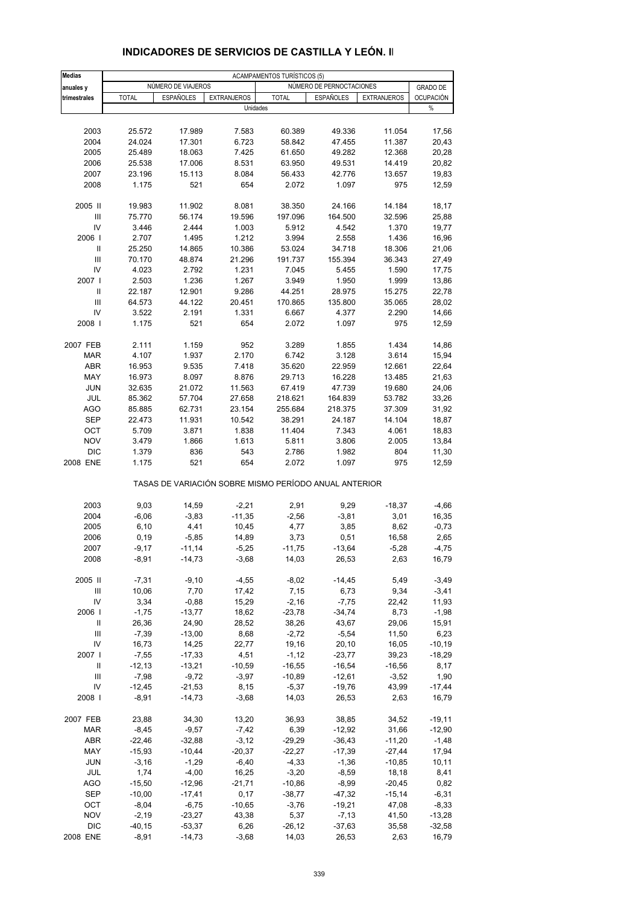## INDICADORES DE SERVICIOS DE CASTILLA Y LEÓN. II

| Medias anuales y trimestrales | ACAMPAMENTOS TURÍSTICOS (5) | | | | | | |
|---|---|---|---|---|---|---|---|
| | NÚMERO DE VIAJEROS | | | NÚMERO DE PERNOCTACIONES | | | GRADO DE OCUPACIÓN |
| | TOTAL | ESPAÑOLES | EXTRANJEROS | TOTAL | ESPAÑOLES | EXTRANJEROS | |
| | Unidades | | | | | | % |
| 2003 | 25.572 | 17.989 | 7.583 | 60.389 | 49.336 | 11.054 | 17,56 |
| 2004 | 24.024 | 17.301 | 6.723 | 58.842 | 47.455 | 11.387 | 20,43 |
| 2005 | 25.489 | 18.063 | 7.425 | 61.650 | 49.282 | 12.368 | 20,28 |
| 2006 | 25.538 | 17.006 | 8.531 | 63.950 | 49.531 | 14.419 | 20,82 |
| 2007 | 23.196 | 15.113 | 8.084 | 56.433 | 42.776 | 13.657 | 19,83 |
| 2008 | 1.175 | 521 | 654 | 2.072 | 1.097 | 975 | 12,59 |
| 2005 II | 19.983 | 11.902 | 8.081 | 38.350 | 24.166 | 14.184 | 18,17 |
| III | 75.770 | 56.174 | 19.596 | 197.096 | 164.500 | 32.596 | 25,88 |
| IV | 3.446 | 2.444 | 1.003 | 5.912 | 4.542 | 1.370 | 19,77 |
| 2006 I | 2.707 | 1.495 | 1.212 | 3.994 | 2.558 | 1.436 | 16,96 |
| II | 25.250 | 14.865 | 10.386 | 53.024 | 34.718 | 18.306 | 21,06 |
| III | 70.170 | 48.874 | 21.296 | 191.737 | 155.394 | 36.343 | 27,49 |
| IV | 4.023 | 2.792 | 1.231 | 7.045 | 5.455 | 1.590 | 17,75 |
| 2007 I | 2.503 | 1.236 | 1.267 | 3.949 | 1.950 | 1.999 | 13,86 |
| II | 22.187 | 12.901 | 9.286 | 44.251 | 28.975 | 15.275 | 22,78 |
| III | 64.573 | 44.122 | 20.451 | 170.865 | 135.800 | 35.065 | 28,02 |
| IV | 3.522 | 2.191 | 1.331 | 6.667 | 4.377 | 2.290 | 14,66 |
| 2008 I | 1.175 | 521 | 654 | 2.072 | 1.097 | 975 | 12,59 |
| 2007 FEB | 2.111 | 1.159 | 952 | 3.289 | 1.855 | 1.434 | 14,86 |
| MAR | 4.107 | 1.937 | 2.170 | 6.742 | 3.128 | 3.614 | 15,94 |
| ABR | 16.953 | 9.535 | 7.418 | 35.620 | 22.959 | 12.661 | 22,64 |
| MAY | 16.973 | 8.097 | 8.876 | 29.713 | 16.228 | 13.485 | 21,63 |
| JUN | 32.635 | 21.072 | 11.563 | 67.419 | 47.739 | 19.680 | 24,06 |
| JUL | 85.362 | 57.704 | 27.658 | 218.621 | 164.839 | 53.782 | 33,26 |
| AGO | 85.885 | 62.731 | 23.154 | 255.684 | 218.375 | 37.309 | 31,92 |
| SEP | 22.473 | 11.931 | 10.542 | 38.291 | 24.187 | 14.104 | 18,87 |
| OCT | 5.709 | 3.871 | 1.838 | 11.404 | 7.343 | 4.061 | 18,83 |
| NOV | 3.479 | 1.866 | 1.613 | 5.811 | 3.806 | 2.005 | 13,84 |
| DIC | 1.379 | 836 | 543 | 2.786 | 1.982 | 804 | 11,30 |
| 2008 ENE | 1.175 | 521 | 654 | 2.072 | 1.097 | 975 | 12,59 |
| | TASAS DE VARIACIÓN SOBRE MISMO PERÍODO ANUAL ANTERIOR | | | | | | |
| 2003 | 9,03 | 14,59 | -2,21 | 2,91 | 9,29 | -18,37 | -4,66 |
| 2004 | -6,06 | -3,83 | -11,35 | -2,56 | -3,81 | 3,01 | 16,35 |
| 2005 | 6,10 | 4,41 | 10,45 | 4,77 | 3,85 | 8,62 | -0,73 |
| 2006 | 0,19 | -5,85 | 14,89 | 3,73 | 0,51 | 16,58 | 2,65 |
| 2007 | -9,17 | -11,14 | -5,25 | -11,75 | -13,64 | -5,28 | -4,75 |
| 2008 | -8,91 | -14,73 | -3,68 | 14,03 | 26,53 | 2,63 | 16,79 |
| 2005 II | -7,31 | -9,10 | -4,55 | -8,02 | -14,45 | 5,49 | -3,49 |
| III | 10,06 | 7,70 | 17,42 | 7,15 | 6,73 | 9,34 | -3,41 |
| IV | 3,34 | -0,88 | 15,29 | -2,16 | -7,75 | 22,42 | 11,93 |
| 2006 I | -1,75 | -13,77 | 18,62 | -23,78 | -34,74 | 8,73 | -1,98 |
| II | 26,36 | 24,90 | 28,52 | 38,26 | 43,67 | 29,06 | 15,91 |
| III | -7,39 | -13,00 | 8,68 | -2,72 | -5,54 | 11,50 | 6,23 |
| IV | 16,73 | 14,25 | 22,77 | 19,16 | 20,10 | 16,05 | -10,19 |
| 2007 I | -7,55 | -17,33 | 4,51 | -1,12 | -23,77 | 39,23 | -18,29 |
| II | -12,13 | -13,21 | -10,59 | -16,55 | -16,54 | -16,56 | 8,17 |
| III | -7,98 | -9,72 | -3,97 | -10,89 | -12,61 | -3,52 | 1,90 |
| IV | -12,45 | -21,53 | 8,15 | -5,37 | -19,76 | 43,99 | -17,44 |
| 2008 I | -8,91 | -14,73 | -3,68 | 14,03 | 26,53 | 2,63 | 16,79 |
| 2007 FEB | 23,88 | 34,30 | 13,20 | 36,93 | 38,85 | 34,52 | -19,11 |
| MAR | -8,45 | -9,57 | -7,42 | 6,39 | -12,92 | 31,66 | -12,90 |
| ABR | -22,46 | -32,88 | -3,12 | -29,29 | -36,43 | -11,20 | -1,48 |
| MAY | -15,93 | -10,44 | -20,37 | -22,27 | -17,39 | -27,44 | 17,94 |
| JUN | -3,16 | -1,29 | -6,40 | -4,33 | -1,36 | -10,85 | 10,11 |
| JUL | 1,74 | -4,00 | 16,25 | -3,20 | -8,59 | 18,18 | 8,41 |
| AGO | -15,50 | -12,96 | -21,71 | -10,86 | -8,99 | -20,45 | 0,82 |
| SEP | -10,00 | -17,41 | 0,17 | -38,77 | -47,32 | -15,14 | -6,31 |
| OCT | -8,04 | -6,75 | -10,65 | -3,76 | -19,21 | 47,08 | -8,33 |
| NOV | -2,19 | -23,27 | 43,38 | 5,37 | -7,13 | 41,50 | -13,28 |
| DIC | -40,15 | -53,37 | 6,26 | -26,12 | -37,63 | 35,58 | -32,58 |
| 2008 ENE | -8,91 | -14,73 | -3,68 | 14,03 | 26,53 | 2,63 | 16,79 |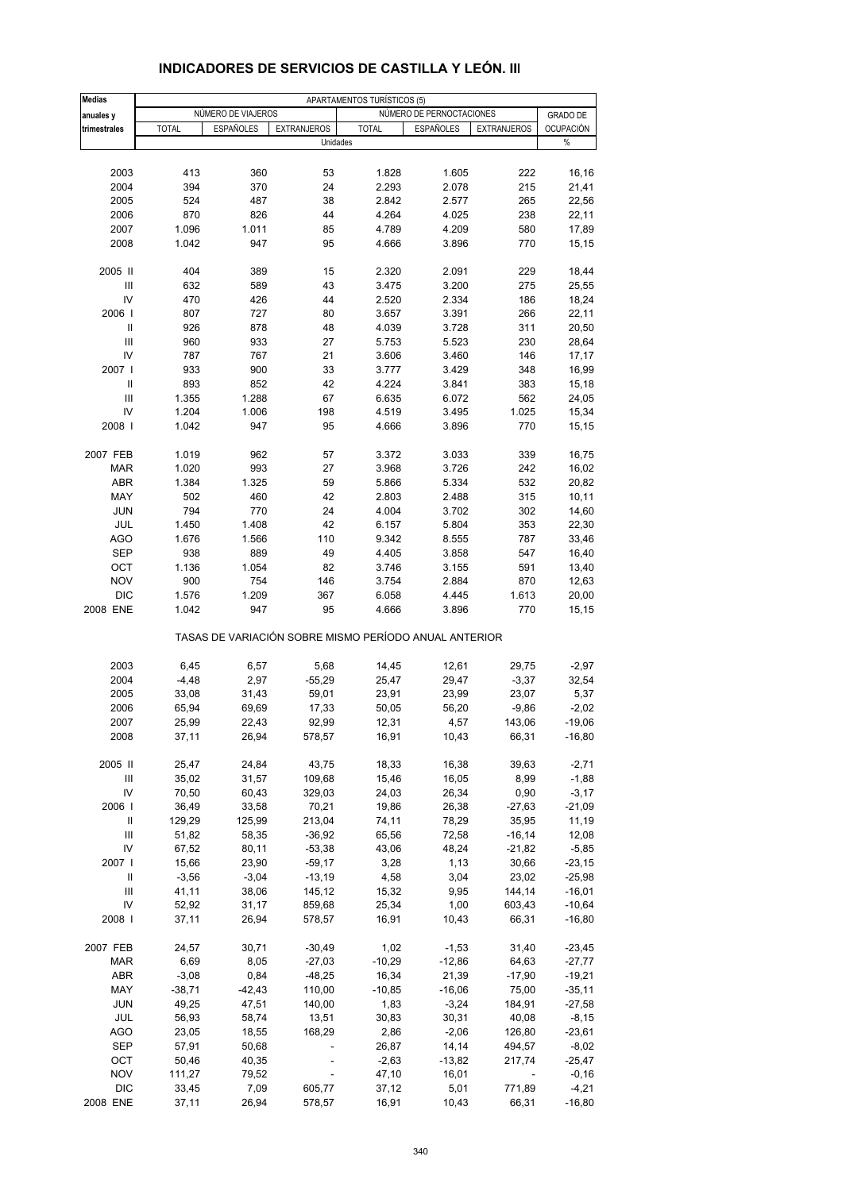# INDICADORES DE SERVICIOS DE CASTILLA Y LEÓN. III

| Medias anuales y trimestrales | APARTAMENTOS TURÍSTICOS (5) | | | | | | |
|---|---|---|---|---|---|---|---|
| | NÚMERO DE VIAJEROS | | | NÚMERO DE PERNOCTACIONES | | | GRADO DE |
| | TOTAL | ESPAÑOLES | EXTRANJEROS | TOTAL | ESPAÑOLES | EXTRANJEROS | OCUPACIÓN |
| | Unidades | | | | | | % |
| 2003 | 413 | 360 | 53 | 1.828 | 1.605 | 222 | 16,16 |
| 2004 | 394 | 370 | 24 | 2.293 | 2.078 | 215 | 21,41 |
| 2005 | 524 | 487 | 38 | 2.842 | 2.577 | 265 | 22,56 |
| 2006 | 870 | 826 | 44 | 4.264 | 4.025 | 238 | 22,11 |
| 2007 | 1.096 | 1.011 | 85 | 4.789 | 4.209 | 580 | 17,89 |
| 2008 | 1.042 | 947 | 95 | 4.666 | 3.896 | 770 | 15,15 |
| 2005 II | 404 | 389 | 15 | 2.320 | 2.091 | 229 | 18,44 |
| III | 632 | 589 | 43 | 3.475 | 3.200 | 275 | 25,55 |
| IV | 470 | 426 | 44 | 2.520 | 2.334 | 186 | 18,24 |
| 2006 I | 807 | 727 | 80 | 3.657 | 3.391 | 266 | 22,11 |
| II | 926 | 878 | 48 | 4.039 | 3.728 | 311 | 20,50 |
| III | 960 | 933 | 27 | 5.753 | 5.523 | 230 | 28,64 |
| IV | 787 | 767 | 21 | 3.606 | 3.460 | 146 | 17,17 |
| 2007 I | 933 | 900 | 33 | 3.777 | 3.429 | 348 | 16,99 |
| II | 893 | 852 | 42 | 4.224 | 3.841 | 383 | 15,18 |
| III | 1.355 | 1.288 | 67 | 6.635 | 6.072 | 562 | 24,05 |
| IV | 1.204 | 1.006 | 198 | 4.519 | 3.495 | 1.025 | 15,34 |
| 2008 I | 1.042 | 947 | 95 | 4.666 | 3.896 | 770 | 15,15 |
| 2007 FEB | 1.019 | 962 | 57 | 3.372 | 3.033 | 339 | 16,75 |
| MAR | 1.020 | 993 | 27 | 3.968 | 3.726 | 242 | 16,02 |
| ABR | 1.384 | 1.325 | 59 | 5.866 | 5.334 | 532 | 20,82 |
| MAY | 502 | 460 | 42 | 2.803 | 2.488 | 315 | 10,11 |
| JUN | 794 | 770 | 24 | 4.004 | 3.702 | 302 | 14,60 |
| JUL | 1.450 | 1.408 | 42 | 6.157 | 5.804 | 353 | 22,30 |
| AGO | 1.676 | 1.566 | 110 | 9.342 | 8.555 | 787 | 33,46 |
| SEP | 938 | 889 | 49 | 4.405 | 3.858 | 547 | 16,40 |
| OCT | 1.136 | 1.054 | 82 | 3.746 | 3.155 | 591 | 13,40 |
| NOV | 900 | 754 | 146 | 3.754 | 2.884 | 870 | 12,63 |
| DIC | 1.576 | 1.209 | 367 | 6.058 | 4.445 | 1.613 | 20,00 |
| 2008 ENE | 1.042 | 947 | 95 | 4.666 | 3.896 | 770 | 15,15 |
| | TASAS DE VARIACIÓN SOBRE MISMO PERÍODO ANUAL ANTERIOR | | | | | | |
| 2003 | 6,45 | 6,57 | 5,68 | 14,45 | 12,61 | 29,75 | -2,97 |
| 2004 | -4,48 | 2,97 | -55,29 | 25,47 | 29,47 | -3,37 | 32,54 |
| 2005 | 33,08 | 31,43 | 59,01 | 23,91 | 23,99 | 23,07 | 5,37 |
| 2006 | 65,94 | 69,69 | 17,33 | 50,05 | 56,20 | -9,86 | -2,02 |
| 2007 | 25,99 | 22,43 | 92,99 | 12,31 | 4,57 | 143,06 | -19,06 |
| 2008 | 37,11 | 26,94 | 578,57 | 16,91 | 10,43 | 66,31 | -16,80 |
| 2005 II | 25,47 | 24,84 | 43,75 | 18,33 | 16,38 | 39,63 | -2,71 |
| III | 35,02 | 31,57 | 109,68 | 15,46 | 16,05 | 8,99 | -1,88 |
| IV | 70,50 | 60,43 | 329,03 | 24,03 | 26,34 | 0,90 | -3,17 |
| 2006 I | 36,49 | 33,58 | 70,21 | 19,86 | 26,38 | -27,63 | -21,09 |
| II | 129,29 | 125,99 | 213,04 | 74,11 | 78,29 | 35,95 | 11,19 |
| III | 51,82 | 58,35 | -36,92 | 65,56 | 72,58 | -16,14 | 12,08 |
| IV | 67,52 | 80,11 | -53,38 | 43,06 | 48,24 | -21,82 | -5,85 |
| 2007 I | 15,66 | 23,90 | -59,17 | 3,28 | 1,13 | 30,66 | -23,15 |
| II | -3,56 | -3,04 | -13,19 | 4,58 | 3,04 | 23,02 | -25,98 |
| III | 41,11 | 38,06 | 145,12 | 15,32 | 9,95 | 144,14 | -16,01 |
| IV | 52,92 | 31,17 | 859,68 | 25,34 | 1,00 | 603,43 | -10,64 |
| 2008 I | 37,11 | 26,94 | 578,57 | 16,91 | 10,43 | 66,31 | -16,80 |
| 2007 FEB | 24,57 | 30,71 | -30,49 | 1,02 | -1,53 | 31,40 | -23,45 |
| MAR | 6,69 | 8,05 | -27,03 | -10,29 | -12,86 | 64,63 | -27,77 |
| ABR | -3,08 | 0,84 | -48,25 | 16,34 | 21,39 | -17,90 | -19,21 |
| MAY | -38,71 | -42,43 | 110,00 | -10,85 | -16,06 | 75,00 | -35,11 |
| JUN | 49,25 | 47,51 | 140,00 | 1,83 | -3,24 | 184,91 | -27,58 |
| JUL | 56,93 | 58,74 | 13,51 | 30,83 | 30,31 | 40,08 | -8,15 |
| AGO | 23,05 | 18,55 | 168,29 | 2,86 | -2,06 | 126,80 | -23,61 |
| SEP | 57,91 | 50,68 | - | 26,87 | 14,14 | 494,57 | -8,02 |
| OCT | 50,46 | 40,35 | - | -2,63 | -13,82 | 217,74 | -25,47 |
| NOV | 111,27 | 79,52 | - | 47,10 | 16,01 | - | -0,16 |
| DIC | 33,45 | 7,09 | 605,77 | 37,12 | 5,01 | 771,89 | -4,21 |
| 2008 ENE | 37,11 | 26,94 | 578,57 | 16,91 | 10,43 | 66,31 | -16,80 |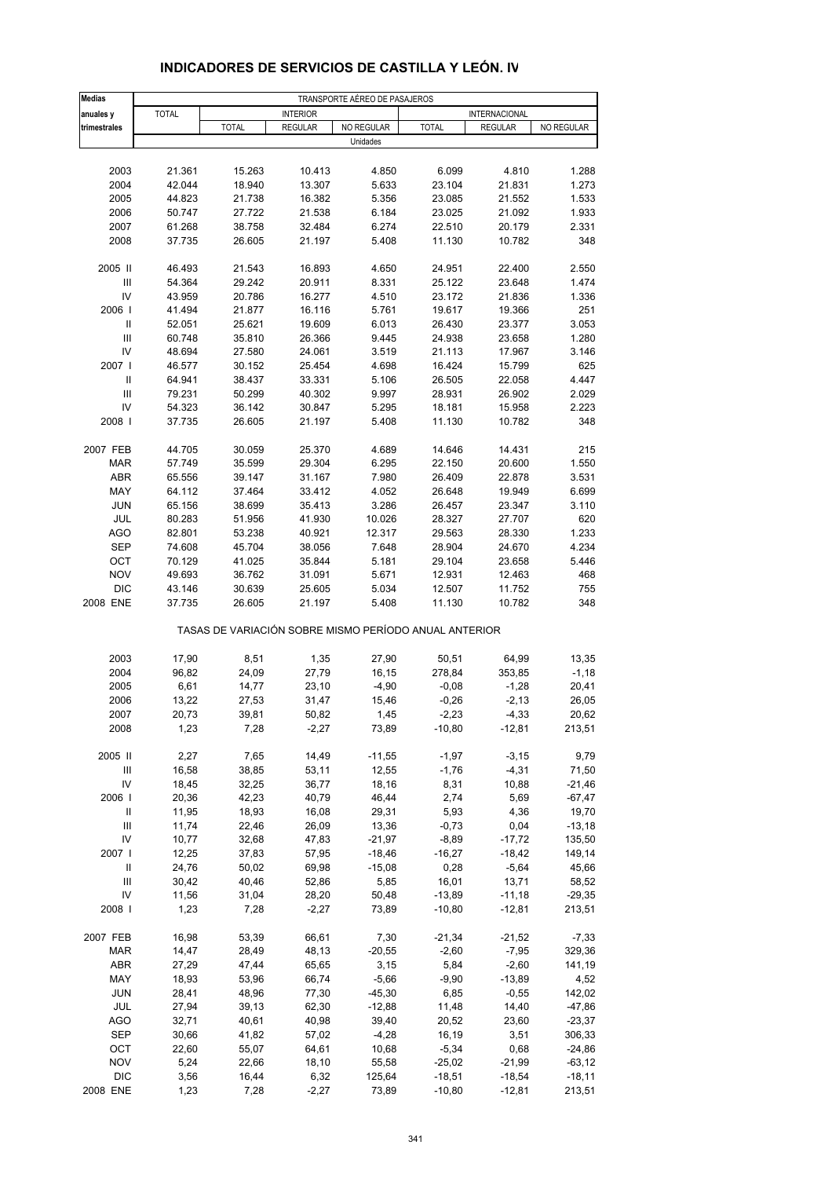# INDICADORES DE SERVICIOS DE CASTILLA Y LEÓN. IV

| Medias anuales y trimestrales | TRANSPORTE AÉREO DE PASAJEROS | | | | | | |
|---|---|---|---|---|---|---|---|
| | TOTAL | INTERIOR | | | INTERNACIONAL | | |
| | | TOTAL | REGULAR | NO REGULAR | TOTAL | REGULAR | NO REGULAR |
| | Unidades | | | | | | |
| 2003 | 21.361 | 15.263 | 10.413 | 4.850 | 6.099 | 4.810 | 1.288 |
| 2004 | 42.044 | 18.940 | 13.307 | 5.633 | 23.104 | 21.831 | 1.273 |
| 2005 | 44.823 | 21.738 | 16.382 | 5.356 | 23.085 | 21.552 | 1.533 |
| 2006 | 50.747 | 27.722 | 21.538 | 6.184 | 23.025 | 21.092 | 1.933 |
| 2007 | 61.268 | 38.758 | 32.484 | 6.274 | 22.510 | 20.179 | 2.331 |
| 2008 | 37.735 | 26.605 | 21.197 | 5.408 | 11.130 | 10.782 | 348 |
| 2005 II | 46.493 | 21.543 | 16.893 | 4.650 | 24.951 | 22.400 | 2.550 |
| III | 54.364 | 29.242 | 20.911 | 8.331 | 25.122 | 23.648 | 1.474 |
| IV | 43.959 | 20.786 | 16.277 | 4.510 | 23.172 | 21.836 | 1.336 |
| 2006 I | 41.494 | 21.877 | 16.116 | 5.761 | 19.617 | 19.366 | 251 |
| II | 52.051 | 25.621 | 19.609 | 6.013 | 26.430 | 23.377 | 3.053 |
| III | 60.748 | 35.810 | 26.366 | 9.445 | 24.938 | 23.658 | 1.280 |
| IV | 48.694 | 27.580 | 24.061 | 3.519 | 21.113 | 17.967 | 3.146 |
| 2007 I | 46.577 | 30.152 | 25.454 | 4.698 | 16.424 | 15.799 | 625 |
| II | 64.941 | 38.437 | 33.331 | 5.106 | 26.505 | 22.058 | 4.447 |
| III | 79.231 | 50.299 | 40.302 | 9.997 | 28.931 | 26.902 | 2.029 |
| IV | 54.323 | 36.142 | 30.847 | 5.295 | 18.181 | 15.958 | 2.223 |
| 2008 I | 37.735 | 26.605 | 21.197 | 5.408 | 11.130 | 10.782 | 348 |
| 2007 FEB | 44.705 | 30.059 | 25.370 | 4.689 | 14.646 | 14.431 | 215 |
| MAR | 57.749 | 35.599 | 29.304 | 6.295 | 22.150 | 20.600 | 1.550 |
| ABR | 65.556 | 39.147 | 31.167 | 7.980 | 26.409 | 22.878 | 3.531 |
| MAY | 64.112 | 37.464 | 33.412 | 4.052 | 26.648 | 19.949 | 6.699 |
| JUN | 65.156 | 38.699 | 35.413 | 3.286 | 26.457 | 23.347 | 3.110 |
| JUL | 80.283 | 51.956 | 41.930 | 10.026 | 28.327 | 27.707 | 620 |
| AGO | 82.801 | 53.238 | 40.921 | 12.317 | 29.563 | 28.330 | 1.233 |
| SEP | 74.608 | 45.704 | 38.056 | 7.648 | 28.904 | 24.670 | 4.234 |
| OCT | 70.129 | 41.025 | 35.844 | 5.181 | 29.104 | 23.658 | 5.446 |
| NOV | 49.693 | 36.762 | 31.091 | 5.671 | 12.931 | 12.463 | 468 |
| DIC | 43.146 | 30.639 | 25.605 | 5.034 | 12.507 | 11.752 | 755 |
| 2008 ENE | 37.735 | 26.605 | 21.197 | 5.408 | 11.130 | 10.782 | 348 |
| | TASAS DE VARIACIÓN SOBRE MISMO PERÍODO ANUAL ANTERIOR | | | | | | |
| 2003 | 17,90 | 8,51 | 1,35 | 27,90 | 50,51 | 64,99 | 13,35 |
| 2004 | 96,82 | 24,09 | 27,79 | 16,15 | 278,84 | 353,85 | -1,18 |
| 2005 | 6,61 | 14,77 | 23,10 | -4,90 | -0,08 | -1,28 | 20,41 |
| 2006 | 13,22 | 27,53 | 31,47 | 15,46 | -0,26 | -2,13 | 26,05 |
| 2007 | 20,73 | 39,81 | 50,82 | 1,45 | -2,23 | -4,33 | 20,62 |
| 2008 | 1,23 | 7,28 | -2,27 | 73,89 | -10,80 | -12,81 | 213,51 |
| 2005 II | 2,27 | 7,65 | 14,49 | -11,55 | -1,97 | -3,15 | 9,79 |
| III | 16,58 | 38,85 | 53,11 | 12,55 | -1,76 | -4,31 | 71,50 |
| IV | 18,45 | 32,25 | 36,77 | 18,16 | 8,31 | 10,88 | -21,46 |
| 2006 I | 20,36 | 42,23 | 40,79 | 46,44 | 2,74 | 5,69 | -67,47 |
| II | 11,95 | 18,93 | 16,08 | 29,31 | 5,93 | 4,36 | 19,70 |
| III | 11,74 | 22,46 | 26,09 | 13,36 | -0,73 | 0,04 | -13,18 |
| IV | 10,77 | 32,68 | 47,83 | -21,97 | -8,89 | -17,72 | 135,50 |
| 2007 I | 12,25 | 37,83 | 57,95 | -18,46 | -16,27 | -18,42 | 149,14 |
| II | 24,76 | 50,02 | 69,98 | -15,08 | 0,28 | -5,64 | 45,66 |
| III | 30,42 | 40,46 | 52,86 | 5,85 | 16,01 | 13,71 | 58,52 |
| IV | 11,56 | 31,04 | 28,20 | 50,48 | -13,89 | -11,18 | -29,35 |
| 2008 I | 1,23 | 7,28 | -2,27 | 73,89 | -10,80 | -12,81 | 213,51 |
| 2007 FEB | 16,98 | 53,39 | 66,61 | 7,30 | -21,34 | -21,52 | -7,33 |
| MAR | 14,47 | 28,49 | 48,13 | -20,55 | -2,60 | -7,95 | 329,36 |
| ABR | 27,29 | 47,44 | 65,65 | 3,15 | 5,84 | -2,60 | 141,19 |
| MAY | 18,93 | 53,96 | 66,74 | -5,66 | -9,90 | -13,89 | 4,52 |
| JUN | 28,41 | 48,96 | 77,30 | -45,30 | 6,85 | -0,55 | 142,02 |
| JUL | 27,94 | 39,13 | 62,30 | -12,88 | 11,48 | 14,40 | -47,86 |
| AGO | 32,71 | 40,61 | 40,98 | 39,40 | 20,52 | 23,60 | -23,37 |
| SEP | 30,66 | 41,82 | 57,02 | -4,28 | 16,19 | 3,51 | 306,33 |
| OCT | 22,60 | 55,07 | 64,61 | 10,68 | -5,34 | 0,68 | -24,86 |
| NOV | 5,24 | 22,66 | 18,10 | 55,58 | -25,02 | -21,99 | -63,12 |
| DIC | 3,56 | 16,44 | 6,32 | 125,64 | -18,51 | -18,54 | -18,11 |
| 2008 ENE | 1,23 | 7,28 | -2,27 | 73,89 | -10,80 | -12,81 | 213,51 |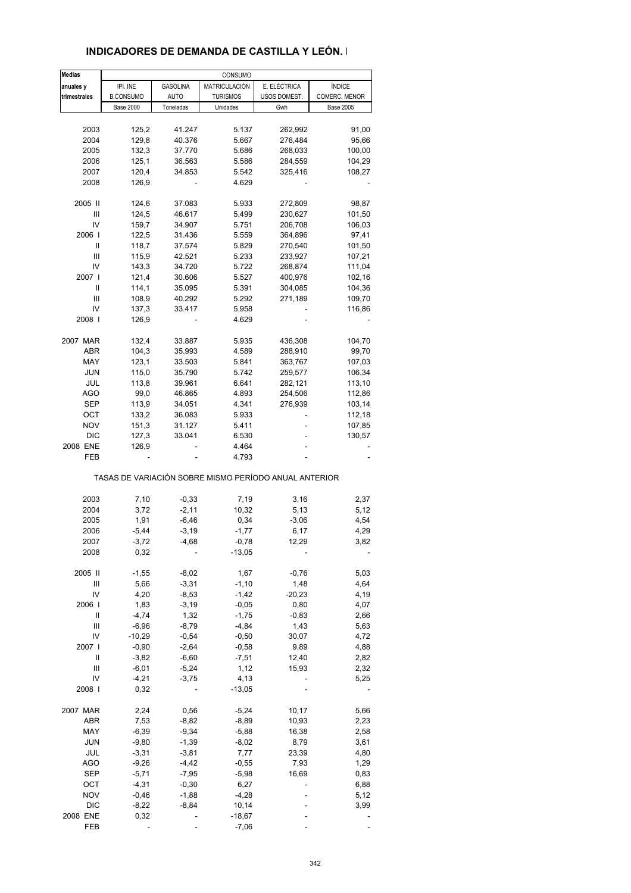## INDICADORES DE DEMANDA DE CASTILLA Y LEÓN. I

| Medias anuales y trimestrales | CONSUMO | | | | |
|---|---|---|---|---|---|
| | IPI. INE B.CONSUMO | GASOLINA AUTO | MATRICULACIÓN TURISMOS | E. ELÉCTRICA USOS DOMEST. | ÍNDICE COMERC. MENOR |
| | Base 2000 | Toneladas | Unidades | Gwh | Base 2005 |
| 2003 | 125,2 | 41.247 | 5.137 | 262,992 | 91,00 |
| 2004 | 129,8 | 40.376 | 5.667 | 276,484 | 95,66 |
| 2005 | 132,3 | 37.770 | 5.686 | 268,033 | 100,00 |
| 2006 | 125,1 | 36.563 | 5.586 | 284,559 | 104,29 |
| 2007 | 120,4 | 34.853 | 5.542 | 325,416 | 108,27 |
| 2008 | 126,9 | - | 4.629 | - | - |
| 2005 II | 124,6 | 37.083 | 5.933 | 272,809 | 98,87 |
| III | 124,5 | 46.617 | 5.499 | 230,627 | 101,50 |
| IV | 159,7 | 34.907 | 5.751 | 206,708 | 106,03 |
| 2006 I | 122,5 | 31.436 | 5.559 | 364,896 | 97,41 |
| II | 118,7 | 37.574 | 5.829 | 270,540 | 101,50 |
| III | 115,9 | 42.521 | 5.233 | 233,927 | 107,21 |
| IV | 143,3 | 34.720 | 5.722 | 268,874 | 111,04 |
| 2007 I | 121,4 | 30.606 | 5.527 | 400,976 | 102,16 |
| II | 114,1 | 35.095 | 5.391 | 304,085 | 104,36 |
| III | 108,9 | 40.292 | 5.292 | 271,189 | 109,70 |
| IV | 137,3 | 33.417 | 5.958 | - | 116,86 |
| 2008 I | 126,9 | - | 4.629 | - | - |
| 2007 MAR | 132,4 | 33.887 | 5.935 | 436,308 | 104,70 |
| ABR | 104,3 | 35.993 | 4.589 | 288,910 | 99,70 |
| MAY | 123,1 | 33.503 | 5.841 | 363,767 | 107,03 |
| JUN | 115,0 | 35.790 | 5.742 | 259,577 | 106,34 |
| JUL | 113,8 | 39.961 | 6.641 | 282,121 | 113,10 |
| AGO | 99,0 | 46.865 | 4.893 | 254,506 | 112,86 |
| SEP | 113,9 | 34.051 | 4.341 | 276,939 | 103,14 |
| OCT | 133,2 | 36.083 | 5.933 | - | 112,18 |
| NOV | 151,3 | 31.127 | 5.411 | - | 107,85 |
| DIC | 127,3 | 33.041 | 6.530 | - | 130,57 |
| 2008 ENE | 126,9 | - | 4.464 | - | - |
| FEB | - | - | 4.793 | - | - |
| | TASAS DE VARIACIÓN SOBRE MISMO PERÍODO ANUAL ANTERIOR | | | | |
| 2003 | 7,10 | -0,33 | 7,19 | 3,16 | 2,37 |
| 2004 | 3,72 | -2,11 | 10,32 | 5,13 | 5,12 |
| 2005 | 1,91 | -6,46 | 0,34 | -3,06 | 4,54 |
| 2006 | -5,44 | -3,19 | -1,77 | 6,17 | 4,29 |
| 2007 | -3,72 | -4,68 | -0,78 | 12,29 | 3,82 |
| 2008 | 0,32 | - | -13,05 | - | - |
| 2005 II | -1,55 | -8,02 | 1,67 | -0,76 | 5,03 |
| III | 5,66 | -3,31 | -1,10 | 1,48 | 4,64 |
| IV | 4,20 | -8,53 | -1,42 | -20,23 | 4,19 |
| 2006 I | 1,83 | -3,19 | -0,05 | 0,80 | 4,07 |
| II | -4,74 | 1,32 | -1,75 | -0,83 | 2,66 |
| III | -6,96 | -8,79 | -4,84 | 1,43 | 5,63 |
| IV | -10,29 | -0,54 | -0,50 | 30,07 | 4,72 |
| 2007 I | -0,90 | -2,64 | -0,58 | 9,89 | 4,88 |
| II | -3,82 | -6,60 | -7,51 | 12,40 | 2,82 |
| III | -6,01 | -5,24 | 1,12 | 15,93 | 2,32 |
| IV | -4,21 | -3,75 | 4,13 | - | 5,25 |
| 2008 I | 0,32 | - | -13,05 | - | - |
| 2007 MAR | 2,24 | 0,56 | -5,24 | 10,17 | 5,66 |
| ABR | 7,53 | -8,82 | -8,89 | 10,93 | 2,23 |
| MAY | -6,39 | -9,34 | -5,88 | 16,38 | 2,58 |
| JUN | -9,80 | -1,39 | -8,02 | 8,79 | 3,61 |
| JUL | -3,31 | -3,81 | 7,77 | 23,39 | 4,80 |
| AGO | -9,26 | -4,42 | -0,55 | 7,93 | 1,29 |
| SEP | -5,71 | -7,95 | -5,98 | 16,69 | 0,83 |
| OCT | -4,31 | -0,30 | 6,27 | - | 6,88 |
| NOV | -0,46 | -1,88 | -4,28 | - | 5,12 |
| DIC | -8,22 | -8,84 | 10,14 | - | 3,99 |
| 2008 ENE | 0,32 | - | -18,67 | - | - |
| FEB | - | - | -7,06 | - | - |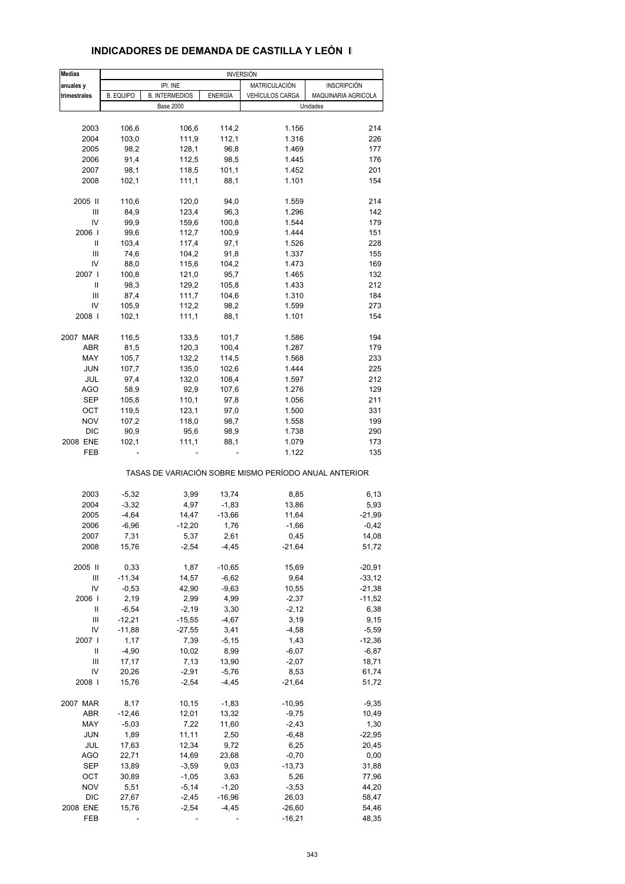## INDICADORES DE DEMANDA DE CASTILLA Y LEÓN I

| Medias anuales y trimestrales | INVERSIÓN | | | | |
|---|---|---|---|---|---|
| | IPI. INE | | | MATRICULACIÓN | INSCRIPCIÓN |
| | B. EQUIPO | B. INTERMEDIOS | ENERGÍA | VEHÍCULOS CARGA | MAQUINARIA AGRICOLA |
| | Base 2000 | | | Unidades | |
| 2003 | 106,6 | 106,6 | 114,2 | 1.156 | 214 |
| 2004 | 103,0 | 111,9 | 112,1 | 1.316 | 226 |
| 2005 | 98,2 | 128,1 | 96,8 | 1.469 | 177 |
| 2006 | 91,4 | 112,5 | 98,5 | 1.445 | 176 |
| 2007 | 98,1 | 118,5 | 101,1 | 1.452 | 201 |
| 2008 | 102,1 | 111,1 | 88,1 | 1.101 | 154 |
| 2005 II | 110,6 | 120,0 | 94,0 | 1.559 | 214 |
| III | 84,9 | 123,4 | 96,3 | 1.296 | 142 |
| IV | 99,9 | 159,6 | 100,8 | 1.544 | 179 |
| 2006 I | 99,6 | 112,7 | 100,9 | 1.444 | 151 |
| II | 103,4 | 117,4 | 97,1 | 1.526 | 228 |
| III | 74,6 | 104,2 | 91,8 | 1.337 | 155 |
| IV | 88,0 | 115,6 | 104,2 | 1.473 | 169 |
| 2007 I | 100,8 | 121,0 | 95,7 | 1.465 | 132 |
| II | 98,3 | 129,2 | 105,8 | 1.433 | 212 |
| III | 87,4 | 111,7 | 104,6 | 1.310 | 184 |
| IV | 105,9 | 112,2 | 98,2 | 1.599 | 273 |
| 2008 I | 102,1 | 111,1 | 88,1 | 1.101 | 154 |
| 2007 MAR | 116,5 | 133,5 | 101,7 | 1.586 | 194 |
| ABR | 81,5 | 120,3 | 100,4 | 1.287 | 179 |
| MAY | 105,7 | 132,2 | 114,5 | 1.568 | 233 |
| JUN | 107,7 | 135,0 | 102,6 | 1.444 | 225 |
| JUL | 97,4 | 132,0 | 108,4 | 1.597 | 212 |
| AGO | 58,9 | 92,9 | 107,6 | 1.276 | 129 |
| SEP | 105,8 | 110,1 | 97,8 | 1.056 | 211 |
| OCT | 119,5 | 123,1 | 97,0 | 1.500 | 331 |
| NOV | 107,2 | 118,0 | 98,7 | 1.558 | 199 |
| DIC | 90,9 | 95,6 | 98,9 | 1.738 | 290 |
| 2008 ENE | 102,1 | 111,1 | 88,1 | 1.079 | 173 |
| FEB | - | - | - | 1.122 | 135 |
| | TASAS DE VARIACIÓN SOBRE MISMO PERÍODO ANUAL ANTERIOR | | | | |
| 2003 | -5,32 | 3,99 | 13,74 | 8,85 | 6,13 |
| 2004 | -3,32 | 4,97 | -1,83 | 13,86 | 5,93 |
| 2005 | -4,64 | 14,47 | -13,66 | 11,64 | -21,99 |
| 2006 | -6,96 | -12,20 | 1,76 | -1,66 | -0,42 |
| 2007 | 7,31 | 5,37 | 2,61 | 0,45 | 14,08 |
| 2008 | 15,76 | -2,54 | -4,45 | -21,64 | 51,72 |
| 2005 II | 0,33 | 1,87 | -10,65 | 15,69 | -20,91 |
| III | -11,34 | 14,57 | -6,62 | 9,64 | -33,12 |
| IV | -0,53 | 42,90 | -9,63 | 10,55 | -21,38 |
| 2006 I | 2,19 | 2,99 | 4,99 | -2,37 | -11,52 |
| II | -6,54 | -2,19 | 3,30 | -2,12 | 6,38 |
| III | -12,21 | -15,55 | -4,67 | 3,19 | 9,15 |
| IV | -11,88 | -27,55 | 3,41 | -4,58 | -5,59 |
| 2007 I | 1,17 | 7,39 | -5,15 | 1,43 | -12,36 |
| II | -4,90 | 10,02 | 8,99 | -6,07 | -6,87 |
| III | 17,17 | 7,13 | 13,90 | -2,07 | 18,71 |
| IV | 20,26 | -2,91 | -5,76 | 8,53 | 61,74 |
| 2008 I | 15,76 | -2,54 | -4,45 | -21,64 | 51,72 |
| 2007 MAR | 8,17 | 10,15 | -1,83 | -10,95 | -9,35 |
| ABR | -12,46 | 12,01 | 13,32 | -9,75 | 10,49 |
| MAY | -5,03 | 7,22 | 11,60 | -2,43 | 1,30 |
| JUN | 1,89 | 11,11 | 2,50 | -6,48 | -22,95 |
| JUL | 17,63 | 12,34 | 9,72 | 6,25 | 20,45 |
| AGO | 22,71 | 14,69 | 23,68 | -0,70 | 0,00 |
| SEP | 13,89 | -3,59 | 9,03 | -13,73 | 31,88 |
| OCT | 30,89 | -1,05 | 3,63 | 5,26 | 77,96 |
| NOV | 5,51 | -5,14 | -1,20 | -3,53 | 44,20 |
| DIC | 27,67 | -2,45 | -16,96 | 26,03 | 58,47 |
| 2008 ENE | 15,76 | -2,54 | -4,45 | -26,60 | 54,46 |
| FEB | - | - | - | -16,21 | 48,35 |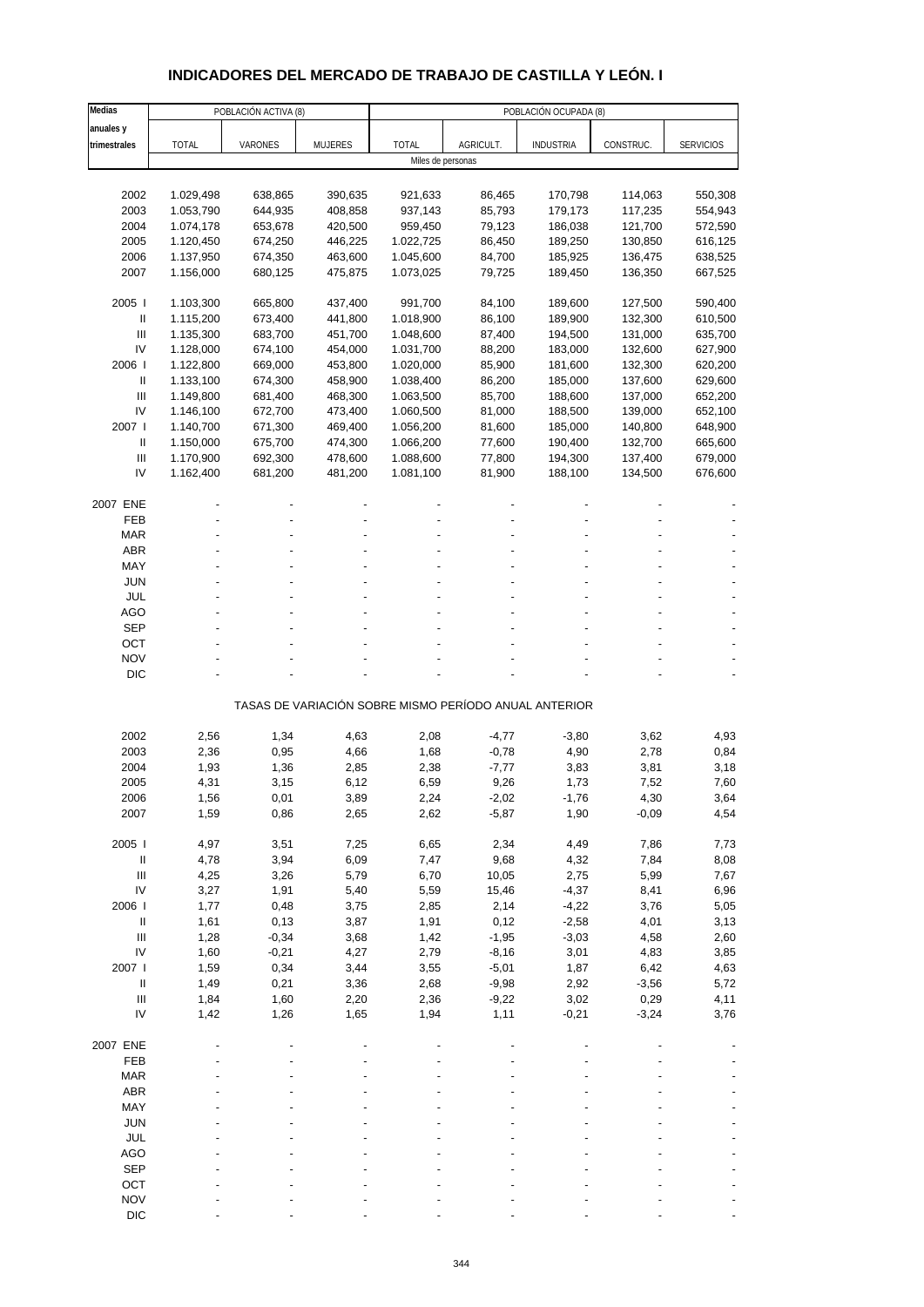# INDICADORES DEL MERCADO DE TRABAJO DE CASTILLA Y LEÓN. I

| Medias anuales y trimestrales | POBLACIÓN ACTIVA (8) | | | POBLACIÓN OCUPADA (8) | | | | |
|---|---|---|---|---|---|---|---|---|
| | TOTAL | VARONES | MUJERES | TOTAL | AGRICULT. | INDUSTRIA | CONSTRUC. | SERVICIOS |
| | Miles de personas | | | | | | | |
| 2002 | 1.029,498 | 638,865 | 390,635 | 921,633 | 86,465 | 170,798 | 114,063 | 550,308 |
| 2003 | 1.053,790 | 644,935 | 408,858 | 937,143 | 85,793 | 179,173 | 117,235 | 554,943 |
| 2004 | 1.074,178 | 653,678 | 420,500 | 959,450 | 79,123 | 186,038 | 121,700 | 572,590 |
| 2005 | 1.120,450 | 674,250 | 446,225 | 1.022,725 | 86,450 | 189,250 | 130,850 | 616,125 |
| 2006 | 1.137,950 | 674,350 | 463,600 | 1.045,600 | 84,700 | 185,925 | 136,475 | 638,525 |
| 2007 | 1.156,000 | 680,125 | 475,875 | 1.073,025 | 79,725 | 189,450 | 136,350 | 667,525 |
| 2005 I | 1.103,300 | 665,800 | 437,400 | 991,700 | 84,100 | 189,600 | 127,500 | 590,400 |
| II | 1.115,200 | 673,400 | 441,800 | 1.018,900 | 86,100 | 189,900 | 132,300 | 610,500 |
| III | 1.135,300 | 683,700 | 451,700 | 1.048,600 | 87,400 | 194,500 | 131,000 | 635,700 |
| IV | 1.128,000 | 674,100 | 454,000 | 1.031,700 | 88,200 | 183,000 | 132,600 | 627,900 |
| 2006 I | 1.122,800 | 669,000 | 453,800 | 1.020,000 | 85,900 | 181,600 | 132,300 | 620,200 |
| II | 1.133,100 | 674,300 | 458,900 | 1.038,400 | 86,200 | 185,000 | 137,600 | 629,600 |
| III | 1.149,800 | 681,400 | 468,300 | 1.063,500 | 85,700 | 188,600 | 137,000 | 652,200 |
| IV | 1.146,100 | 672,700 | 473,400 | 1.060,500 | 81,000 | 188,500 | 139,000 | 652,100 |
| 2007 I | 1.140,700 | 671,300 | 469,400 | 1.056,200 | 81,600 | 185,000 | 140,800 | 648,900 |
| II | 1.150,000 | 675,700 | 474,300 | 1.066,200 | 77,600 | 190,400 | 132,700 | 665,600 |
| III | 1.170,900 | 692,300 | 478,600 | 1.088,600 | 77,800 | 194,300 | 137,400 | 679,000 |
| IV | 1.162,400 | 681,200 | 481,200 | 1.081,100 | 81,900 | 188,100 | 134,500 | 676,600 |
| 2007 ENE | - | - | - | - | - | - | - | - |
| FEB | - | - | - | - | - | - | - | - |
| MAR | - | - | - | - | - | - | - | - |
| ABR | - | - | - | - | - | - | - | - |
| MAY | - | - | - | - | - | - | - | - |
| JUN | - | - | - | - | - | - | - | - |
| JUL | - | - | - | - | - | - | - | - |
| AGO | - | - | - | - | - | - | - | - |
| SEP | - | - | - | - | - | - | - | - |
| OCT | - | - | - | - | - | - | - | - |
| NOV | - | - | - | - | - | - | - | - |
| DIC | - | - | - | - | - | - | - | - |
| | TASAS DE VARIACIÓN SOBRE MISMO PERÍODO ANUAL ANTERIOR | | | | | | | |
| 2002 | 2,56 | 1,34 | 4,63 | 2,08 | -4,77 | -3,80 | 3,62 | 4,93 |
| 2003 | 2,36 | 0,95 | 4,66 | 1,68 | -0,78 | 4,90 | 2,78 | 0,84 |
| 2004 | 1,93 | 1,36 | 2,85 | 2,38 | -7,77 | 3,83 | 3,81 | 3,18 |
| 2005 | 4,31 | 3,15 | 6,12 | 6,59 | 9,26 | 1,73 | 7,52 | 7,60 |
| 2006 | 1,56 | 0,01 | 3,89 | 2,24 | -2,02 | -1,76 | 4,30 | 3,64 |
| 2007 | 1,59 | 0,86 | 2,65 | 2,62 | -5,87 | 1,90 | -0,09 | 4,54 |
| 2005 I | 4,97 | 3,51 | 7,25 | 6,65 | 2,34 | 4,49 | 7,86 | 7,73 |
| II | 4,78 | 3,94 | 6,09 | 7,47 | 9,68 | 4,32 | 7,84 | 8,08 |
| III | 4,25 | 3,26 | 5,79 | 6,70 | 10,05 | 2,75 | 5,99 | 7,67 |
| IV | 3,27 | 1,91 | 5,40 | 5,59 | 15,46 | -4,37 | 8,41 | 6,96 |
| 2006 I | 1,77 | 0,48 | 3,75 | 2,85 | 2,14 | -4,22 | 3,76 | 5,05 |
| II | 1,61 | 0,13 | 3,87 | 1,91 | 0,12 | -2,58 | 4,01 | 3,13 |
| III | 1,28 | -0,34 | 3,68 | 1,42 | -1,95 | -3,03 | 4,58 | 2,60 |
| IV | 1,60 | -0,21 | 4,27 | 2,79 | -8,16 | 3,01 | 4,83 | 3,85 |
| 2007 I | 1,59 | 0,34 | 3,44 | 3,55 | -5,01 | 1,87 | 6,42 | 4,63 |
| II | 1,49 | 0,21 | 3,36 | 2,68 | -9,98 | 2,92 | -3,56 | 5,72 |
| III | 1,84 | 1,60 | 2,20 | 2,36 | -9,22 | 3,02 | 0,29 | 4,11 |
| IV | 1,42 | 1,26 | 1,65 | 1,94 | 1,11 | -0,21 | -3,24 | 3,76 |
| 2007 ENE | - | - | - | - | - | - | - | - |
| FEB | - | - | - | - | - | - | - | - |
| MAR | - | - | - | - | - | - | - | - |
| ABR | - | - | - | - | - | - | - | - |
| MAY | - | - | - | - | - | - | - | - |
| JUN | - | - | - | - | - | - | - | - |
| JUL | - | - | - | - | - | - | - | - |
| AGO | - | - | - | - | - | - | - | - |
| SEP | - | - | - | - | - | - | - | - |
| OCT | - | - | - | - | - | - | - | - |
| NOV | - | - | - | - | - | - | - | - |
| DIC | - | - | - | - | - | - | - | - |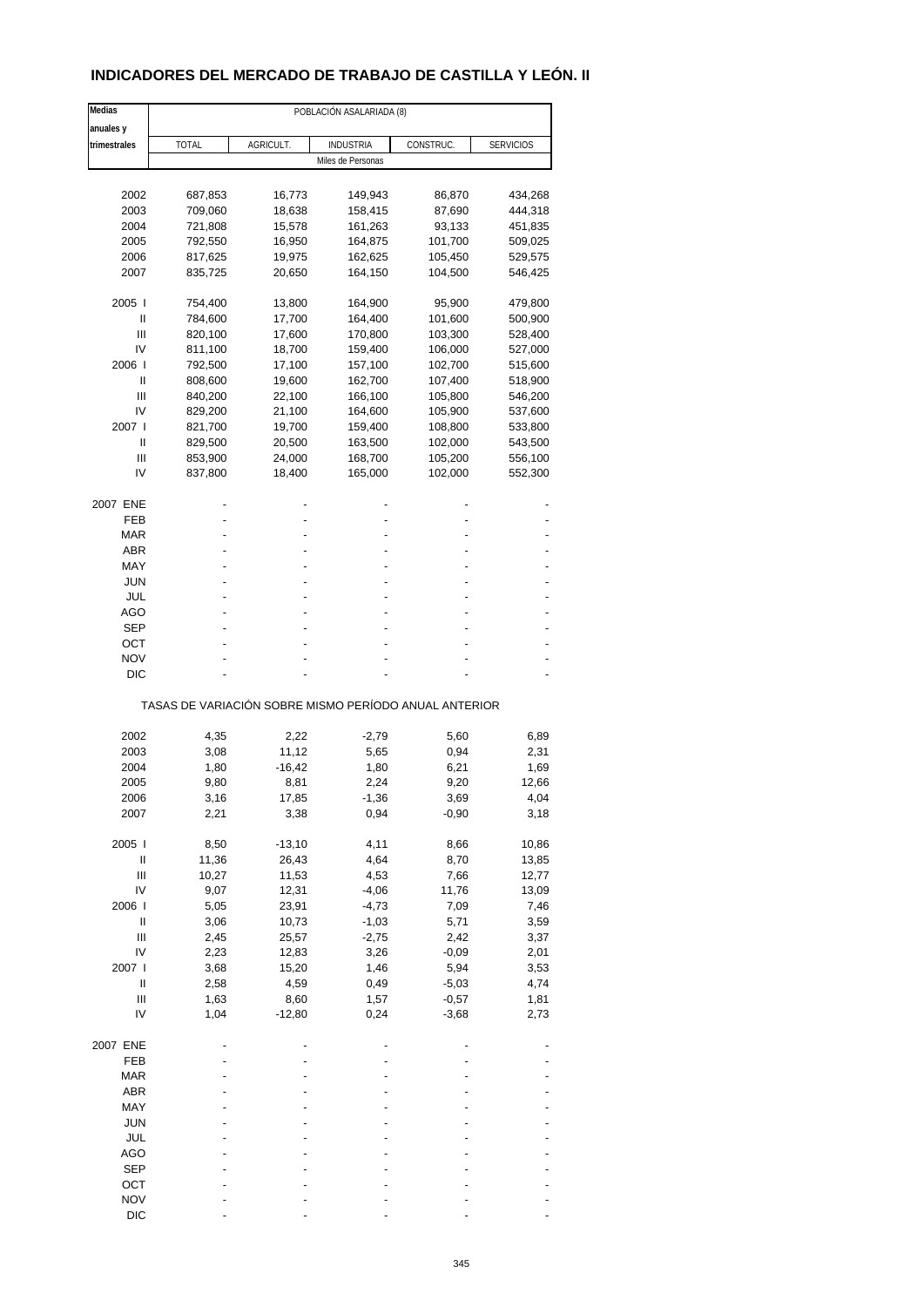# INDICADORES DEL MERCADO DE TRABAJO DE CASTILLA Y LEÓN. II

| Medias anuales y trimestrales | POBLACIÓN ASALARIADA (8) | | | | |
|---|---|---|---|---|---|
| | TOTAL | AGRICULT. | INDUSTRIA | CONSTRUC. | SERVICIOS |
| | Miles de Personas | | | | |
| 2002 | 687,853 | 16,773 | 149,943 | 86,870 | 434,268 |
| 2003 | 709,060 | 18,638 | 158,415 | 87,690 | 444,318 |
| 2004 | 721,808 | 15,578 | 161,263 | 93,133 | 451,835 |
| 2005 | 792,550 | 16,950 | 164,875 | 101,700 | 509,025 |
| 2006 | 817,625 | 19,975 | 162,625 | 105,450 | 529,575 |
| 2007 | 835,725 | 20,650 | 164,150 | 104,500 | 546,425 |
| 2005 I | 754,400 | 13,800 | 164,900 | 95,900 | 479,800 |
| II | 784,600 | 17,700 | 164,400 | 101,600 | 500,900 |
| III | 820,100 | 17,600 | 170,800 | 103,300 | 528,400 |
| IV | 811,100 | 18,700 | 159,400 | 106,000 | 527,000 |
| 2006 I | 792,500 | 17,100 | 157,100 | 102,700 | 515,600 |
| II | 808,600 | 19,600 | 162,700 | 107,400 | 518,900 |
| III | 840,200 | 22,100 | 166,100 | 105,800 | 546,200 |
| IV | 829,200 | 21,100 | 164,600 | 105,900 | 537,600 |
| 2007 I | 821,700 | 19,700 | 159,400 | 108,800 | 533,800 |
| II | 829,500 | 20,500 | 163,500 | 102,000 | 543,500 |
| III | 853,900 | 24,000 | 168,700 | 105,200 | 556,100 |
| IV | 837,800 | 18,400 | 165,000 | 102,000 | 552,300 |
| 2007 ENE | - | - | - | - | - |
| FEB | - | - | - | - | - |
| MAR | - | - | - | - | - |
| ABR | - | - | - | - | - |
| MAY | - | - | - | - | - |
| JUN | - | - | - | - | - |
| JUL | - | - | - | - | - |
| AGO | - | - | - | - | - |
| SEP | - | - | - | - | - |
| OCT | - | - | - | - | - |
| NOV | - | - | - | - | - |
| DIC | - | - | - | - | - |
| | TASAS DE VARIACIÓN SOBRE MISMO PERÍODO ANUAL ANTERIOR | | | | |
| 2002 | 4,35 | 2,22 | -2,79 | 5,60 | 6,89 |
| 2003 | 3,08 | 11,12 | 5,65 | 0,94 | 2,31 |
| 2004 | 1,80 | -16,42 | 1,80 | 6,21 | 1,69 |
| 2005 | 9,80 | 8,81 | 2,24 | 9,20 | 12,66 |
| 2006 | 3,16 | 17,85 | -1,36 | 3,69 | 4,04 |
| 2007 | 2,21 | 3,38 | 0,94 | -0,90 | 3,18 |
| 2005 I | 8,50 | -13,10 | 4,11 | 8,66 | 10,86 |
| II | 11,36 | 26,43 | 4,64 | 8,70 | 13,85 |
| III | 10,27 | 11,53 | 4,53 | 7,66 | 12,77 |
| IV | 9,07 | 12,31 | -4,06 | 11,76 | 13,09 |
| 2006 I | 5,05 | 23,91 | -4,73 | 7,09 | 7,46 |
| II | 3,06 | 10,73 | -1,03 | 5,71 | 3,59 |
| III | 2,45 | 25,57 | -2,75 | 2,42 | 3,37 |
| IV | 2,23 | 12,83 | 3,26 | -0,09 | 2,01 |
| 2007 I | 3,68 | 15,20 | 1,46 | 5,94 | 3,53 |
| II | 2,58 | 4,59 | 0,49 | -5,03 | 4,74 |
| III | 1,63 | 8,60 | 1,57 | -0,57 | 1,81 |
| IV | 1,04 | -12,80 | 0,24 | -3,68 | 2,73 |
| 2007 ENE | - | - | - | - | - |
| FEB | - | - | - | - | - |
| MAR | - | - | - | - | - |
| ABR | - | - | - | - | - |
| MAY | - | - | - | - | - |
| JUN | - | - | - | - | - |
| JUL | - | - | - | - | - |
| AGO | - | - | - | - | - |
| SEP | - | - | - | - | - |
| OCT | - | - | - | - | - |
| NOV | - | - | - | - | - |
| DIC | - | - | - | - | - |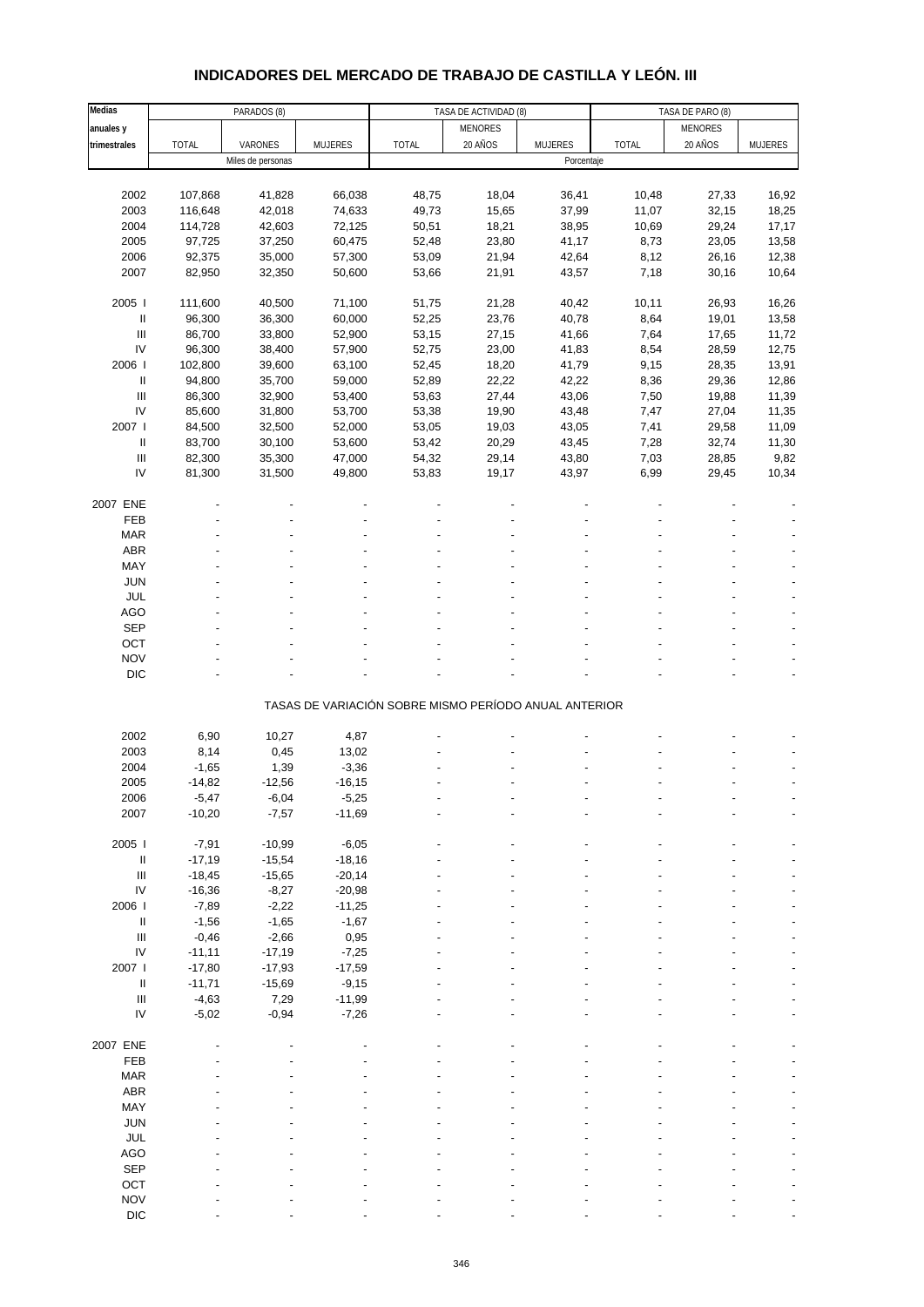# INDICADORES DEL MERCADO DE TRABAJO DE CASTILLA Y LEÓN. III

| Medias anuales y trimestrales | PARADOS (8) | | | TASA DE ACTIVIDAD (8) | | | TASA DE PARO (8) | | |
|---|---|---|---|---|---|---|---|---|---|
| | TOTAL | VARONES | MUJERES | TOTAL | MENORES 20 AÑOS | MUJERES | TOTAL | MENORES 20 AÑOS | MUJERES |
| | Miles de personas | | | Porcentaje | | | | | |
| 2002 | 107,868 | 41,828 | 66,038 | 48,75 | 18,04 | 36,41 | 10,48 | 27,33 | 16,92 |
| 2003 | 116,648 | 42,018 | 74,633 | 49,73 | 15,65 | 37,99 | 11,07 | 32,15 | 18,25 |
| 2004 | 114,728 | 42,603 | 72,125 | 50,51 | 18,21 | 38,95 | 10,69 | 29,24 | 17,17 |
| 2005 | 97,725 | 37,250 | 60,475 | 52,48 | 23,80 | 41,17 | 8,73 | 23,05 | 13,58 |
| 2006 | 92,375 | 35,000 | 57,300 | 53,09 | 21,94 | 42,64 | 8,12 | 26,16 | 12,38 |
| 2007 | 82,950 | 32,350 | 50,600 | 53,66 | 21,91 | 43,57 | 7,18 | 30,16 | 10,64 |
| 2005 I | 111,600 | 40,500 | 71,100 | 51,75 | 21,28 | 40,42 | 10,11 | 26,93 | 16,26 |
| II | 96,300 | 36,300 | 60,000 | 52,25 | 23,76 | 40,78 | 8,64 | 19,01 | 13,58 |
| III | 86,700 | 33,800 | 52,900 | 53,15 | 27,15 | 41,66 | 7,64 | 17,65 | 11,72 |
| IV | 96,300 | 38,400 | 57,900 | 52,75 | 23,00 | 41,83 | 8,54 | 28,59 | 12,75 |
| 2006 I | 102,800 | 39,600 | 63,100 | 52,45 | 18,20 | 41,79 | 9,15 | 28,35 | 13,91 |
| II | 94,800 | 35,700 | 59,000 | 52,89 | 22,22 | 42,22 | 8,36 | 29,36 | 12,86 |
| III | 86,300 | 32,900 | 53,400 | 53,63 | 27,44 | 43,06 | 7,50 | 19,88 | 11,39 |
| IV | 85,600 | 31,800 | 53,700 | 53,38 | 19,90 | 43,48 | 7,47 | 27,04 | 11,35 |
| 2007 I | 84,500 | 32,500 | 52,000 | 53,05 | 19,03 | 43,05 | 7,41 | 29,58 | 11,09 |
| II | 83,700 | 30,100 | 53,600 | 53,42 | 20,29 | 43,45 | 7,28 | 32,74 | 11,30 |
| III | 82,300 | 35,300 | 47,000 | 54,32 | 29,14 | 43,80 | 7,03 | 28,85 | 9,82 |
| IV | 81,300 | 31,500 | 49,800 | 53,83 | 19,17 | 43,97 | 6,99 | 29,45 | 10,34 |
| 2007 ENE | - | - | - | - | - | - | - | - | - |
| FEB | - | - | - | - | - | - | - | - | - |
| MAR | - | - | - | - | - | - | - | - | - |
| ABR | - | - | - | - | - | - | - | - | - |
| MAY | - | - | - | - | - | - | - | - | - |
| JUN | - | - | - | - | - | - | - | - | - |
| JUL | - | - | - | - | - | - | - | - | - |
| AGO | - | - | - | - | - | - | - | - | - |
| SEP | - | - | - | - | - | - | - | - | - |
| OCT | - | - | - | - | - | - | - | - | - |
| NOV | - | - | - | - | - | - | - | - | - |
| DIC | - | - | - | - | - | - | - | - | - |
| | TASAS DE VARIACIÓN SOBRE MISMO PERÍODO ANUAL ANTERIOR | | | | | | | | |
| 2002 | 6,90 | 10,27 | 4,87 | - | - | - | - | - | - |
| 2003 | 8,14 | 0,45 | 13,02 | - | - | - | - | - | - |
| 2004 | -1,65 | 1,39 | -3,36 | - | - | - | - | - | - |
| 2005 | -14,82 | -12,56 | -16,15 | - | - | - | - | - | - |
| 2006 | -5,47 | -6,04 | -5,25 | - | - | - | - | - | - |
| 2007 | -10,20 | -7,57 | -11,69 | - | - | - | - | - | - |
| 2005 I | -7,91 | -10,99 | -6,05 | - | - | - | - | - | - |
| II | -17,19 | -15,54 | -18,16 | - | - | - | - | - | - |
| III | -18,45 | -15,65 | -20,14 | - | - | - | - | - | - |
| IV | -16,36 | -8,27 | -20,98 | - | - | - | - | - | - |
| 2006 I | -7,89 | -2,22 | -11,25 | - | - | - | - | - | - |
| II | -1,56 | -1,65 | -1,67 | - | - | - | - | - | - |
| III | -0,46 | -2,66 | 0,95 | - | - | - | - | - | - |
| IV | -11,11 | -17,19 | -7,25 | - | - | - | - | - | - |
| 2007 I | -17,80 | -17,93 | -17,59 | - | - | - | - | - | - |
| II | -11,71 | -15,69 | -9,15 | - | - | - | - | - | - |
| III | -4,63 | 7,29 | -11,99 | - | - | - | - | - | - |
| IV | -5,02 | -0,94 | -7,26 | - | - | - | - | - | - |
| 2007 ENE | - | - | - | - | - | - | - | - | - |
| FEB | - | - | - | - | - | - | - | - | - |
| MAR | - | - | - | - | - | - | - | - | - |
| ABR | - | - | - | - | - | - | - | - | - |
| MAY | - | - | - | - | - | - | - | - | - |
| JUN | - | - | - | - | - | - | - | - | - |
| JUL | - | - | - | - | - | - | - | - | - |
| AGO | - | - | - | - | - | - | - | - | - |
| SEP | - | - | - | - | - | - | - | - | - |
| OCT | - | - | - | - | - | - | - | - | - |
| NOV | - | - | - | - | - | - | - | - | - |
| DIC | - | - | - | - | - | - | - | - | - |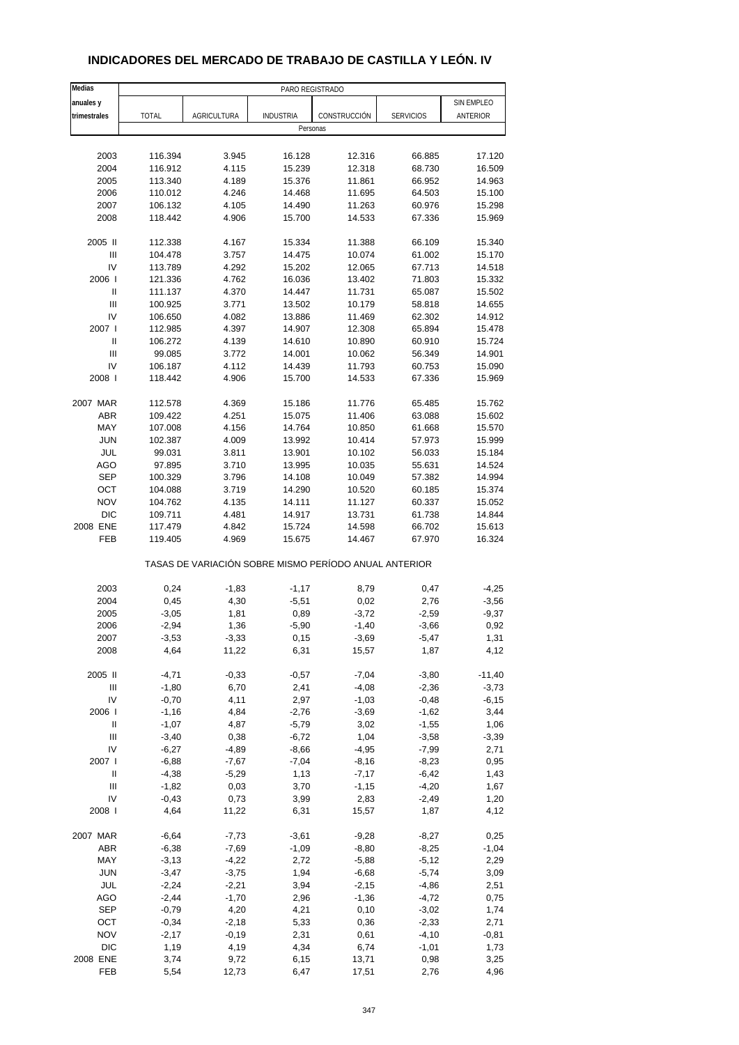# INDICADORES DEL MERCADO DE TRABAJO DE CASTILLA Y LEÓN. IV

| Medias anuales y trimestrales | PARO REGISTRADO | | | | | |
|---|---|---|---|---|---|---|
| | TOTAL | AGRICULTURA | INDUSTRIA | CONSTRUCCIÓN | SERVICIOS | SIN EMPLEO ANTERIOR |
| | Personas | | | | | |
| 2003 | 116.394 | 3.945 | 16.128 | 12.316 | 66.885 | 17.120 |
| 2004 | 116.912 | 4.115 | 15.239 | 12.318 | 68.730 | 16.509 |
| 2005 | 113.340 | 4.189 | 15.376 | 11.861 | 66.952 | 14.963 |
| 2006 | 110.012 | 4.246 | 14.468 | 11.695 | 64.503 | 15.100 |
| 2007 | 106.132 | 4.105 | 14.490 | 11.263 | 60.976 | 15.298 |
| 2008 | 118.442 | 4.906 | 15.700 | 14.533 | 67.336 | 15.969 |
| 2005 II | 112.338 | 4.167 | 15.334 | 11.388 | 66.109 | 15.340 |
| III | 104.478 | 3.757 | 14.475 | 10.074 | 61.002 | 15.170 |
| IV | 113.789 | 4.292 | 15.202 | 12.065 | 67.713 | 14.518 |
| 2006 I | 121.336 | 4.762 | 16.036 | 13.402 | 71.803 | 15.332 |
| II | 111.137 | 4.370 | 14.447 | 11.731 | 65.087 | 15.502 |
| III | 100.925 | 3.771 | 13.502 | 10.179 | 58.818 | 14.655 |
| IV | 106.650 | 4.082 | 13.886 | 11.469 | 62.302 | 14.912 |
| 2007 I | 112.985 | 4.397 | 14.907 | 12.308 | 65.894 | 15.478 |
| II | 106.272 | 4.139 | 14.610 | 10.890 | 60.910 | 15.724 |
| III | 99.085 | 3.772 | 14.001 | 10.062 | 56.349 | 14.901 |
| IV | 106.187 | 4.112 | 14.439 | 11.793 | 60.753 | 15.090 |
| 2008 I | 118.442 | 4.906 | 15.700 | 14.533 | 67.336 | 15.969 |
| 2007 MAR | 112.578 | 4.369 | 15.186 | 11.776 | 65.485 | 15.762 |
| ABR | 109.422 | 4.251 | 15.075 | 11.406 | 63.088 | 15.602 |
| MAY | 107.008 | 4.156 | 14.764 | 10.850 | 61.668 | 15.570 |
| JUN | 102.387 | 4.009 | 13.992 | 10.414 | 57.973 | 15.999 |
| JUL | 99.031 | 3.811 | 13.901 | 10.102 | 56.033 | 15.184 |
| AGO | 97.895 | 3.710 | 13.995 | 10.035 | 55.631 | 14.524 |
| SEP | 100.329 | 3.796 | 14.108 | 10.049 | 57.382 | 14.994 |
| OCT | 104.088 | 3.719 | 14.290 | 10.520 | 60.185 | 15.374 |
| NOV | 104.762 | 4.135 | 14.111 | 11.127 | 60.337 | 15.052 |
| DIC | 109.711 | 4.481 | 14.917 | 13.731 | 61.738 | 14.844 |
| 2008 ENE | 117.479 | 4.842 | 15.724 | 14.598 | 66.702 | 15.613 |
| FEB | 119.405 | 4.969 | 15.675 | 14.467 | 67.970 | 16.324 |
| | TASAS DE VARIACIÓN SOBRE MISMO PERÍODO ANUAL ANTERIOR | | | | | |
| 2003 | 0,24 | -1,83 | -1,17 | 8,79 | 0,47 | -4,25 |
| 2004 | 0,45 | 4,30 | -5,51 | 0,02 | 2,76 | -3,56 |
| 2005 | -3,05 | 1,81 | 0,89 | -3,72 | -2,59 | -9,37 |
| 2006 | -2,94 | 1,36 | -5,90 | -1,40 | -3,66 | 0,92 |
| 2007 | -3,53 | -3,33 | 0,15 | -3,69 | -5,47 | 1,31 |
| 2008 | 4,64 | 11,22 | 6,31 | 15,57 | 1,87 | 4,12 |
| 2005 II | -4,71 | -0,33 | -0,57 | -7,04 | -3,80 | -11,40 |
| III | -1,80 | 6,70 | 2,41 | -4,08 | -2,36 | -3,73 |
| IV | -0,70 | 4,11 | 2,97 | -1,03 | -0,48 | -6,15 |
| 2006 I | -1,16 | 4,84 | -2,76 | -3,69 | -1,62 | 3,44 |
| II | -1,07 | 4,87 | -5,79 | 3,02 | -1,55 | 1,06 |
| III | -3,40 | 0,38 | -6,72 | 1,04 | -3,58 | -3,39 |
| IV | -6,27 | -4,89 | -8,66 | -4,95 | -7,99 | 2,71 |
| 2007 I | -6,88 | -7,67 | -7,04 | -8,16 | -8,23 | 0,95 |
| II | -4,38 | -5,29 | 1,13 | -7,17 | -6,42 | 1,43 |
| III | -1,82 | 0,03 | 3,70 | -1,15 | -4,20 | 1,67 |
| IV | -0,43 | 0,73 | 3,99 | 2,83 | -2,49 | 1,20 |
| 2008 I | 4,64 | 11,22 | 6,31 | 15,57 | 1,87 | 4,12 |
| 2007 MAR | -6,64 | -7,73 | -3,61 | -9,28 | -8,27 | 0,25 |
| ABR | -6,38 | -7,69 | -1,09 | -8,80 | -8,25 | -1,04 |
| MAY | -3,13 | -4,22 | 2,72 | -5,88 | -5,12 | 2,29 |
| JUN | -3,47 | -3,75 | 1,94 | -6,68 | -5,74 | 3,09 |
| JUL | -2,24 | -2,21 | 3,94 | -2,15 | -4,86 | 2,51 |
| AGO | -2,44 | -1,70 | 2,96 | -1,36 | -4,72 | 0,75 |
| SEP | -0,79 | 4,20 | 4,21 | 0,10 | -3,02 | 1,74 |
| OCT | -0,34 | -2,18 | 5,33 | 0,36 | -2,33 | 2,71 |
| NOV | -2,17 | -0,19 | 2,31 | 0,61 | -4,10 | -0,81 |
| DIC | 1,19 | 4,19 | 4,34 | 6,74 | -1,01 | 1,73 |
| 2008 ENE | 3,74 | 9,72 | 6,15 | 13,71 | 0,98 | 3,25 |
| FEB | 5,54 | 12,73 | 6,47 | 17,51 | 2,76 | 4,96 |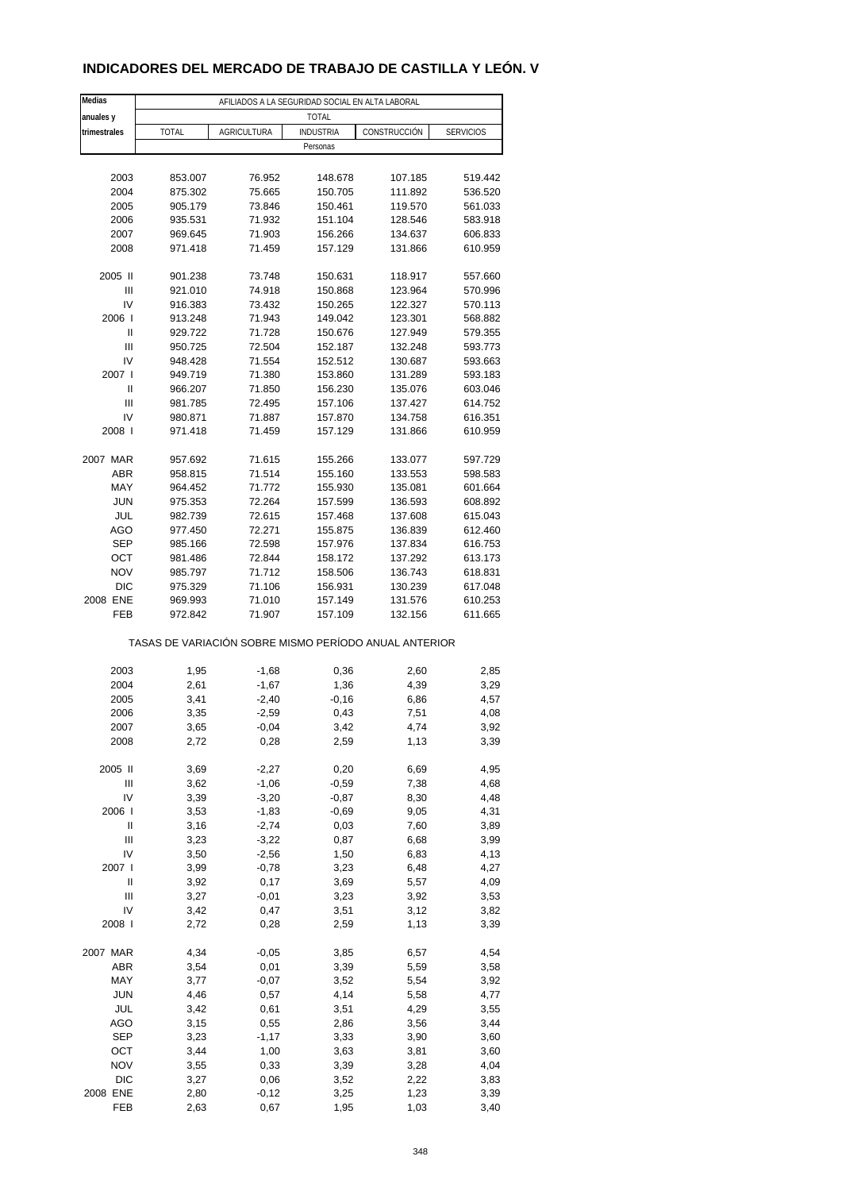# INDICADORES DEL MERCADO DE TRABAJO DE CASTILLA Y LEÓN. V

| Medias anuales y trimestrales | AFILIADOS A LA SEGURIDAD SOCIAL EN ALTA LABORAL | | | | |
|---|---|---|---|---|---|
| | TOTAL | | | | |
| | TOTAL | AGRICULTURA | INDUSTRIA | CONSTRUCCIÓN | SERVICIOS |
| | Personas | | | | |
| 2003 | 853.007 | 76.952 | 148.678 | 107.185 | 519.442 |
| 2004 | 875.302 | 75.665 | 150.705 | 111.892 | 536.520 |
| 2005 | 905.179 | 73.846 | 150.461 | 119.570 | 561.033 |
| 2006 | 935.531 | 71.932 | 151.104 | 128.546 | 583.918 |
| 2007 | 969.645 | 71.903 | 156.266 | 134.637 | 606.833 |
| 2008 | 971.418 | 71.459 | 157.129 | 131.866 | 610.959 |
| 2005 II | 901.238 | 73.748 | 150.631 | 118.917 | 557.660 |
| III | 921.010 | 74.918 | 150.868 | 123.964 | 570.996 |
| IV | 916.383 | 73.432 | 150.265 | 122.327 | 570.113 |
| 2006 I | 913.248 | 71.943 | 149.042 | 123.301 | 568.882 |
| II | 929.722 | 71.728 | 150.676 | 127.949 | 579.355 |
| III | 950.725 | 72.504 | 152.187 | 132.248 | 593.773 |
| IV | 948.428 | 71.554 | 152.512 | 130.687 | 593.663 |
| 2007 I | 949.719 | 71.380 | 153.860 | 131.289 | 593.183 |
| II | 966.207 | 71.850 | 156.230 | 135.076 | 603.046 |
| III | 981.785 | 72.495 | 157.106 | 137.427 | 614.752 |
| IV | 980.871 | 71.887 | 157.870 | 134.758 | 616.351 |
| 2008 I | 971.418 | 71.459 | 157.129 | 131.866 | 610.959 |
| 2007 MAR | 957.692 | 71.615 | 155.266 | 133.077 | 597.729 |
| ABR | 958.815 | 71.514 | 155.160 | 133.553 | 598.583 |
| MAY | 964.452 | 71.772 | 155.930 | 135.081 | 601.664 |
| JUN | 975.353 | 72.264 | 157.599 | 136.593 | 608.892 |
| JUL | 982.739 | 72.615 | 157.468 | 137.608 | 615.043 |
| AGO | 977.450 | 72.271 | 155.875 | 136.839 | 612.460 |
| SEP | 985.166 | 72.598 | 157.976 | 137.834 | 616.753 |
| OCT | 981.486 | 72.844 | 158.172 | 137.292 | 613.173 |
| NOV | 985.797 | 71.712 | 158.506 | 136.743 | 618.831 |
| DIC | 975.329 | 71.106 | 156.931 | 130.239 | 617.048 |
| 2008 ENE | 969.993 | 71.010 | 157.149 | 131.576 | 610.253 |
| FEB | 972.842 | 71.907 | 157.109 | 132.156 | 611.665 |
| | TASAS DE VARIACIÓN SOBRE MISMO PERÍODO ANUAL ANTERIOR | | | | |
| 2003 | 1,95 | -1,68 | 0,36 | 2,60 | 2,85 |
| 2004 | 2,61 | -1,67 | 1,36 | 4,39 | 3,29 |
| 2005 | 3,41 | -2,40 | -0,16 | 6,86 | 4,57 |
| 2006 | 3,35 | -2,59 | 0,43 | 7,51 | 4,08 |
| 2007 | 3,65 | -0,04 | 3,42 | 4,74 | 3,92 |
| 2008 | 2,72 | 0,28 | 2,59 | 1,13 | 3,39 |
| 2005 II | 3,69 | -2,27 | 0,20 | 6,69 | 4,95 |
| III | 3,62 | -1,06 | -0,59 | 7,38 | 4,68 |
| IV | 3,39 | -3,20 | -0,87 | 8,30 | 4,48 |
| 2006 I | 3,53 | -1,83 | -0,69 | 9,05 | 4,31 |
| II | 3,16 | -2,74 | 0,03 | 7,60 | 3,89 |
| III | 3,23 | -3,22 | 0,87 | 6,68 | 3,99 |
| IV | 3,50 | -2,56 | 1,50 | 6,83 | 4,13 |
| 2007 I | 3,99 | -0,78 | 3,23 | 6,48 | 4,27 |
| II | 3,92 | 0,17 | 3,69 | 5,57 | 4,09 |
| III | 3,27 | -0,01 | 3,23 | 3,92 | 3,53 |
| IV | 3,42 | 0,47 | 3,51 | 3,12 | 3,82 |
| 2008 I | 2,72 | 0,28 | 2,59 | 1,13 | 3,39 |
| 2007 MAR | 4,34 | -0,05 | 3,85 | 6,57 | 4,54 |
| ABR | 3,54 | 0,01 | 3,39 | 5,59 | 3,58 |
| MAY | 3,77 | -0,07 | 3,52 | 5,54 | 3,92 |
| JUN | 4,46 | 0,57 | 4,14 | 5,58 | 4,77 |
| JUL | 3,42 | 0,61 | 3,51 | 4,29 | 3,55 |
| AGO | 3,15 | 0,55 | 2,86 | 3,56 | 3,44 |
| SEP | 3,23 | -1,17 | 3,33 | 3,90 | 3,60 |
| OCT | 3,44 | 1,00 | 3,63 | 3,81 | 3,60 |
| NOV | 3,55 | 0,33 | 3,39 | 3,28 | 4,04 |
| DIC | 3,27 | 0,06 | 3,52 | 2,22 | 3,83 |
| 2008 ENE | 2,80 | -0,12 | 3,25 | 1,23 | 3,39 |
| FEB | 2,63 | 0,67 | 1,95 | 1,03 | 3,40 |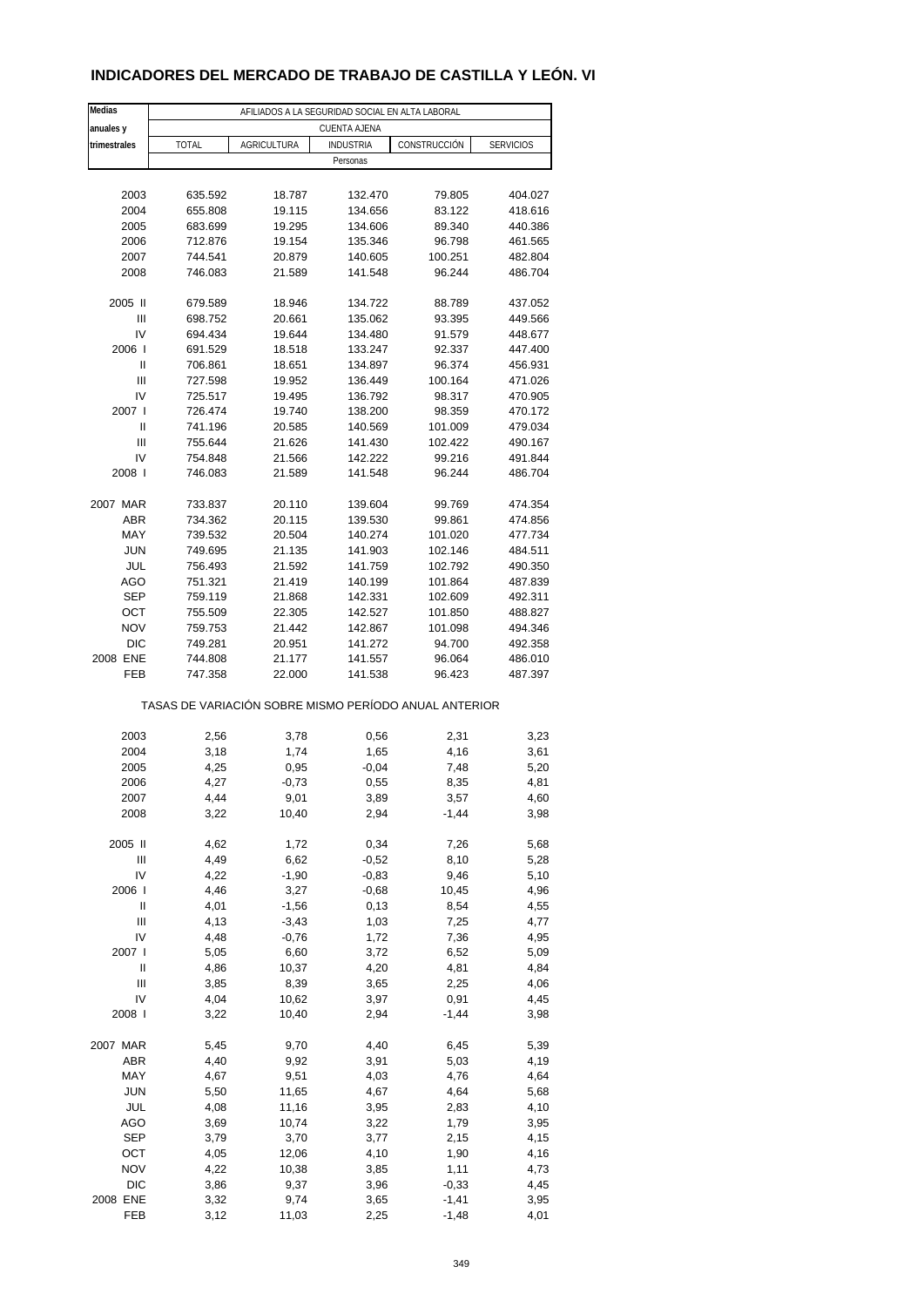# INDICADORES DEL MERCADO DE TRABAJO DE CASTILLA Y LEÓN. VI

| Medias anuales y trimestrales | AFILIADOS A LA SEGURIDAD SOCIAL EN ALTA LABORAL | | | | |
|---|---|---|---|---|---|
| | CUENTA AJENA | | | | |
| | TOTAL | AGRICULTURA | INDUSTRIA | CONSTRUCCIÓN | SERVICIOS |
| | Personas | | | | |
| 2003 | 635.592 | 18.787 | 132.470 | 79.805 | 404.027 |
| 2004 | 655.808 | 19.115 | 134.656 | 83.122 | 418.616 |
| 2005 | 683.699 | 19.295 | 134.606 | 89.340 | 440.386 |
| 2006 | 712.876 | 19.154 | 135.346 | 96.798 | 461.565 |
| 2007 | 744.541 | 20.879 | 140.605 | 100.251 | 482.804 |
| 2008 | 746.083 | 21.589 | 141.548 | 96.244 | 486.704 |
| 2005 II | 679.589 | 18.946 | 134.722 | 88.789 | 437.052 |
| III | 698.752 | 20.661 | 135.062 | 93.395 | 449.566 |
| IV | 694.434 | 19.644 | 134.480 | 91.579 | 448.677 |
| 2006 I | 691.529 | 18.518 | 133.247 | 92.337 | 447.400 |
| II | 706.861 | 18.651 | 134.897 | 96.374 | 456.931 |
| III | 727.598 | 19.952 | 136.449 | 100.164 | 471.026 |
| IV | 725.517 | 19.495 | 136.792 | 98.317 | 470.905 |
| 2007 I | 726.474 | 19.740 | 138.200 | 98.359 | 470.172 |
| II | 741.196 | 20.585 | 140.569 | 101.009 | 479.034 |
| III | 755.644 | 21.626 | 141.430 | 102.422 | 490.167 |
| IV | 754.848 | 21.566 | 142.222 | 99.216 | 491.844 |
| 2008 I | 746.083 | 21.589 | 141.548 | 96.244 | 486.704 |
| 2007 MAR | 733.837 | 20.110 | 139.604 | 99.769 | 474.354 |
| ABR | 734.362 | 20.115 | 139.530 | 99.861 | 474.856 |
| MAY | 739.532 | 20.504 | 140.274 | 101.020 | 477.734 |
| JUN | 749.695 | 21.135 | 141.903 | 102.146 | 484.511 |
| JUL | 756.493 | 21.592 | 141.759 | 102.792 | 490.350 |
| AGO | 751.321 | 21.419 | 140.199 | 101.864 | 487.839 |
| SEP | 759.119 | 21.868 | 142.331 | 102.609 | 492.311 |
| OCT | 755.509 | 22.305 | 142.527 | 101.850 | 488.827 |
| NOV | 759.753 | 21.442 | 142.867 | 101.098 | 494.346 |
| DIC | 749.281 | 20.951 | 141.272 | 94.700 | 492.358 |
| 2008 ENE | 744.808 | 21.177 | 141.557 | 96.064 | 486.010 |
| FEB | 747.358 | 22.000 | 141.538 | 96.423 | 487.397 |
| | TASAS DE VARIACIÓN SOBRE MISMO PERÍODO ANUAL ANTERIOR | | | | |
| 2003 | 2,56 | 3,78 | 0,56 | 2,31 | 3,23 |
| 2004 | 3,18 | 1,74 | 1,65 | 4,16 | 3,61 |
| 2005 | 4,25 | 0,95 | -0,04 | 7,48 | 5,20 |
| 2006 | 4,27 | -0,73 | 0,55 | 8,35 | 4,81 |
| 2007 | 4,44 | 9,01 | 3,89 | 3,57 | 4,60 |
| 2008 | 3,22 | 10,40 | 2,94 | -1,44 | 3,98 |
| 2005 II | 4,62 | 1,72 | 0,34 | 7,26 | 5,68 |
| III | 4,49 | 6,62 | -0,52 | 8,10 | 5,28 |
| IV | 4,22 | -1,90 | -0,83 | 9,46 | 5,10 |
| 2006 I | 4,46 | 3,27 | -0,68 | 10,45 | 4,96 |
| II | 4,01 | -1,56 | 0,13 | 8,54 | 4,55 |
| III | 4,13 | -3,43 | 1,03 | 7,25 | 4,77 |
| IV | 4,48 | -0,76 | 1,72 | 7,36 | 4,95 |
| 2007 I | 5,05 | 6,60 | 3,72 | 6,52 | 5,09 |
| II | 4,86 | 10,37 | 4,20 | 4,81 | 4,84 |
| III | 3,85 | 8,39 | 3,65 | 2,25 | 4,06 |
| IV | 4,04 | 10,62 | 3,97 | 0,91 | 4,45 |
| 2008 I | 3,22 | 10,40 | 2,94 | -1,44 | 3,98 |
| 2007 MAR | 5,45 | 9,70 | 4,40 | 6,45 | 5,39 |
| ABR | 4,40 | 9,92 | 3,91 | 5,03 | 4,19 |
| MAY | 4,67 | 9,51 | 4,03 | 4,76 | 4,64 |
| JUN | 5,50 | 11,65 | 4,67 | 4,64 | 5,68 |
| JUL | 4,08 | 11,16 | 3,95 | 2,83 | 4,10 |
| AGO | 3,69 | 10,74 | 3,22 | 1,79 | 3,95 |
| SEP | 3,79 | 3,70 | 3,77 | 2,15 | 4,15 |
| OCT | 4,05 | 12,06 | 4,10 | 1,90 | 4,16 |
| NOV | 4,22 | 10,38 | 3,85 | 1,11 | 4,73 |
| DIC | 3,86 | 9,37 | 3,96 | -0,33 | 4,45 |
| 2008 ENE | 3,32 | 9,74 | 3,65 | -1,41 | 3,95 |
| FEB | 3,12 | 11,03 | 2,25 | -1,48 | 4,01 |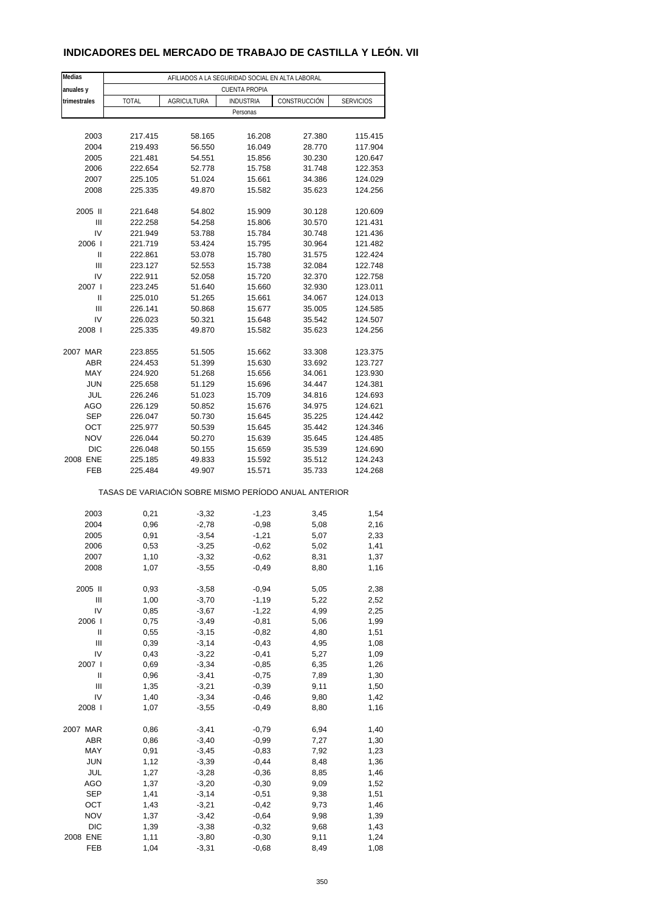# INDICADORES DEL MERCADO DE TRABAJO DE CASTILLA Y LEÓN. VII

| Medias anuales y trimestrales | AFILIADOS A LA SEGURIDAD SOCIAL EN ALTA LABORAL | | | | |
|---|---|---|---|---|---|
| | CUENTA PROPIA | | | | |
| | TOTAL | AGRICULTURA | INDUSTRIA | CONSTRUCCIÓN | SERVICIOS |
| | Personas | | | | |
| 2003 | 217.415 | 58.165 | 16.208 | 27.380 | 115.415 |
| 2004 | 219.493 | 56.550 | 16.049 | 28.770 | 117.904 |
| 2005 | 221.481 | 54.551 | 15.856 | 30.230 | 120.647 |
| 2006 | 222.654 | 52.778 | 15.758 | 31.748 | 122.353 |
| 2007 | 225.105 | 51.024 | 15.661 | 34.386 | 124.029 |
| 2008 | 225.335 | 49.870 | 15.582 | 35.623 | 124.256 |
| 2005 II | 221.648 | 54.802 | 15.909 | 30.128 | 120.609 |
| III | 222.258 | 54.258 | 15.806 | 30.570 | 121.431 |
| IV | 221.949 | 53.788 | 15.784 | 30.748 | 121.436 |
| 2006 I | 221.719 | 53.424 | 15.795 | 30.964 | 121.482 |
| II | 222.861 | 53.078 | 15.780 | 31.575 | 122.424 |
| III | 223.127 | 52.553 | 15.738 | 32.084 | 122.748 |
| IV | 222.911 | 52.058 | 15.720 | 32.370 | 122.758 |
| 2007 I | 223.245 | 51.640 | 15.660 | 32.930 | 123.011 |
| II | 225.010 | 51.265 | 15.661 | 34.067 | 124.013 |
| III | 226.141 | 50.868 | 15.677 | 35.005 | 124.585 |
| IV | 226.023 | 50.321 | 15.648 | 35.542 | 124.507 |
| 2008 I | 225.335 | 49.870 | 15.582 | 35.623 | 124.256 |
| 2007 MAR | 223.855 | 51.505 | 15.662 | 33.308 | 123.375 |
| ABR | 224.453 | 51.399 | 15.630 | 33.692 | 123.727 |
| MAY | 224.920 | 51.268 | 15.656 | 34.061 | 123.930 |
| JUN | 225.658 | 51.129 | 15.696 | 34.447 | 124.381 |
| JUL | 226.246 | 51.023 | 15.709 | 34.816 | 124.693 |
| AGO | 226.129 | 50.852 | 15.676 | 34.975 | 124.621 |
| SEP | 226.047 | 50.730 | 15.645 | 35.225 | 124.442 |
| OCT | 225.977 | 50.539 | 15.645 | 35.442 | 124.346 |
| NOV | 226.044 | 50.270 | 15.639 | 35.645 | 124.485 |
| DIC | 226.048 | 50.155 | 15.659 | 35.539 | 124.690 |
| 2008 ENE | 225.185 | 49.833 | 15.592 | 35.512 | 124.243 |
| FEB | 225.484 | 49.907 | 15.571 | 35.733 | 124.268 |
| | TASAS DE VARIACIÓN SOBRE MISMO PERÍODO ANUAL ANTERIOR | | | | |
| 2003 | 0,21 | -3,32 | -1,23 | 3,45 | 1,54 |
| 2004 | 0,96 | -2,78 | -0,98 | 5,08 | 2,16 |
| 2005 | 0,91 | -3,54 | -1,21 | 5,07 | 2,33 |
| 2006 | 0,53 | -3,25 | -0,62 | 5,02 | 1,41 |
| 2007 | 1,10 | -3,32 | -0,62 | 8,31 | 1,37 |
| 2008 | 1,07 | -3,55 | -0,49 | 8,80 | 1,16 |
| 2005 II | 0,93 | -3,58 | -0,94 | 5,05 | 2,38 |
| III | 1,00 | -3,70 | -1,19 | 5,22 | 2,52 |
| IV | 0,85 | -3,67 | -1,22 | 4,99 | 2,25 |
| 2006 I | 0,75 | -3,49 | -0,81 | 5,06 | 1,99 |
| II | 0,55 | -3,15 | -0,82 | 4,80 | 1,51 |
| III | 0,39 | -3,14 | -0,43 | 4,95 | 1,08 |
| IV | 0,43 | -3,22 | -0,41 | 5,27 | 1,09 |
| 2007 I | 0,69 | -3,34 | -0,85 | 6,35 | 1,26 |
| II | 0,96 | -3,41 | -0,75 | 7,89 | 1,30 |
| III | 1,35 | -3,21 | -0,39 | 9,11 | 1,50 |
| IV | 1,40 | -3,34 | -0,46 | 9,80 | 1,42 |
| 2008 I | 1,07 | -3,55 | -0,49 | 8,80 | 1,16 |
| 2007 MAR | 0,86 | -3,41 | -0,79 | 6,94 | 1,40 |
| ABR | 0,86 | -3,40 | -0,99 | 7,27 | 1,30 |
| MAY | 0,91 | -3,45 | -0,83 | 7,92 | 1,23 |
| JUN | 1,12 | -3,39 | -0,44 | 8,48 | 1,36 |
| JUL | 1,27 | -3,28 | -0,36 | 8,85 | 1,46 |
| AGO | 1,37 | -3,20 | -0,30 | 9,09 | 1,52 |
| SEP | 1,41 | -3,14 | -0,51 | 9,38 | 1,51 |
| OCT | 1,43 | -3,21 | -0,42 | 9,73 | 1,46 |
| NOV | 1,37 | -3,42 | -0,64 | 9,98 | 1,39 |
| DIC | 1,39 | -3,38 | -0,32 | 9,68 | 1,43 |
| 2008 ENE | 1,11 | -3,80 | -0,30 | 9,11 | 1,24 |
| FEB | 1,04 | -3,31 | -0,68 | 8,49 | 1,08 |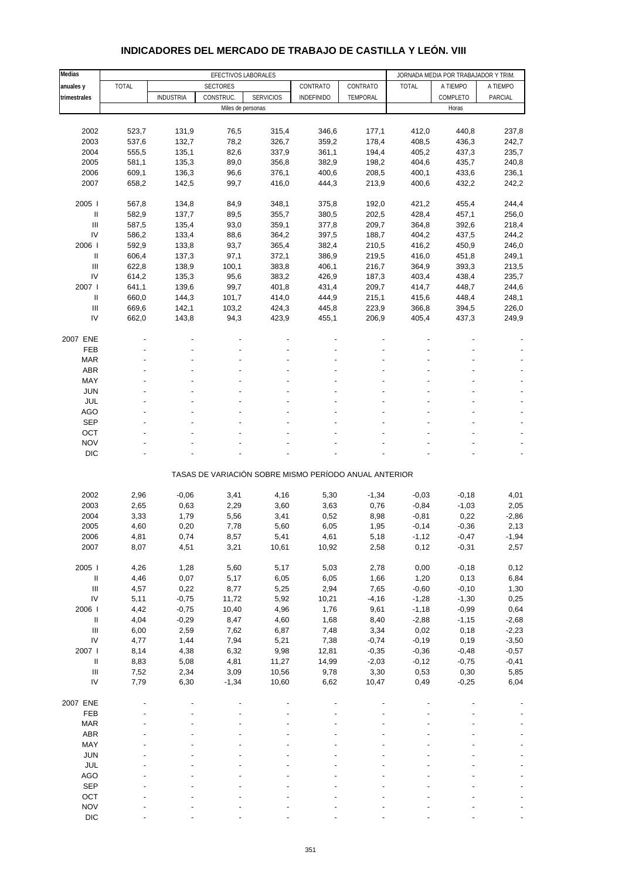# INDICADORES DEL MERCADO DE TRABAJO DE CASTILLA Y LEÓN. VIII

| Medias anuales y trimestrales | EFECTIVOS LABORALES | | | | | | JORNADA MEDIA POR TRABAJADOR Y TRIM. | | |
|---|---|---|---|---|---|---|---|---|---|
| | TOTAL | SECTORES | | | CONTRATO | CONTRATO | TOTAL | A TIEMPO | A TIEMPO |
| | | INDUSTRIA | CONSTRUC. | SERVICIOS | INDEFINIDO | TEMPORAL | | COMPLETO | PARCIAL |
| | Miles de personas | | | | | | Horas | | |
| 2002 | 523,7 | 131,9 | 76,5 | 315,4 | 346,6 | 177,1 | 412,0 | 440,8 | 237,8 |
| 2003 | 537,6 | 132,7 | 78,2 | 326,7 | 359,2 | 178,4 | 408,5 | 436,3 | 242,7 |
| 2004 | 555,5 | 135,1 | 82,6 | 337,9 | 361,1 | 194,4 | 405,2 | 437,3 | 235,7 |
| 2005 | 581,1 | 135,3 | 89,0 | 356,8 | 382,9 | 198,2 | 404,6 | 435,7 | 240,8 |
| 2006 | 609,1 | 136,3 | 96,6 | 376,1 | 400,6 | 208,5 | 400,1 | 433,6 | 236,1 |
| 2007 | 658,2 | 142,5 | 99,7 | 416,0 | 444,3 | 213,9 | 400,6 | 432,2 | 242,2 |
| 2005 I | 567,8 | 134,8 | 84,9 | 348,1 | 375,8 | 192,0 | 421,2 | 455,4 | 244,4 |
| II | 582,9 | 137,7 | 89,5 | 355,7 | 380,5 | 202,5 | 428,4 | 457,1 | 256,0 |
| III | 587,5 | 135,4 | 93,0 | 359,1 | 377,8 | 209,7 | 364,8 | 392,6 | 218,4 |
| IV | 586,2 | 133,4 | 88,6 | 364,2 | 397,5 | 188,7 | 404,2 | 437,5 | 244,2 |
| 2006 I | 592,9 | 133,8 | 93,7 | 365,4 | 382,4 | 210,5 | 416,2 | 450,9 | 246,0 |
| II | 606,4 | 137,3 | 97,1 | 372,1 | 386,9 | 219,5 | 416,0 | 451,8 | 249,1 |
| III | 622,8 | 138,9 | 100,1 | 383,8 | 406,1 | 216,7 | 364,9 | 393,3 | 213,5 |
| IV | 614,2 | 135,3 | 95,6 | 383,2 | 426,9 | 187,3 | 403,4 | 438,4 | 235,7 |
| 2007 I | 641,1 | 139,6 | 99,7 | 401,8 | 431,4 | 209,7 | 414,7 | 448,7 | 244,6 |
| II | 660,0 | 144,3 | 101,7 | 414,0 | 444,9 | 215,1 | 415,6 | 448,4 | 248,1 |
| III | 669,6 | 142,1 | 103,2 | 424,3 | 445,8 | 223,9 | 366,8 | 394,5 | 226,0 |
| IV | 662,0 | 143,8 | 94,3 | 423,9 | 455,1 | 206,9 | 405,4 | 437,3 | 249,9 |
| 2007 ENE | - | - | - | - | - | - | - | - | - |
| FEB | - | - | - | - | - | - | - | - | - |
| MAR | - | - | - | - | - | - | - | - | - |
| ABR | - | - | - | - | - | - | - | - | - |
| MAY | - | - | - | - | - | - | - | - | - |
| JUN | - | - | - | - | - | - | - | - | - |
| JUL | - | - | - | - | - | - | - | - | - |
| AGO | - | - | - | - | - | - | - | - | - |
| SEP | - | - | - | - | - | - | - | - | - |
| OCT | - | - | - | - | - | - | - | - | - |
| NOV | - | - | - | - | - | - | - | - | - |
| DIC | - | - | - | - | - | - | - | - | - |
| | TASAS DE VARIACIÓN SOBRE MISMO PERÍODO ANUAL ANTERIOR | | | | | | | | |
| 2002 | 2,96 | -0,06 | 3,41 | 4,16 | 5,30 | -1,34 | -0,03 | -0,18 | 4,01 |
| 2003 | 2,65 | 0,63 | 2,29 | 3,60 | 3,63 | 0,76 | -0,84 | -1,03 | 2,05 |
| 2004 | 3,33 | 1,79 | 5,56 | 3,41 | 0,52 | 8,98 | -0,81 | 0,22 | -2,86 |
| 2005 | 4,60 | 0,20 | 7,78 | 5,60 | 6,05 | 1,95 | -0,14 | -0,36 | 2,13 |
| 2006 | 4,81 | 0,74 | 8,57 | 5,41 | 4,61 | 5,18 | -1,12 | -0,47 | -1,94 |
| 2007 | 8,07 | 4,51 | 3,21 | 10,61 | 10,92 | 2,58 | 0,12 | -0,31 | 2,57 |
| 2005 I | 4,26 | 1,28 | 5,60 | 5,17 | 5,03 | 2,78 | 0,00 | -0,18 | 0,12 |
| II | 4,46 | 0,07 | 5,17 | 6,05 | 6,05 | 1,66 | 1,20 | 0,13 | 6,84 |
| III | 4,57 | 0,22 | 8,77 | 5,25 | 2,94 | 7,65 | -0,60 | -0,10 | 1,30 |
| IV | 5,11 | -0,75 | 11,72 | 5,92 | 10,21 | -4,16 | -1,28 | -1,30 | 0,25 |
| 2006 I | 4,42 | -0,75 | 10,40 | 4,96 | 1,76 | 9,61 | -1,18 | -0,99 | 0,64 |
| II | 4,04 | -0,29 | 8,47 | 4,60 | 1,68 | 8,40 | -2,88 | -1,15 | -2,68 |
| III | 6,00 | 2,59 | 7,62 | 6,87 | 7,48 | 3,34 | 0,02 | 0,18 | -2,23 |
| IV | 4,77 | 1,44 | 7,94 | 5,21 | 7,38 | -0,74 | -0,19 | 0,19 | -3,50 |
| 2007 I | 8,14 | 4,38 | 6,32 | 9,98 | 12,81 | -0,35 | -0,36 | -0,48 | -0,57 |
| II | 8,83 | 5,08 | 4,81 | 11,27 | 14,99 | -2,03 | -0,12 | -0,75 | -0,41 |
| III | 7,52 | 2,34 | 3,09 | 10,56 | 9,78 | 3,30 | 0,53 | 0,30 | 5,85 |
| IV | 7,79 | 6,30 | -1,34 | 10,60 | 6,62 | 10,47 | 0,49 | -0,25 | 6,04 |
| 2007 ENE | - | - | - | - | - | - | - | - | - |
| FEB | - | - | - | - | - | - | - | - | - |
| MAR | - | - | - | - | - | - | - | - | - |
| ABR | - | - | - | - | - | - | - | - | - |
| MAY | - | - | - | - | - | - | - | - | - |
| JUN | - | - | - | - | - | - | - | - | - |
| JUL | - | - | - | - | - | - | - | - | - |
| AGO | - | - | - | - | - | - | - | - | - |
| SEP | - | - | - | - | - | - | - | - | - |
| OCT | - | - | - | - | - | - | - | - | - |
| NOV | - | - | - | - | - | - | - | - | - |
| DIC | - | - | - | - | - | - | - | - | - |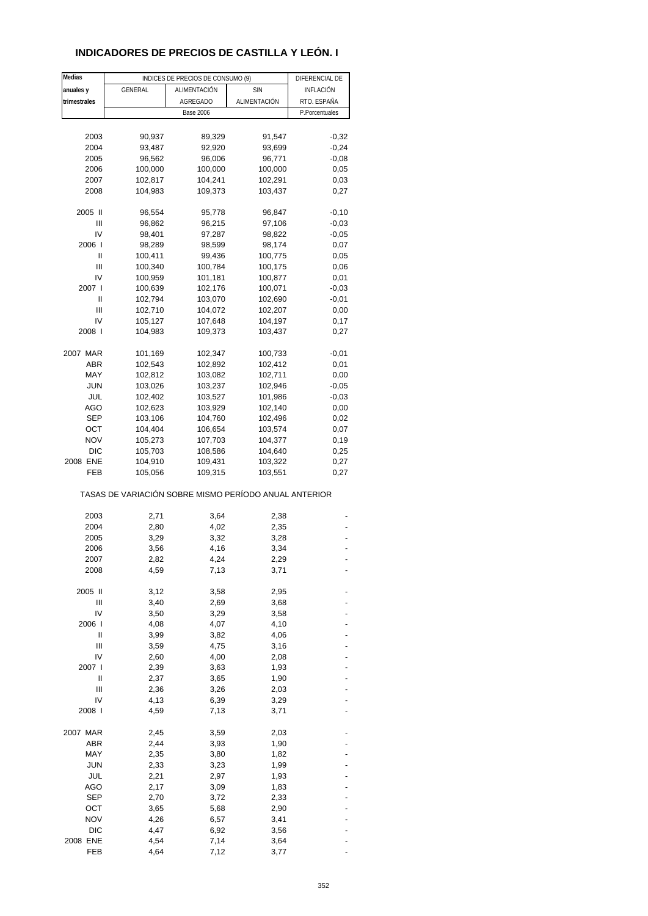# INDICADORES DE PRECIOS DE CASTILLA Y LEÓN. I

| Medias anuales y trimestrales | INDICES DE PRECIOS DE CONSUMO (9) | | | DIFERENCIAL DE INFLACIÓN RTO. ESPAÑA |
|---|---|---|---|---|
| | GENERAL | ALIMENTACIÓN AGREGADO | SIN ALIMENTACIÓN | |
| | Base 2006 | | | P.Porcentuales |
| 2003 | 90,937 | 89,329 | 91,547 | -0,32 |
| 2004 | 93,487 | 92,920 | 93,699 | -0,24 |
| 2005 | 96,562 | 96,006 | 96,771 | -0,08 |
| 2006 | 100,000 | 100,000 | 100,000 | 0,05 |
| 2007 | 102,817 | 104,241 | 102,291 | 0,03 |
| 2008 | 104,983 | 109,373 | 103,437 | 0,27 |
| 2005 II | 96,554 | 95,778 | 96,847 | -0,10 |
| III | 96,862 | 96,215 | 97,106 | -0,03 |
| IV | 98,401 | 97,287 | 98,822 | -0,05 |
| 2006 I | 98,289 | 98,599 | 98,174 | 0,07 |
| II | 100,411 | 99,436 | 100,775 | 0,05 |
| III | 100,340 | 100,784 | 100,175 | 0,06 |
| IV | 100,959 | 101,181 | 100,877 | 0,01 |
| 2007 I | 100,639 | 102,176 | 100,071 | -0,03 |
| II | 102,794 | 103,070 | 102,690 | -0,01 |
| III | 102,710 | 104,072 | 102,207 | 0,00 |
| IV | 105,127 | 107,648 | 104,197 | 0,17 |
| 2008 I | 104,983 | 109,373 | 103,437 | 0,27 |
| 2007 MAR | 101,169 | 102,347 | 100,733 | -0,01 |
| ABR | 102,543 | 102,892 | 102,412 | 0,01 |
| MAY | 102,812 | 103,082 | 102,711 | 0,00 |
| JUN | 103,026 | 103,237 | 102,946 | -0,05 |
| JUL | 102,402 | 103,527 | 101,986 | -0,03 |
| AGO | 102,623 | 103,929 | 102,140 | 0,00 |
| SEP | 103,106 | 104,760 | 102,496 | 0,02 |
| OCT | 104,404 | 106,654 | 103,574 | 0,07 |
| NOV | 105,273 | 107,703 | 104,377 | 0,19 |
| DIC | 105,703 | 108,586 | 104,640 | 0,25 |
| 2008 ENE | 104,910 | 109,431 | 103,322 | 0,27 |
| FEB | 105,056 | 109,315 | 103,551 | 0,27 |
| TASAS DE VARIACIÓN SOBRE MISMO PERÍODO ANUAL ANTERIOR | | | | |
| 2003 | 2,71 | 3,64 | 2,38 | - |
| 2004 | 2,80 | 4,02 | 2,35 | - |
| 2005 | 3,29 | 3,32 | 3,28 | - |
| 2006 | 3,56 | 4,16 | 3,34 | - |
| 2007 | 2,82 | 4,24 | 2,29 | - |
| 2008 | 4,59 | 7,13 | 3,71 | - |
| 2005 II | 3,12 | 3,58 | 2,95 | - |
| III | 3,40 | 2,69 | 3,68 | - |
| IV | 3,50 | 3,29 | 3,58 | - |
| 2006 I | 4,08 | 4,07 | 4,10 | - |
| II | 3,99 | 3,82 | 4,06 | - |
| III | 3,59 | 4,75 | 3,16 | - |
| IV | 2,60 | 4,00 | 2,08 | - |
| 2007 I | 2,39 | 3,63 | 1,93 | - |
| II | 2,37 | 3,65 | 1,90 | - |
| III | 2,36 | 3,26 | 2,03 | - |
| IV | 4,13 | 6,39 | 3,29 | - |
| 2008 I | 4,59 | 7,13 | 3,71 | - |
| 2007 MAR | 2,45 | 3,59 | 2,03 | - |
| ABR | 2,44 | 3,93 | 1,90 | - |
| MAY | 2,35 | 3,80 | 1,82 | - |
| JUN | 2,33 | 3,23 | 1,99 | - |
| JUL | 2,21 | 2,97 | 1,93 | - |
| AGO | 2,17 | 3,09 | 1,83 | - |
| SEP | 2,70 | 3,72 | 2,33 | - |
| OCT | 3,65 | 5,68 | 2,90 | - |
| NOV | 4,26 | 6,57 | 3,41 | - |
| DIC | 4,47 | 6,92 | 3,56 | - |
| 2008 ENE | 4,54 | 7,14 | 3,64 | - |
| FEB | 4,64 | 7,12 | 3,77 | - |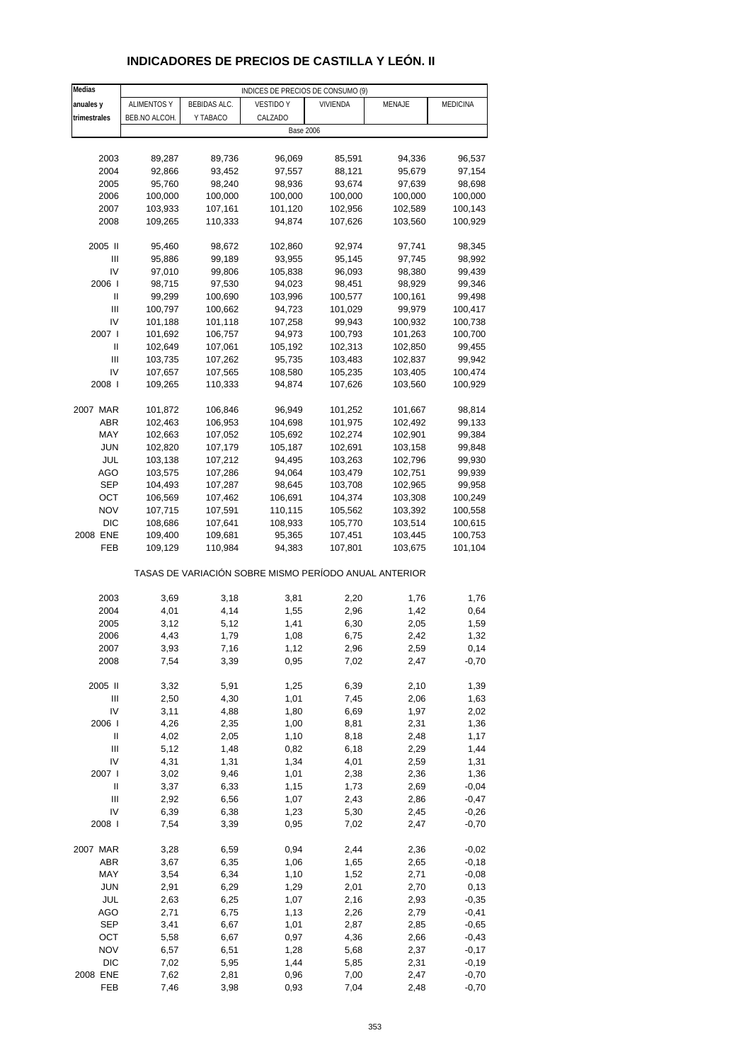# INDICADORES DE PRECIOS DE CASTILLA Y LEÓN. II

| Medias anuales y trimestrales | INDICES DE PRECIOS DE CONSUMO (9) | | | | | |
|---|---|---|---|---|---|---|
| | ALIMENTOS Y BEB.NO ALCOH. | BEBIDAS ALC. Y TABACO | VESTIDO Y CALZADO | VIVIENDA | MENAJE | MEDICINA |
| | Base 2006 | | | | | |
| 2003 | 89,287 | 89,736 | 96,069 | 85,591 | 94,336 | 96,537 |
| 2004 | 92,866 | 93,452 | 97,557 | 88,121 | 95,679 | 97,154 |
| 2005 | 95,760 | 98,240 | 98,936 | 93,674 | 97,639 | 98,698 |
| 2006 | 100,000 | 100,000 | 100,000 | 100,000 | 100,000 | 100,000 |
| 2007 | 103,933 | 107,161 | 101,120 | 102,956 | 102,589 | 100,143 |
| 2008 | 109,265 | 110,333 | 94,874 | 107,626 | 103,560 | 100,929 |
| 2005 II | 95,460 | 98,672 | 102,860 | 92,974 | 97,741 | 98,345 |
| III | 95,886 | 99,189 | 93,955 | 95,145 | 97,745 | 98,992 |
| IV | 97,010 | 99,806 | 105,838 | 96,093 | 98,380 | 99,439 |
| 2006 I | 98,715 | 97,530 | 94,023 | 98,451 | 98,929 | 99,346 |
| II | 99,299 | 100,690 | 103,996 | 100,577 | 100,161 | 99,498 |
| III | 100,797 | 100,662 | 94,723 | 101,029 | 99,979 | 100,417 |
| IV | 101,188 | 101,118 | 107,258 | 99,943 | 100,932 | 100,738 |
| 2007 I | 101,692 | 106,757 | 94,973 | 100,793 | 101,263 | 100,700 |
| II | 102,649 | 107,061 | 105,192 | 102,313 | 102,850 | 99,455 |
| III | 103,735 | 107,262 | 95,735 | 103,483 | 102,837 | 99,942 |
| IV | 107,657 | 107,565 | 108,580 | 105,235 | 103,405 | 100,474 |
| 2008 I | 109,265 | 110,333 | 94,874 | 107,626 | 103,560 | 100,929 |
| 2007 MAR | 101,872 | 106,846 | 96,949 | 101,252 | 101,667 | 98,814 |
| ABR | 102,463 | 106,953 | 104,698 | 101,975 | 102,492 | 99,133 |
| MAY | 102,663 | 107,052 | 105,692 | 102,274 | 102,901 | 99,384 |
| JUN | 102,820 | 107,179 | 105,187 | 102,691 | 103,158 | 99,848 |
| JUL | 103,138 | 107,212 | 94,495 | 103,263 | 102,796 | 99,930 |
| AGO | 103,575 | 107,286 | 94,064 | 103,479 | 102,751 | 99,939 |
| SEP | 104,493 | 107,287 | 98,645 | 103,708 | 102,965 | 99,958 |
| OCT | 106,569 | 107,462 | 106,691 | 104,374 | 103,308 | 100,249 |
| NOV | 107,715 | 107,591 | 110,115 | 105,562 | 103,392 | 100,558 |
| DIC | 108,686 | 107,641 | 108,933 | 105,770 | 103,514 | 100,615 |
| 2008 ENE | 109,400 | 109,681 | 95,365 | 107,451 | 103,445 | 100,753 |
| FEB | 109,129 | 110,984 | 94,383 | 107,801 | 103,675 | 101,104 |
| | TASAS DE VARIACIÓN SOBRE MISMO PERÍODO ANUAL ANTERIOR | | | | | |
| 2003 | 3,69 | 3,18 | 3,81 | 2,20 | 1,76 | 1,76 |
| 2004 | 4,01 | 4,14 | 1,55 | 2,96 | 1,42 | 0,64 |
| 2005 | 3,12 | 5,12 | 1,41 | 6,30 | 2,05 | 1,59 |
| 2006 | 4,43 | 1,79 | 1,08 | 6,75 | 2,42 | 1,32 |
| 2007 | 3,93 | 7,16 | 1,12 | 2,96 | 2,59 | 0,14 |
| 2008 | 7,54 | 3,39 | 0,95 | 7,02 | 2,47 | -0,70 |
| 2005 II | 3,32 | 5,91 | 1,25 | 6,39 | 2,10 | 1,39 |
| III | 2,50 | 4,30 | 1,01 | 7,45 | 2,06 | 1,63 |
| IV | 3,11 | 4,88 | 1,80 | 6,69 | 1,97 | 2,02 |
| 2006 I | 4,26 | 2,35 | 1,00 | 8,81 | 2,31 | 1,36 |
| II | 4,02 | 2,05 | 1,10 | 8,18 | 2,48 | 1,17 |
| III | 5,12 | 1,48 | 0,82 | 6,18 | 2,29 | 1,44 |
| IV | 4,31 | 1,31 | 1,34 | 4,01 | 2,59 | 1,31 |
| 2007 I | 3,02 | 9,46 | 1,01 | 2,38 | 2,36 | 1,36 |
| II | 3,37 | 6,33 | 1,15 | 1,73 | 2,69 | -0,04 |
| III | 2,92 | 6,56 | 1,07 | 2,43 | 2,86 | -0,47 |
| IV | 6,39 | 6,38 | 1,23 | 5,30 | 2,45 | -0,26 |
| 2008 I | 7,54 | 3,39 | 0,95 | 7,02 | 2,47 | -0,70 |
| 2007 MAR | 3,28 | 6,59 | 0,94 | 2,44 | 2,36 | -0,02 |
| ABR | 3,67 | 6,35 | 1,06 | 1,65 | 2,65 | -0,18 |
| MAY | 3,54 | 6,34 | 1,10 | 1,52 | 2,71 | -0,08 |
| JUN | 2,91 | 6,29 | 1,29 | 2,01 | 2,70 | 0,13 |
| JUL | 2,63 | 6,25 | 1,07 | 2,16 | 2,93 | -0,35 |
| AGO | 2,71 | 6,75 | 1,13 | 2,26 | 2,79 | -0,41 |
| SEP | 3,41 | 6,67 | 1,01 | 2,87 | 2,85 | -0,65 |
| OCT | 5,58 | 6,67 | 0,97 | 4,36 | 2,66 | -0,43 |
| NOV | 6,57 | 6,51 | 1,28 | 5,68 | 2,37 | -0,17 |
| DIC | 7,02 | 5,95 | 1,44 | 5,85 | 2,31 | -0,19 |
| 2008 ENE | 7,62 | 2,81 | 0,96 | 7,00 | 2,47 | -0,70 |
| FEB | 7,46 | 3,98 | 0,93 | 7,04 | 2,48 | -0,70 |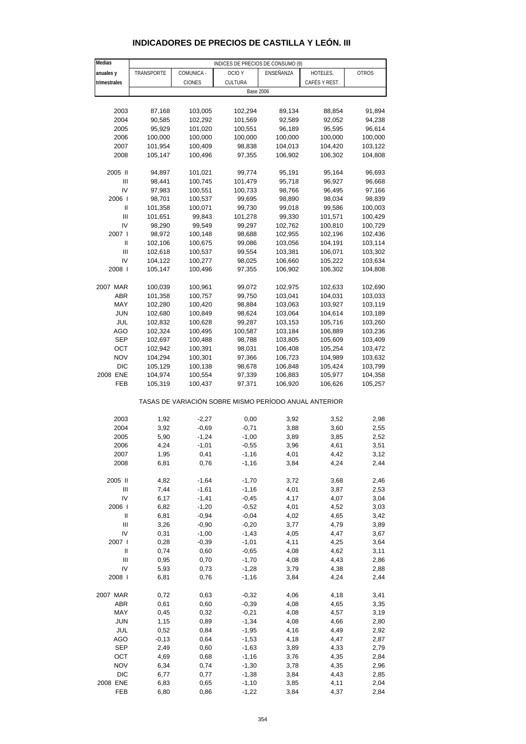# INDICADORES DE PRECIOS DE CASTILLA Y LEÓN. III

| Medias anuales y trimestrales | INDICES DE PRECIOS DE CONSUMO (9) | | | | | |
|---|---|---|---|---|---|---|
| | TRANSPORTE | COMUNICA - CIONES | OCIO Y CULTURA | ENSEÑANZA | HOTELES, CAFÉS Y REST. | OTROS |
| | Base 2006 | | | | | |
| 2003 | 87,168 | 103,005 | 102,294 | 89,134 | 88,854 | 91,894 |
| 2004 | 90,585 | 102,292 | 101,569 | 92,589 | 92,052 | 94,238 |
| 2005 | 95,929 | 101,020 | 100,551 | 96,189 | 95,595 | 96,614 |
| 2006 | 100,000 | 100,000 | 100,000 | 100,000 | 100,000 | 100,000 |
| 2007 | 101,954 | 100,409 | 98,838 | 104,013 | 104,420 | 103,122 |
| 2008 | 105,147 | 100,496 | 97,355 | 106,902 | 106,302 | 104,808 |
| 2005 II | 94,897 | 101,021 | 99,774 | 95,191 | 95,164 | 96,693 |
| III | 98,441 | 100,745 | 101,479 | 95,718 | 96,927 | 96,668 |
| IV | 97,983 | 100,551 | 100,733 | 98,766 | 96,495 | 97,166 |
| 2006 I | 98,701 | 100,537 | 99,695 | 98,890 | 98,034 | 98,839 |
| II | 101,358 | 100,071 | 99,730 | 99,018 | 99,586 | 100,003 |
| III | 101,651 | 99,843 | 101,278 | 99,330 | 101,571 | 100,429 |
| IV | 98,290 | 99,549 | 99,297 | 102,762 | 100,810 | 100,729 |
| 2007 I | 98,972 | 100,148 | 98,688 | 102,955 | 102,196 | 102,436 |
| II | 102,106 | 100,675 | 99,086 | 103,056 | 104,191 | 103,114 |
| III | 102,618 | 100,537 | 99,554 | 103,381 | 106,071 | 103,302 |
| IV | 104,122 | 100,277 | 98,025 | 106,660 | 105,222 | 103,634 |
| 2008 I | 105,147 | 100,496 | 97,355 | 106,902 | 106,302 | 104,808 |
| 2007 MAR | 100,039 | 100,961 | 99,072 | 102,975 | 102,633 | 102,690 |
| ABR | 101,358 | 100,757 | 99,750 | 103,041 | 104,031 | 103,033 |
| MAY | 102,280 | 100,420 | 98,884 | 103,063 | 103,927 | 103,119 |
| JUN | 102,680 | 100,849 | 98,624 | 103,064 | 104,614 | 103,189 |
| JUL | 102,832 | 100,628 | 99,287 | 103,153 | 105,716 | 103,260 |
| AGO | 102,324 | 100,495 | 100,587 | 103,184 | 106,889 | 103,236 |
| SEP | 102,697 | 100,488 | 98,788 | 103,805 | 105,609 | 103,409 |
| OCT | 102,942 | 100,391 | 98,031 | 106,408 | 105,254 | 103,472 |
| NOV | 104,294 | 100,301 | 97,366 | 106,723 | 104,989 | 103,632 |
| DIC | 105,129 | 100,138 | 98,678 | 106,848 | 105,424 | 103,799 |
| 2008 ENE | 104,974 | 100,554 | 97,339 | 106,883 | 105,977 | 104,358 |
| FEB | 105,319 | 100,437 | 97,371 | 106,920 | 106,626 | 105,257 |
| | TASAS DE VARIACIÓN SOBRE MISMO PERÍODO ANUAL ANTERIOR | | | | | |
| 2003 | 1,92 | -2,27 | 0,00 | 3,92 | 3,52 | 2,98 |
| 2004 | 3,92 | -0,69 | -0,71 | 3,88 | 3,60 | 2,55 |
| 2005 | 5,90 | -1,24 | -1,00 | 3,89 | 3,85 | 2,52 |
| 2006 | 4,24 | -1,01 | -0,55 | 3,96 | 4,61 | 3,51 |
| 2007 | 1,95 | 0,41 | -1,16 | 4,01 | 4,42 | 3,12 |
| 2008 | 6,81 | 0,76 | -1,16 | 3,84 | 4,24 | 2,44 |
| 2005 II | 4,82 | -1,64 | -1,70 | 3,72 | 3,68 | 2,46 |
| III | 7,44 | -1,61 | -1,16 | 4,01 | 3,87 | 2,53 |
| IV | 6,17 | -1,41 | -0,45 | 4,17 | 4,07 | 3,04 |
| 2006 I | 6,82 | -1,20 | -0,52 | 4,01 | 4,52 | 3,03 |
| II | 6,81 | -0,94 | -0,04 | 4,02 | 4,65 | 3,42 |
| III | 3,26 | -0,90 | -0,20 | 3,77 | 4,79 | 3,89 |
| IV | 0,31 | -1,00 | -1,43 | 4,05 | 4,47 | 3,67 |
| 2007 I | 0,28 | -0,39 | -1,01 | 4,11 | 4,25 | 3,64 |
| II | 0,74 | 0,60 | -0,65 | 4,08 | 4,62 | 3,11 |
| III | 0,95 | 0,70 | -1,70 | 4,08 | 4,43 | 2,86 |
| IV | 5,93 | 0,73 | -1,28 | 3,79 | 4,38 | 2,88 |
| 2008 I | 6,81 | 0,76 | -1,16 | 3,84 | 4,24 | 2,44 |
| 2007 MAR | 0,72 | 0,63 | -0,32 | 4,06 | 4,18 | 3,41 |
| ABR | 0,61 | 0,60 | -0,39 | 4,08 | 4,65 | 3,35 |
| MAY | 0,45 | 0,32 | -0,21 | 4,08 | 4,57 | 3,19 |
| JUN | 1,15 | 0,89 | -1,34 | 4,08 | 4,66 | 2,80 |
| JUL | 0,52 | 0,84 | -1,95 | 4,16 | 4,49 | 2,92 |
| AGO | -0,13 | 0,64 | -1,53 | 4,18 | 4,47 | 2,87 |
| SEP | 2,49 | 0,60 | -1,63 | 3,89 | 4,33 | 2,79 |
| OCT | 4,69 | 0,68 | -1,16 | 3,76 | 4,35 | 2,84 |
| NOV | 6,34 | 0,74 | -1,30 | 3,78 | 4,35 | 2,96 |
| DIC | 6,77 | 0,77 | -1,38 | 3,84 | 4,43 | 2,85 |
| 2008 ENE | 6,83 | 0,65 | -1,10 | 3,85 | 4,11 | 2,04 |
| FEB | 6,80 | 0,86 | -1,22 | 3,84 | 4,37 | 2,84 |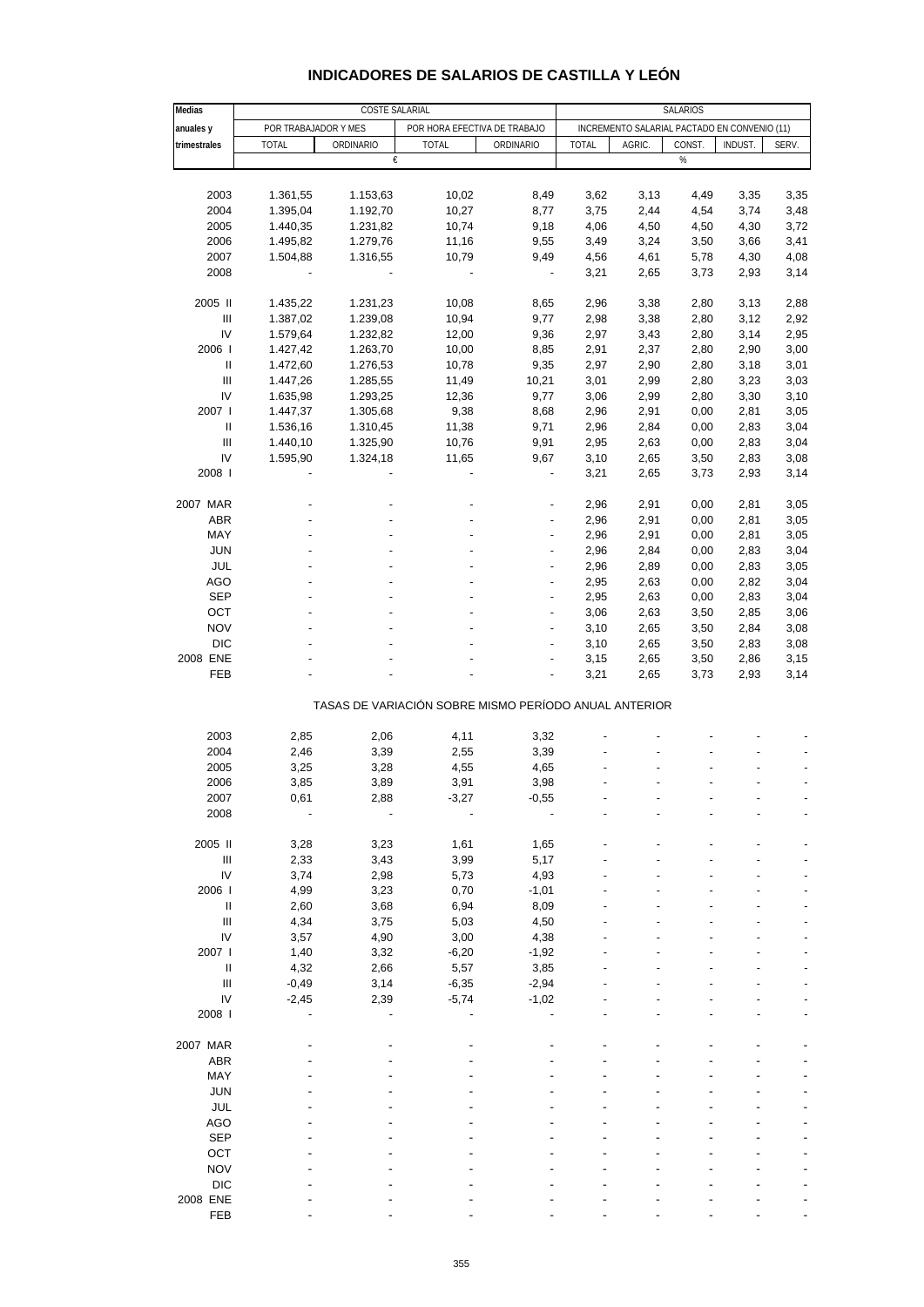# INDICADORES DE SALARIOS DE CASTILLA Y LEÓN

| Medias anuales y trimestrales | COSTE SALARIAL | | | | SALARIOS | | | | |
|---|---|---|---|---|---|---|---|---|---|
| | POR TRABAJADOR Y MES | | POR HORA EFECTIVA DE TRABAJO | | INCREMENTO SALARIAL PACTADO EN CONVENIO (11) | | | | |
| | TOTAL | ORDINARIO | TOTAL | ORDINARIO | TOTAL | AGRIC. | CONST. | INDUST. | SERV. |
| | € | | | | % | | | | |
| 2003 | 1.361,55 | 1.153,63 | 10,02 | 8,49 | 3,62 | 3,13 | 4,49 | 3,35 | 3,35 |
| 2004 | 1.395,04 | 1.192,70 | 10,27 | 8,77 | 3,75 | 2,44 | 4,54 | 3,74 | 3,48 |
| 2005 | 1.440,35 | 1.231,82 | 10,74 | 9,18 | 4,06 | 4,50 | 4,50 | 4,30 | 3,72 |
| 2006 | 1.495,82 | 1.279,76 | 11,16 | 9,55 | 3,49 | 3,24 | 3,50 | 3,66 | 3,41 |
| 2007 | 1.504,88 | 1.316,55 | 10,79 | 9,49 | 4,56 | 4,61 | 5,78 | 4,30 | 4,08 |
| 2008 | - | - | - | - | 3,21 | 2,65 | 3,73 | 2,93 | 3,14 |
| 2005 II | 1.435,22 | 1.231,23 | 10,08 | 8,65 | 2,96 | 3,38 | 2,80 | 3,13 | 2,88 |
| III | 1.387,02 | 1.239,08 | 10,94 | 9,77 | 2,98 | 3,38 | 2,80 | 3,12 | 2,92 |
| IV | 1.579,64 | 1.232,82 | 12,00 | 9,36 | 2,97 | 3,43 | 2,80 | 3,14 | 2,95 |
| 2006 I | 1.427,42 | 1.263,70 | 10,00 | 8,85 | 2,91 | 2,37 | 2,80 | 2,90 | 3,00 |
| II | 1.472,60 | 1.276,53 | 10,78 | 9,35 | 2,97 | 2,90 | 2,80 | 3,18 | 3,01 |
| III | 1.447,26 | 1.285,55 | 11,49 | 10,21 | 3,01 | 2,99 | 2,80 | 3,23 | 3,03 |
| IV | 1.635,98 | 1.293,25 | 12,36 | 9,77 | 3,06 | 2,99 | 2,80 | 3,30 | 3,10 |
| 2007 I | 1.447,37 | 1.305,68 | 9,38 | 8,68 | 2,96 | 2,91 | 0,00 | 2,81 | 3,05 |
| II | 1.536,16 | 1.310,45 | 11,38 | 9,71 | 2,96 | 2,84 | 0,00 | 2,83 | 3,04 |
| III | 1.440,10 | 1.325,90 | 10,76 | 9,91 | 2,95 | 2,63 | 0,00 | 2,83 | 3,04 |
| IV | 1.595,90 | 1.324,18 | 11,65 | 9,67 | 3,10 | 2,65 | 3,50 | 2,83 | 3,08 |
| 2008 I | - | - | - | - | 3,21 | 2,65 | 3,73 | 2,93 | 3,14 |
| 2007 MAR | - | - | - | - | 2,96 | 2,91 | 0,00 | 2,81 | 3,05 |
| ABR | - | - | - | - | 2,96 | 2,91 | 0,00 | 2,81 | 3,05 |
| MAY | - | - | - | - | 2,96 | 2,91 | 0,00 | 2,81 | 3,05 |
| JUN | - | - | - | - | 2,96 | 2,84 | 0,00 | 2,83 | 3,04 |
| JUL | - | - | - | - | 2,96 | 2,89 | 0,00 | 2,83 | 3,05 |
| AGO | - | - | - | - | 2,95 | 2,63 | 0,00 | 2,82 | 3,04 |
| SEP | - | - | - | - | 2,95 | 2,63 | 0,00 | 2,83 | 3,04 |
| OCT | - | - | - | - | 3,06 | 2,63 | 3,50 | 2,85 | 3,06 |
| NOV | - | - | - | - | 3,10 | 2,65 | 3,50 | 2,84 | 3,08 |
| DIC | - | - | - | - | 3,10 | 2,65 | 3,50 | 2,83 | 3,08 |
| 2008 ENE | - | - | - | - | 3,15 | 2,65 | 3,50 | 2,86 | 3,15 |
| FEB | - | - | - | - | 3,21 | 2,65 | 3,73 | 2,93 | 3,14 |
| TASAS DE VARIACIÓN SOBRE MISMO PERÍODO ANUAL ANTERIOR | | | | | | | | | |
| 2003 | 2,85 | 2,06 | 4,11 | 3,32 | - | - | - | - | - |
| 2004 | 2,46 | 3,39 | 2,55 | 3,39 | - | - | - | - | - |
| 2005 | 3,25 | 3,28 | 4,55 | 4,65 | - | - | - | - | - |
| 2006 | 3,85 | 3,89 | 3,91 | 3,98 | - | - | - | - | - |
| 2007 | 0,61 | 2,88 | -3,27 | -0,55 | - | - | - | - | - |
| 2008 | - | - | - | - | - | - | - | - | - |
| 2005 II | 3,28 | 3,23 | 1,61 | 1,65 | - | - | - | - | - |
| III | 2,33 | 3,43 | 3,99 | 5,17 | - | - | - | - | - |
| IV | 3,74 | 2,98 | 5,73 | 4,93 | - | - | - | - | - |
| 2006 I | 4,99 | 3,23 | 0,70 | -1,01 | - | - | - | - | - |
| II | 2,60 | 3,68 | 6,94 | 8,09 | - | - | - | - | - |
| III | 4,34 | 3,75 | 5,03 | 4,50 | - | - | - | - | - |
| IV | 3,57 | 4,90 | 3,00 | 4,38 | - | - | - | - | - |
| 2007 I | 1,40 | 3,32 | -6,20 | -1,92 | - | - | - | - | - |
| II | 4,32 | 2,66 | 5,57 | 3,85 | - | - | - | - | - |
| III | -0,49 | 3,14 | -6,35 | -2,94 | - | - | - | - | - |
| IV | -2,45 | 2,39 | -5,74 | -1,02 | - | - | - | - | - |
| 2008 I | - | - | - | - | - | - | - | - | - |
| 2007 MAR | - | - | - | - | - | - | - | - | - |
| ABR | - | - | - | - | - | - | - | - | - |
| MAY | - | - | - | - | - | - | - | - | - |
| JUN | - | - | - | - | - | - | - | - | - |
| JUL | - | - | - | - | - | - | - | - | - |
| AGO | - | - | - | - | - | - | - | - | - |
| SEP | - | - | - | - | - | - | - | - | - |
| OCT | - | - | - | - | - | - | - | - | - |
| NOV | - | - | - | - | - | - | - | - | - |
| DIC | - | - | - | - | - | - | - | - | - |
| 2008 ENE | - | - | - | - | - | - | - | - | - |
| FEB | - | - | - | - | - | - | - | - | - |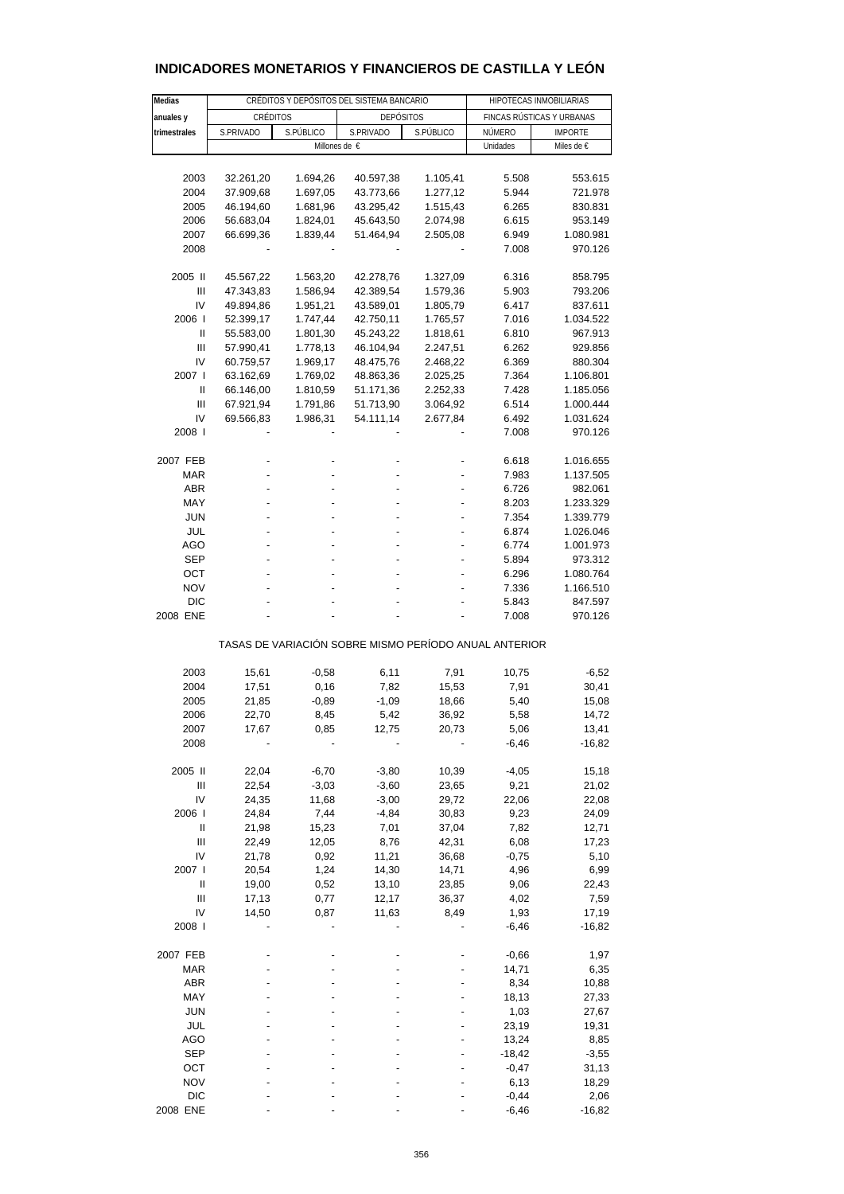# INDICADORES MONETARIOS Y FINANCIEROS DE CASTILLA Y LEÓN

| Medias anuales y trimestrales | CRÉDITOS Y DEPÓSITOS DEL SISTEMA BANCARIO | | | | HIPOTECAS INMOBILIARIAS | |
|---|---|---|---|---|---|---|
| | CRÉDITOS | | DEPÓSITOS | | FINCAS RÚSTICAS Y URBANAS | |
| | S.PRIVADO | S.PÚBLICO | S.PRIVADO | S.PÚBLICO | NÚMERO | IMPORTE |
| | Millones de € | | | | Unidades | Miles de € |
| 2003 | 32.261,20 | 1.694,26 | 40.597,38 | 1.105,41 | 5.508 | 553.615 |
| 2004 | 37.909,68 | 1.697,05 | 43.773,66 | 1.277,12 | 5.944 | 721.978 |
| 2005 | 46.194,60 | 1.681,96 | 43.295,42 | 1.515,43 | 6.265 | 830.831 |
| 2006 | 56.683,04 | 1.824,01 | 45.643,50 | 2.074,98 | 6.615 | 953.149 |
| 2007 | 66.699,36 | 1.839,44 | 51.464,94 | 2.505,08 | 6.949 | 1.080.981 |
| 2008 | - | - | - | - | 7.008 | 970.126 |
| 2005 II | 45.567,22 | 1.563,20 | 42.278,76 | 1.327,09 | 6.316 | 858.795 |
| III | 47.343,83 | 1.586,94 | 42.389,54 | 1.579,36 | 5.903 | 793.206 |
| IV | 49.894,86 | 1.951,21 | 43.589,01 | 1.805,79 | 6.417 | 837.611 |
| 2006 I | 52.399,17 | 1.747,44 | 42.750,11 | 1.765,57 | 7.016 | 1.034.522 |
| II | 55.583,00 | 1.801,30 | 45.243,22 | 1.818,61 | 6.810 | 967.913 |
| III | 57.990,41 | 1.778,13 | 46.104,94 | 2.247,51 | 6.262 | 929.856 |
| IV | 60.759,57 | 1.969,17 | 48.475,76 | 2.468,22 | 6.369 | 880.304 |
| 2007 I | 63.162,69 | 1.769,02 | 48.863,36 | 2.025,25 | 7.364 | 1.106.801 |
| II | 66.146,00 | 1.810,59 | 51.171,36 | 2.252,33 | 7.428 | 1.185.056 |
| III | 67.921,94 | 1.791,86 | 51.713,90 | 3.064,92 | 6.514 | 1.000.444 |
| IV | 69.566,83 | 1.986,31 | 54.111,14 | 2.677,84 | 6.492 | 1.031.624 |
| 2008 I | - | - | - | - | 7.008 | 970.126 |
| 2007 FEB | - | - | - | - | 6.618 | 1.016.655 |
| MAR | - | - | - | - | 7.983 | 1.137.505 |
| ABR | - | - | - | - | 6.726 | 982.061 |
| MAY | - | - | - | - | 8.203 | 1.233.329 |
| JUN | - | - | - | - | 7.354 | 1.339.779 |
| JUL | - | - | - | - | 6.874 | 1.026.046 |
| AGO | - | - | - | - | 6.774 | 1.001.973 |
| SEP | - | - | - | - | 5.894 | 973.312 |
| OCT | - | - | - | - | 6.296 | 1.080.764 |
| NOV | - | - | - | - | 7.336 | 1.166.510 |
| DIC | - | - | - | - | 5.843 | 847.597 |
| 2008 ENE | - | - | - | - | 7.008 | 970.126 |
| | TASAS DE VARIACIÓN SOBRE MISMO PERÍODO ANUAL ANTERIOR | | | | | |
| 2003 | 15,61 | -0,58 | 6,11 | 7,91 | 10,75 | -6,52 |
| 2004 | 17,51 | 0,16 | 7,82 | 15,53 | 7,91 | 30,41 |
| 2005 | 21,85 | -0,89 | -1,09 | 18,66 | 5,40 | 15,08 |
| 2006 | 22,70 | 8,45 | 5,42 | 36,92 | 5,58 | 14,72 |
| 2007 | 17,67 | 0,85 | 12,75 | 20,73 | 5,06 | 13,41 |
| 2008 | - | - | - | - | -6,46 | -16,82 |
| 2005 II | 22,04 | -6,70 | -3,80 | 10,39 | -4,05 | 15,18 |
| III | 22,54 | -3,03 | -3,60 | 23,65 | 9,21 | 21,02 |
| IV | 24,35 | 11,68 | -3,00 | 29,72 | 22,06 | 22,08 |
| 2006 I | 24,84 | 7,44 | -4,84 | 30,83 | 9,23 | 24,09 |
| II | 21,98 | 15,23 | 7,01 | 37,04 | 7,82 | 12,71 |
| III | 22,49 | 12,05 | 8,76 | 42,31 | 6,08 | 17,23 |
| IV | 21,78 | 0,92 | 11,21 | 36,68 | -0,75 | 5,10 |
| 2007 I | 20,54 | 1,24 | 14,30 | 14,71 | 4,96 | 6,99 |
| II | 19,00 | 0,52 | 13,10 | 23,85 | 9,06 | 22,43 |
| III | 17,13 | 0,77 | 12,17 | 36,37 | 4,02 | 7,59 |
| IV | 14,50 | 0,87 | 11,63 | 8,49 | 1,93 | 17,19 |
| 2008 I | - | - | - | - | -6,46 | -16,82 |
| 2007 FEB | - | - | - | - | -0,66 | 1,97 |
| MAR | - | - | - | - | 14,71 | 6,35 |
| ABR | - | - | - | - | 8,34 | 10,88 |
| MAY | - | - | - | - | 18,13 | 27,33 |
| JUN | - | - | - | - | 1,03 | 27,67 |
| JUL | - | - | - | - | 23,19 | 19,31 |
| AGO | - | - | - | - | 13,24 | 8,85 |
| SEP | - | - | - | - | -18,42 | -3,55 |
| OCT | - | - | - | - | -0,47 | 31,13 |
| NOV | - | - | - | - | 6,13 | 18,29 |
| DIC | - | - | - | - | -0,44 | 2,06 |
| 2008 ENE | - | - | - | - | -6,46 | -16,82 |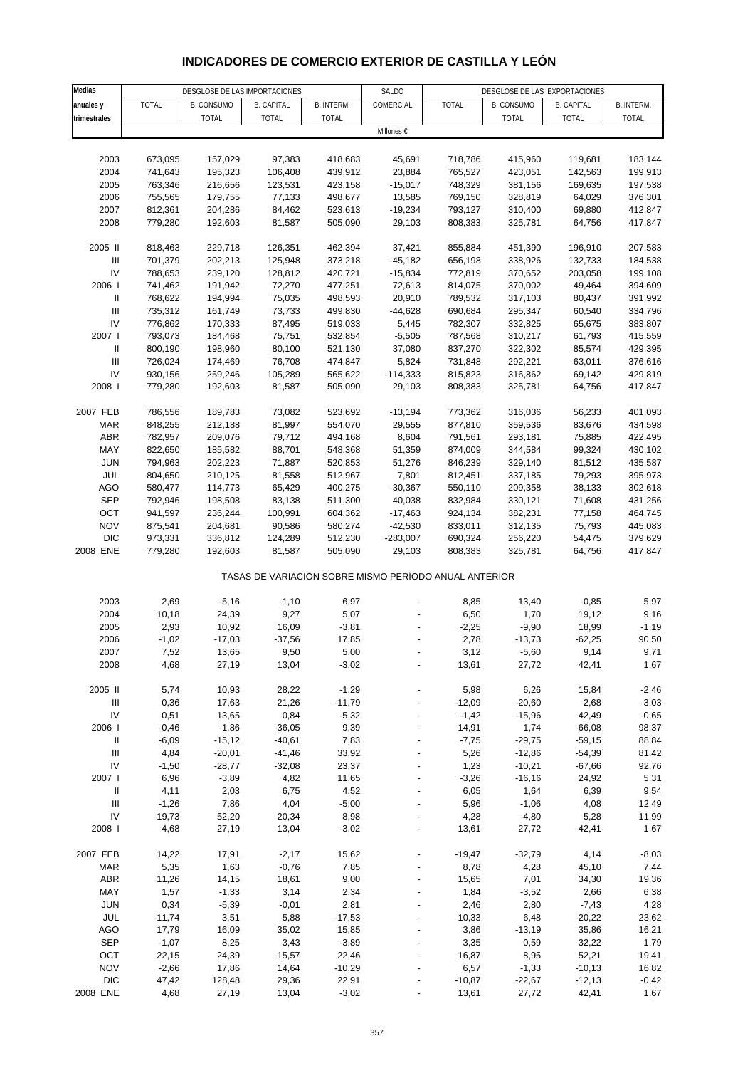# INDICADORES DE COMERCIO EXTERIOR DE CASTILLA Y LEÓN

| Medias anuales y trimestrales | DESGLOSE DE LAS IMPORTACIONES | | | | SALDO | DESGLOSE DE LAS EXPORTACIONES | | | |
|---|---|---|---|---|---|---|---|---|---|
| | TOTAL | B. CONSUMO TOTAL | B. CAPITAL TOTAL | B. INTERM. TOTAL | COMERCIAL | TOTAL | B. CONSUMO TOTAL | B. CAPITAL TOTAL | B. INTERM. TOTAL |
| | | | | | Millones € | | | | |
| 2003 | 673,095 | 157,029 | 97,383 | 418,683 | 45,691 | 718,786 | 415,960 | 119,681 | 183,144 |
| 2004 | 741,643 | 195,323 | 106,408 | 439,912 | 23,884 | 765,527 | 423,051 | 142,563 | 199,913 |
| 2005 | 763,346 | 216,656 | 123,531 | 423,158 | -15,017 | 748,329 | 381,156 | 169,635 | 197,538 |
| 2006 | 755,565 | 179,755 | 77,133 | 498,677 | 13,585 | 769,150 | 328,819 | 64,029 | 376,301 |
| 2007 | 812,361 | 204,286 | 84,462 | 523,613 | -19,234 | 793,127 | 310,400 | 69,880 | 412,847 |
| 2008 | 779,280 | 192,603 | 81,587 | 505,090 | 29,103 | 808,383 | 325,781 | 64,756 | 417,847 |
| 2005 II | 818,463 | 229,718 | 126,351 | 462,394 | 37,421 | 855,884 | 451,390 | 196,910 | 207,583 |
| III | 701,379 | 202,213 | 125,948 | 373,218 | -45,182 | 656,198 | 338,926 | 132,733 | 184,538 |
| IV | 788,653 | 239,120 | 128,812 | 420,721 | -15,834 | 772,819 | 370,652 | 203,058 | 199,108 |
| 2006 I | 741,462 | 191,942 | 72,270 | 477,251 | 72,613 | 814,075 | 370,002 | 49,464 | 394,609 |
| II | 768,622 | 194,994 | 75,035 | 498,593 | 20,910 | 789,532 | 317,103 | 80,437 | 391,992 |
| III | 735,312 | 161,749 | 73,733 | 499,830 | -44,628 | 690,684 | 295,347 | 60,540 | 334,796 |
| IV | 776,862 | 170,333 | 87,495 | 519,033 | 5,445 | 782,307 | 332,825 | 65,675 | 383,807 |
| 2007 I | 793,073 | 184,468 | 75,751 | 532,854 | -5,505 | 787,568 | 310,217 | 61,793 | 415,559 |
| II | 800,190 | 198,960 | 80,100 | 521,130 | 37,080 | 837,270 | 322,302 | 85,574 | 429,395 |
| III | 726,024 | 174,469 | 76,708 | 474,847 | 5,824 | 731,848 | 292,221 | 63,011 | 376,616 |
| IV | 930,156 | 259,246 | 105,289 | 565,622 | -114,333 | 815,823 | 316,862 | 69,142 | 429,819 |
| 2008 I | 779,280 | 192,603 | 81,587 | 505,090 | 29,103 | 808,383 | 325,781 | 64,756 | 417,847 |
| 2007 FEB | 786,556 | 189,783 | 73,082 | 523,692 | -13,194 | 773,362 | 316,036 | 56,233 | 401,093 |
| MAR | 848,255 | 212,188 | 81,997 | 554,070 | 29,555 | 877,810 | 359,536 | 83,676 | 434,598 |
| ABR | 782,957 | 209,076 | 79,712 | 494,168 | 8,604 | 791,561 | 293,181 | 75,885 | 422,495 |
| MAY | 822,650 | 185,582 | 88,701 | 548,368 | 51,359 | 874,009 | 344,584 | 99,324 | 430,102 |
| JUN | 794,963 | 202,223 | 71,887 | 520,853 | 51,276 | 846,239 | 329,140 | 81,512 | 435,587 |
| JUL | 804,650 | 210,125 | 81,558 | 512,967 | 7,801 | 812,451 | 337,185 | 79,293 | 395,973 |
| AGO | 580,477 | 114,773 | 65,429 | 400,275 | -30,367 | 550,110 | 209,358 | 38,133 | 302,618 |
| SEP | 792,946 | 198,508 | 83,138 | 511,300 | 40,038 | 832,984 | 330,121 | 71,608 | 431,256 |
| OCT | 941,597 | 236,244 | 100,991 | 604,362 | -17,463 | 924,134 | 382,231 | 77,158 | 464,745 |
| NOV | 875,541 | 204,681 | 90,586 | 580,274 | -42,530 | 833,011 | 312,135 | 75,793 | 445,083 |
| DIC | 973,331 | 336,812 | 124,289 | 512,230 | -283,007 | 690,324 | 256,220 | 54,475 | 379,629 |
| 2008 ENE | 779,280 | 192,603 | 81,587 | 505,090 | 29,103 | 808,383 | 325,781 | 64,756 | 417,847 |
| | TASAS DE VARIACIÓN SOBRE MISMO PERÍODO ANUAL ANTERIOR | | | | | | | | |
| 2003 | 2,69 | -5,16 | -1,10 | 6,97 | - | 8,85 | 13,40 | -0,85 | 5,97 |
| 2004 | 10,18 | 24,39 | 9,27 | 5,07 | - | 6,50 | 1,70 | 19,12 | 9,16 |
| 2005 | 2,93 | 10,92 | 16,09 | -3,81 | - | -2,25 | -9,90 | 18,99 | -1,19 |
| 2006 | -1,02 | -17,03 | -37,56 | 17,85 | - | 2,78 | -13,73 | -62,25 | 90,50 |
| 2007 | 7,52 | 13,65 | 9,50 | 5,00 | - | 3,12 | -5,60 | 9,14 | 9,71 |
| 2008 | 4,68 | 27,19 | 13,04 | -3,02 | - | 13,61 | 27,72 | 42,41 | 1,67 |
| 2005 II | 5,74 | 10,93 | 28,22 | -1,29 | - | 5,98 | 6,26 | 15,84 | -2,46 |
| III | 0,36 | 17,63 | 21,26 | -11,79 | - | -12,09 | -20,60 | 2,68 | -3,03 |
| IV | 0,51 | 13,65 | -0,84 | -5,32 | - | -1,42 | -15,96 | 42,49 | -0,65 |
| 2006 I | -0,46 | -1,86 | -36,05 | 9,39 | - | 14,91 | 1,74 | -66,08 | 98,37 |
| II | -6,09 | -15,12 | -40,61 | 7,83 | - | -7,75 | -29,75 | -59,15 | 88,84 |
| III | 4,84 | -20,01 | -41,46 | 33,92 | - | 5,26 | -12,86 | -54,39 | 81,42 |
| IV | -1,50 | -28,77 | -32,08 | 23,37 | - | 1,23 | -10,21 | -67,66 | 92,76 |
| 2007 I | 6,96 | -3,89 | 4,82 | 11,65 | - | -3,26 | -16,16 | 24,92 | 5,31 |
| II | 4,11 | 2,03 | 6,75 | 4,52 | - | 6,05 | 1,64 | 6,39 | 9,54 |
| III | -1,26 | 7,86 | 4,04 | -5,00 | - | 5,96 | -1,06 | 4,08 | 12,49 |
| IV | 19,73 | 52,20 | 20,34 | 8,98 | - | 4,28 | -4,80 | 5,28 | 11,99 |
| 2008 I | 4,68 | 27,19 | 13,04 | -3,02 | - | 13,61 | 27,72 | 42,41 | 1,67 |
| 2007 FEB | 14,22 | 17,91 | -2,17 | 15,62 | - | -19,47 | -32,79 | 4,14 | -8,03 |
| MAR | 5,35 | 1,63 | -0,76 | 7,85 | - | 8,78 | 4,28 | 45,10 | 7,44 |
| ABR | 11,26 | 14,15 | 18,61 | 9,00 | - | 15,65 | 7,01 | 34,30 | 19,36 |
| MAY | 1,57 | -1,33 | 3,14 | 2,34 | - | 1,84 | -3,52 | 2,66 | 6,38 |
| JUN | 0,34 | -5,39 | -0,01 | 2,81 | - | 2,46 | 2,80 | -7,43 | 4,28 |
| JUL | -11,74 | 3,51 | -5,88 | -17,53 | - | 10,33 | 6,48 | -20,22 | 23,62 |
| AGO | 17,79 | 16,09 | 35,02 | 15,85 | - | 3,86 | -13,19 | 35,86 | 16,21 |
| SEP | -1,07 | 8,25 | -3,43 | -3,89 | - | 3,35 | 0,59 | 32,22 | 1,79 |
| OCT | 22,15 | 24,39 | 15,57 | 22,46 | - | 16,87 | 8,95 | 52,21 | 19,41 |
| NOV | -2,66 | 17,86 | 14,64 | -10,29 | - | 6,57 | -1,33 | -10,13 | 16,82 |
| DIC | 47,42 | 128,48 | 29,36 | 22,91 | - | -10,87 | -22,67 | -12,13 | -0,42 |
| 2008 ENE | 4,68 | 27,19 | 13,04 | -3,02 | - | 13,61 | 27,72 | 42,41 | 1,67 |